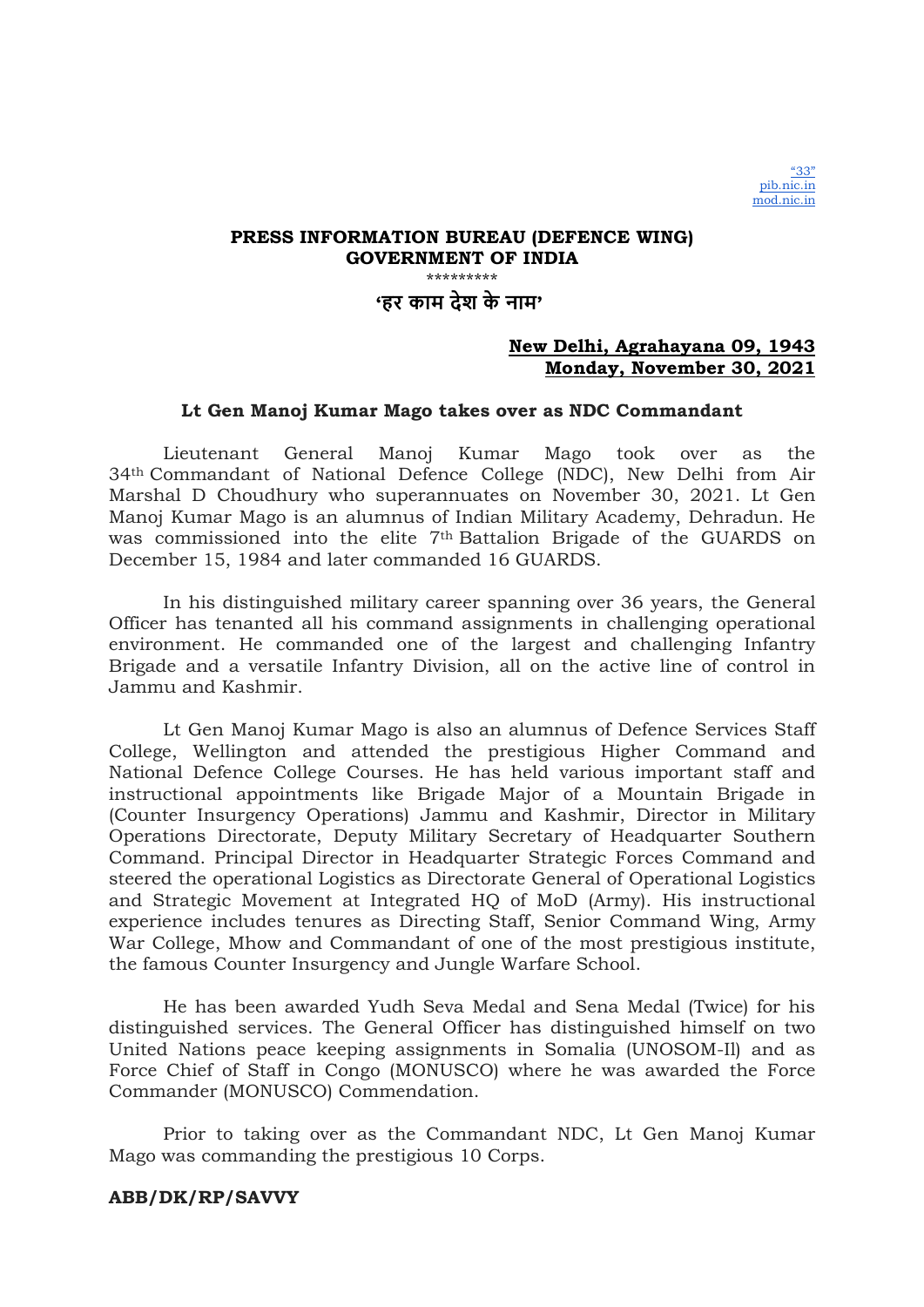"33"
pib.nic.in
mod.nic.in

**PRESS INFORMATION BUREAU (DEFENCE WING)**
**GOVERNMENT OF INDIA**

\*\*\*\*\*\*\*\*\*

**'हर काम देश के नाम'**

**New Delhi, Agrahayana 09, 1943**
**Monday, November 30, 2021**

## Lt Gen Manoj Kumar Mago takes over as NDC Commandant

Lieutenant General Manoj Kumar Mago took over as the 34th Commandant of National Defence College (NDC), New Delhi from Air Marshal D Choudhury who superannuates on November 30, 2021. Lt Gen Manoj Kumar Mago is an alumnus of Indian Military Academy, Dehradun. He was commissioned into the elite 7th Battalion Brigade of the GUARDS on December 15, 1984 and later commanded 16 GUARDS.

In his distinguished military career spanning over 36 years, the General Officer has tenanted all his command assignments in challenging operational environment. He commanded one of the largest and challenging Infantry Brigade and a versatile Infantry Division, all on the active line of control in Jammu and Kashmir.

Lt Gen Manoj Kumar Mago is also an alumnus of Defence Services Staff College, Wellington and attended the prestigious Higher Command and National Defence College Courses. He has held various important staff and instructional appointments like Brigade Major of a Mountain Brigade in (Counter Insurgency Operations) Jammu and Kashmir, Director in Military Operations Directorate, Deputy Military Secretary of Headquarter Southern Command. Principal Director in Headquarter Strategic Forces Command and steered the operational Logistics as Directorate General of Operational Logistics and Strategic Movement at Integrated HQ of MoD (Army). His instructional experience includes tenures as Directing Staff, Senior Command Wing, Army War College, Mhow and Commandant of one of the most prestigious institute, the famous Counter Insurgency and Jungle Warfare School.

He has been awarded Yudh Seva Medal and Sena Medal (Twice) for his distinguished services. The General Officer has distinguished himself on two United Nations peace keeping assignments in Somalia (UNOSOM-Il) and as Force Chief of Staff in Congo (MONUSCO) where he was awarded the Force Commander (MONUSCO) Commendation.

Prior to taking over as the Commandant NDC, Lt Gen Manoj Kumar Mago was commanding the prestigious 10 Corps.

**ABB/DK/RP/SAVVY**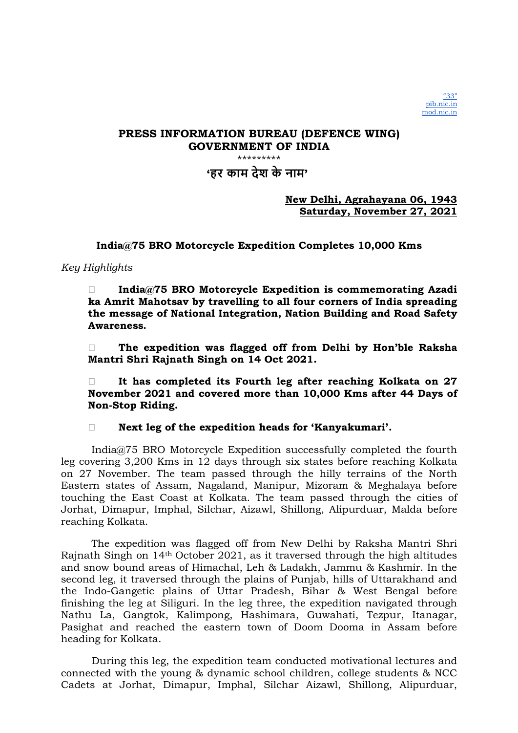"33"
pib.nic.in
mod.nic.in

**PRESS INFORMATION BUREAU (DEFENCE WING)**
**GOVERNMENT OF INDIA**

\*\*\*\*\*\*\*\*\*

**'हर काम देश के नाम'**

**New Delhi, Agrahayana 06, 1943**
**Saturday, November 27, 2021**

**India@75 BRO Motorcycle Expedition Completes 10,000 Kms**

*Key Highlights*

- **India@75 BRO Motorcycle Expedition is commemorating Azadi ka Amrit Mahotsav by travelling to all four corners of India spreading the message of National Integration, Nation Building and Road Safety Awareness.**

- **The expedition was flagged off from Delhi by Hon'ble Raksha Mantri Shri Rajnath Singh on 14 Oct 2021.**

- **It has completed its Fourth leg after reaching Kolkata on 27 November 2021 and covered more than 10,000 Kms after 44 Days of Non-Stop Riding.**

- **Next leg of the expedition heads for 'Kanyakumari'.**

India@75 BRO Motorcycle Expedition successfully completed the fourth leg covering 3,200 Kms in 12 days through six states before reaching Kolkata on 27 November. The team passed through the hilly terrains of the North Eastern states of Assam, Nagaland, Manipur, Mizoram & Meghalaya before touching the East Coast at Kolkata. The team passed through the cities of Jorhat, Dimapur, Imphal, Silchar, Aizawl, Shillong, Alipurduar, Malda before reaching Kolkata.

The expedition was flagged off from New Delhi by Raksha Mantri Shri Rajnath Singh on 14th October 2021, as it traversed through the high altitudes and snow bound areas of Himachal, Leh & Ladakh, Jammu & Kashmir. In the second leg, it traversed through the plains of Punjab, hills of Uttarakhand and the Indo-Gangetic plains of Uttar Pradesh, Bihar & West Bengal before finishing the leg at Siliguri. In the leg three, the expedition navigated through Nathu La, Gangtok, Kalimpong, Hashimara, Guwahati, Tezpur, Itanagar, Pasighat and reached the eastern town of Doom Dooma in Assam before heading for Kolkata.

During this leg, the expedition team conducted motivational lectures and connected with the young & dynamic school children, college students & NCC Cadets at Jorhat, Dimapur, Imphal, Silchar Aizawl, Shillong, Alipurduar,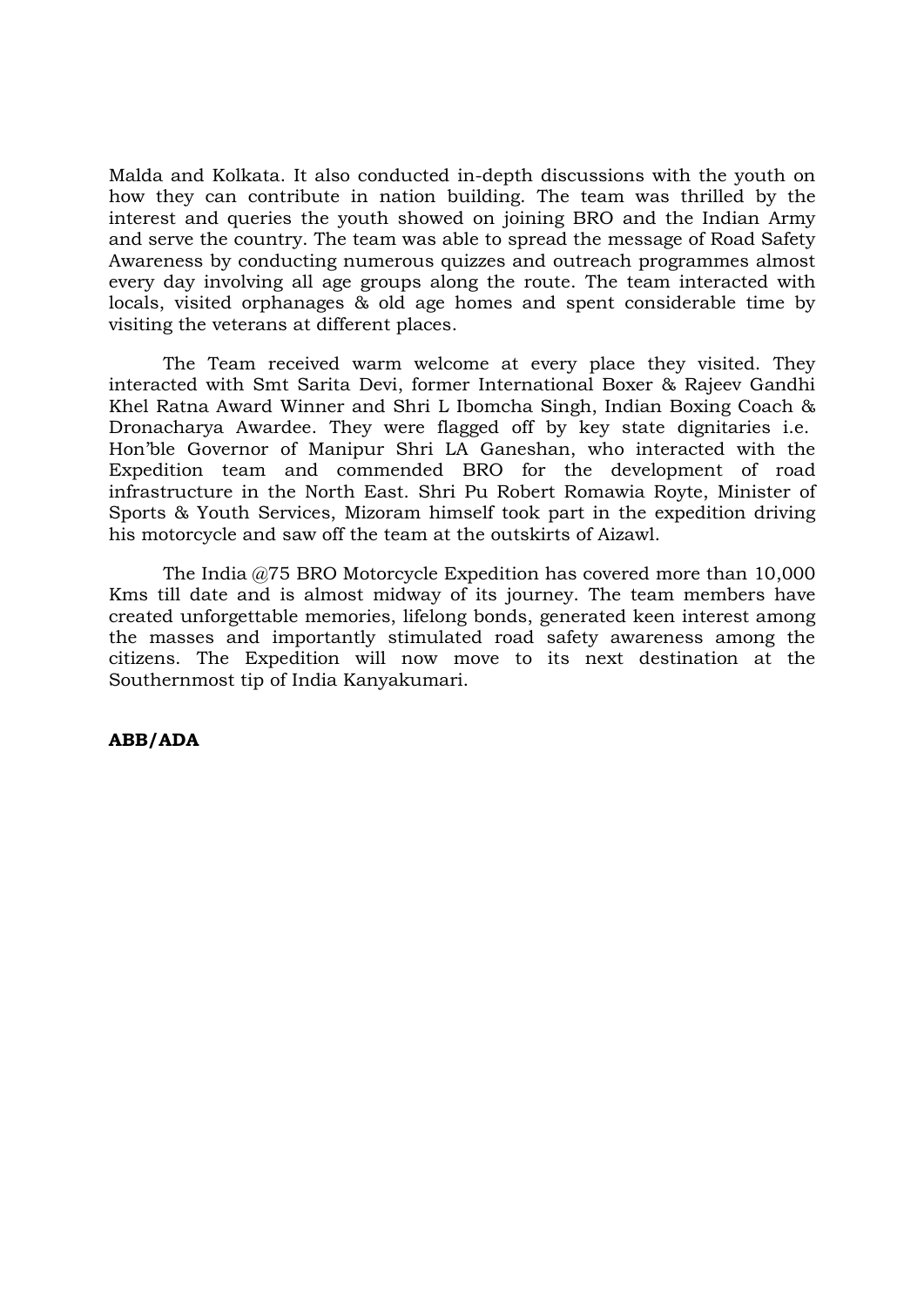Malda and Kolkata. It also conducted in-depth discussions with the youth on how they can contribute in nation building. The team was thrilled by the interest and queries the youth showed on joining BRO and the Indian Army and serve the country. The team was able to spread the message of Road Safety Awareness by conducting numerous quizzes and outreach programmes almost every day involving all age groups along the route. The team interacted with locals, visited orphanages & old age homes and spent considerable time by visiting the veterans at different places.

The Team received warm welcome at every place they visited. They interacted with Smt Sarita Devi, former International Boxer & Rajeev Gandhi Khel Ratna Award Winner and Shri L Ibomcha Singh, Indian Boxing Coach & Dronacharya Awardee. They were flagged off by key state dignitaries i.e. Hon'ble Governor of Manipur Shri LA Ganeshan, who interacted with the Expedition team and commended BRO for the development of road infrastructure in the North East. Shri Pu Robert Romawia Royte, Minister of Sports & Youth Services, Mizoram himself took part in the expedition driving his motorcycle and saw off the team at the outskirts of Aizawl.

The India @75 BRO Motorcycle Expedition has covered more than 10,000 Kms till date and is almost midway of its journey. The team members have created unforgettable memories, lifelong bonds, generated keen interest among the masses and importantly stimulated road safety awareness among the citizens. The Expedition will now move to its next destination at the Southernmost tip of India Kanyakumari.

**ABB/ADA**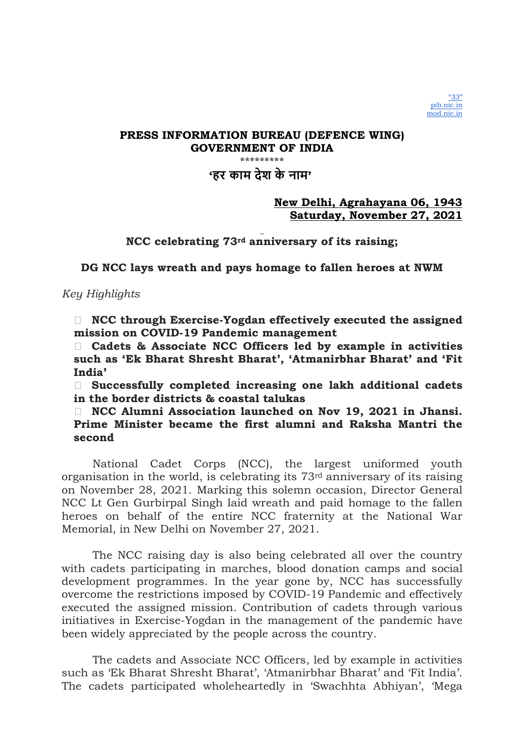"33"
pib.nic.in
mod.nic.in

**PRESS INFORMATION BUREAU (DEFENCE WING)**
**GOVERNMENT OF INDIA**

\*\*\*\*\*\*\*\*\*

**'हर काम देश के नाम'**

**New Delhi, Agrahayana 06, 1943**
**Saturday, November 27, 2021**

## NCC celebrating 73rd anniversary of its raising;

## DG NCC lays wreath and pays homage to fallen heroes at NWM

*Key Highlights*

- **NCC through Exercise-Yogdan effectively executed the assigned mission on COVID-19 Pandemic management**
- **Cadets & Associate NCC Officers led by example in activities such as 'Ek Bharat Shresht Bharat', 'Atmanirbhar Bharat' and 'Fit India'**
- **Successfully completed increasing one lakh additional cadets in the border districts & coastal talukas**
- **NCC Alumni Association launched on Nov 19, 2021 in Jhansi. Prime Minister became the first alumni and Raksha Mantri the second**

National Cadet Corps (NCC), the largest uniformed youth organisation in the world, is celebrating its 73rd anniversary of its raising on November 28, 2021. Marking this solemn occasion, Director General NCC Lt Gen Gurbirpal Singh laid wreath and paid homage to the fallen heroes on behalf of the entire NCC fraternity at the National War Memorial, in New Delhi on November 27, 2021.

The NCC raising day is also being celebrated all over the country with cadets participating in marches, blood donation camps and social development programmes. In the year gone by, NCC has successfully overcome the restrictions imposed by COVID-19 Pandemic and effectively executed the assigned mission. Contribution of cadets through various initiatives in Exercise-Yogdan in the management of the pandemic have been widely appreciated by the people across the country.

The cadets and Associate NCC Officers, led by example in activities such as 'Ek Bharat Shresht Bharat', 'Atmanirbhar Bharat' and 'Fit India'. The cadets participated wholeheartedly in 'Swachhta Abhiyan', 'Mega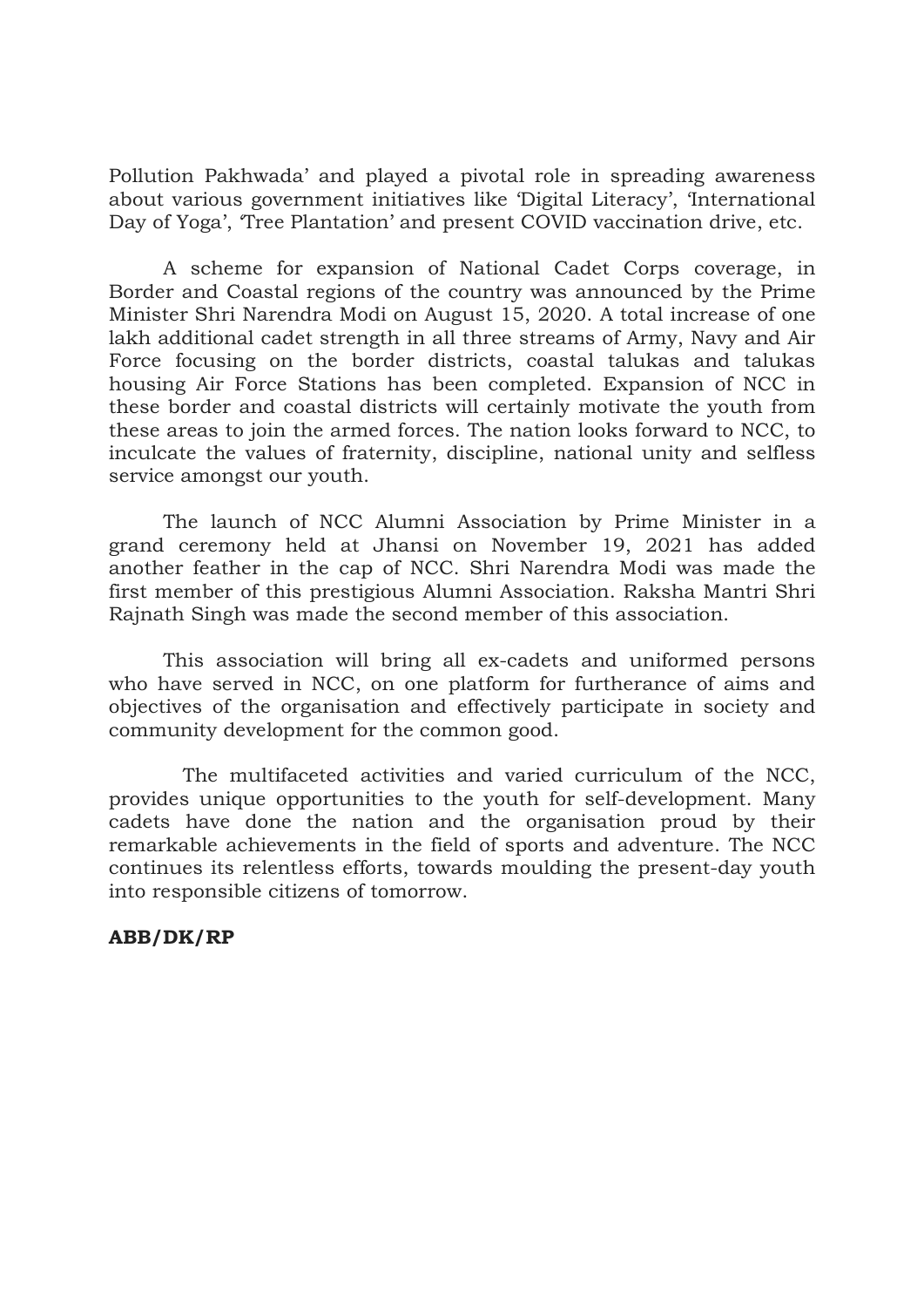Pollution Pakhwada' and played a pivotal role in spreading awareness about various government initiatives like 'Digital Literacy', 'International Day of Yoga', 'Tree Plantation' and present COVID vaccination drive, etc.

A scheme for expansion of National Cadet Corps coverage, in Border and Coastal regions of the country was announced by the Prime Minister Shri Narendra Modi on August 15, 2020. A total increase of one lakh additional cadet strength in all three streams of Army, Navy and Air Force focusing on the border districts, coastal talukas and talukas housing Air Force Stations has been completed. Expansion of NCC in these border and coastal districts will certainly motivate the youth from these areas to join the armed forces. The nation looks forward to NCC, to inculcate the values of fraternity, discipline, national unity and selfless service amongst our youth.

The launch of NCC Alumni Association by Prime Minister in a grand ceremony held at Jhansi on November 19, 2021 has added another feather in the cap of NCC. Shri Narendra Modi was made the first member of this prestigious Alumni Association. Raksha Mantri Shri Rajnath Singh was made the second member of this association.

This association will bring all ex-cadets and uniformed persons who have served in NCC, on one platform for furtherance of aims and objectives of the organisation and effectively participate in society and community development for the common good.

The multifaceted activities and varied curriculum of the NCC, provides unique opportunities to the youth for self-development. Many cadets have done the nation and the organisation proud by their remarkable achievements in the field of sports and adventure. The NCC continues its relentless efforts, towards moulding the present-day youth into responsible citizens of tomorrow.

**ABB/DK/RP**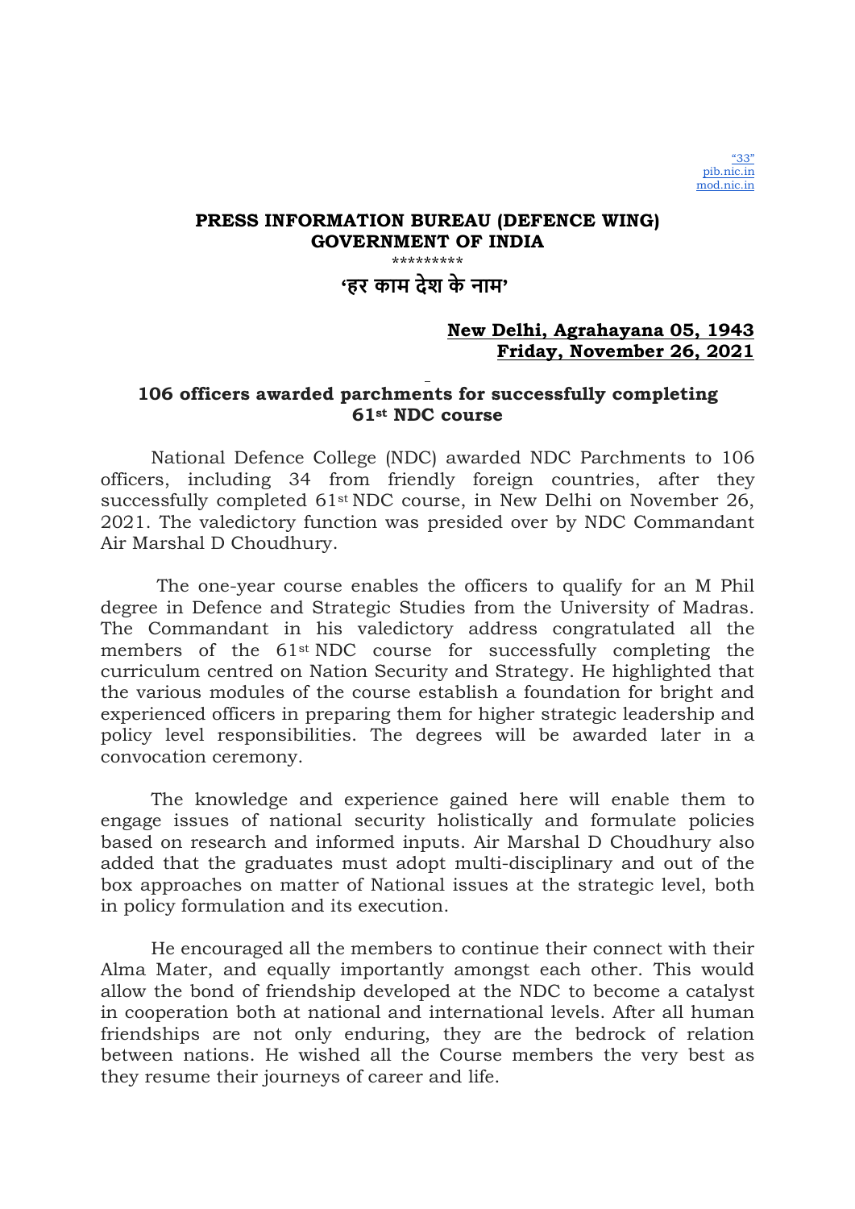"33"
pib.nic.in
mod.nic.in

**PRESS INFORMATION BUREAU (DEFENCE WING)**
**GOVERNMENT OF INDIA**

*********

**'हर काम देश के नाम'**

**New Delhi, Agrahayana 05, 1943**
**Friday, November 26, 2021**

## 106 officers awarded parchments for successfully completing 61st NDC course

National Defence College (NDC) awarded NDC Parchments to 106 officers, including 34 from friendly foreign countries, after they successfully completed 61st NDC course, in New Delhi on November 26, 2021. The valedictory function was presided over by NDC Commandant Air Marshal D Choudhury.

The one-year course enables the officers to qualify for an M Phil degree in Defence and Strategic Studies from the University of Madras. The Commandant in his valedictory address congratulated all the members of the 61st NDC course for successfully completing the curriculum centred on Nation Security and Strategy. He highlighted that the various modules of the course establish a foundation for bright and experienced officers in preparing them for higher strategic leadership and policy level responsibilities. The degrees will be awarded later in a convocation ceremony.

The knowledge and experience gained here will enable them to engage issues of national security holistically and formulate policies based on research and informed inputs. Air Marshal D Choudhury also added that the graduates must adopt multi-disciplinary and out of the box approaches on matter of National issues at the strategic level, both in policy formulation and its execution.

He encouraged all the members to continue their connect with their Alma Mater, and equally importantly amongst each other. This would allow the bond of friendship developed at the NDC to become a catalyst in cooperation both at national and international levels. After all human friendships are not only enduring, they are the bedrock of relation between nations. He wished all the Course members the very best as they resume their journeys of career and life.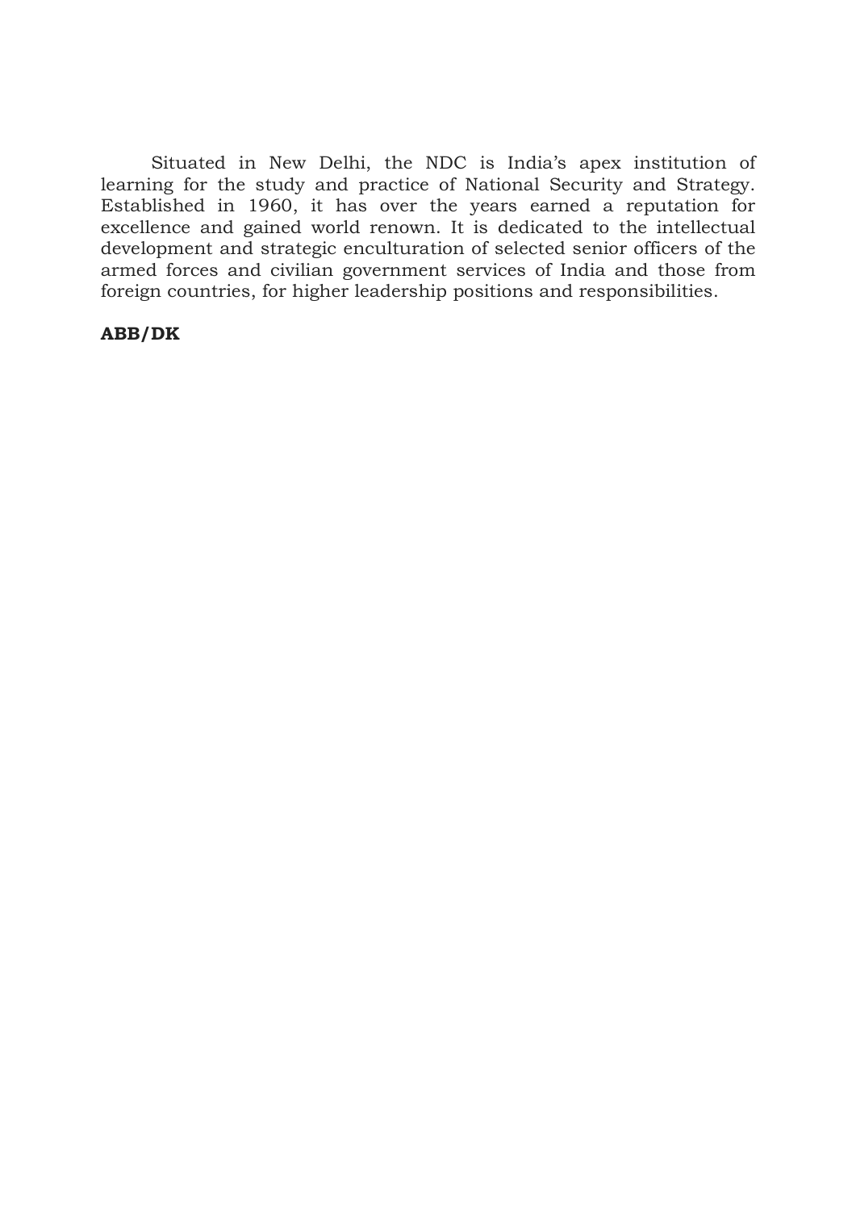Situated in New Delhi, the NDC is India's apex institution of learning for the study and practice of National Security and Strategy. Established in 1960, it has over the years earned a reputation for excellence and gained world renown. It is dedicated to the intellectual development and strategic enculturation of selected senior officers of the armed forces and civilian government services of India and those from foreign countries, for higher leadership positions and responsibilities.

**ABB/DK**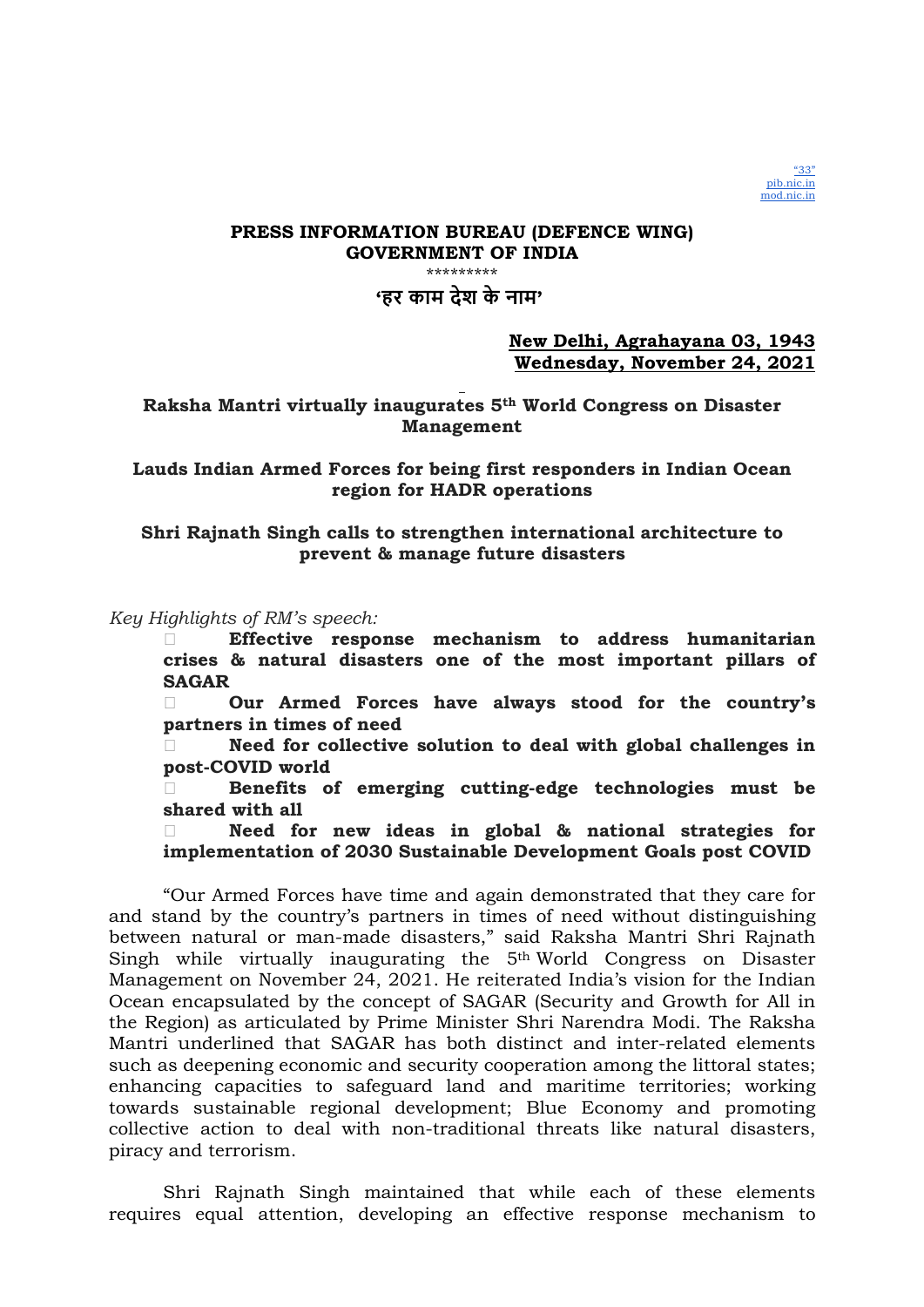"33"
pib.nic.in
mod.nic.in

**PRESS INFORMATION BUREAU (DEFENCE WING)**
**GOVERNMENT OF INDIA**
\*\*\*\*\*\*\*\*\*

**'हर काम देश के नाम'**

**New Delhi, Agrahayana 03, 1943**
**Wednesday, November 24, 2021**

## Raksha Mantri virtually inaugurates 5th World Congress on Disaster Management

### Lauds Indian Armed Forces for being first responders in Indian Ocean region for HADR operations

### Shri Rajnath Singh calls to strengthen international architecture to prevent & manage future disasters

*Key Highlights of RM's speech:*

- **Effective response mechanism to address humanitarian crises & natural disasters one of the most important pillars of SAGAR**
- **Our Armed Forces have always stood for the country's partners in times of need**
- **Need for collective solution to deal with global challenges in post-COVID world**
- **Benefits of emerging cutting-edge technologies must be shared with all**
- **Need for new ideas in global & national strategies for implementation of 2030 Sustainable Development Goals post COVID**

"Our Armed Forces have time and again demonstrated that they care for and stand by the country's partners in times of need without distinguishing between natural or man-made disasters," said Raksha Mantri Shri Rajnath Singh while virtually inaugurating the 5th World Congress on Disaster Management on November 24, 2021. He reiterated India's vision for the Indian Ocean encapsulated by the concept of SAGAR (Security and Growth for All in the Region) as articulated by Prime Minister Shri Narendra Modi. The Raksha Mantri underlined that SAGAR has both distinct and inter-related elements such as deepening economic and security cooperation among the littoral states; enhancing capacities to safeguard land and maritime territories; working towards sustainable regional development; Blue Economy and promoting collective action to deal with non-traditional threats like natural disasters, piracy and terrorism.

Shri Rajnath Singh maintained that while each of these elements requires equal attention, developing an effective response mechanism to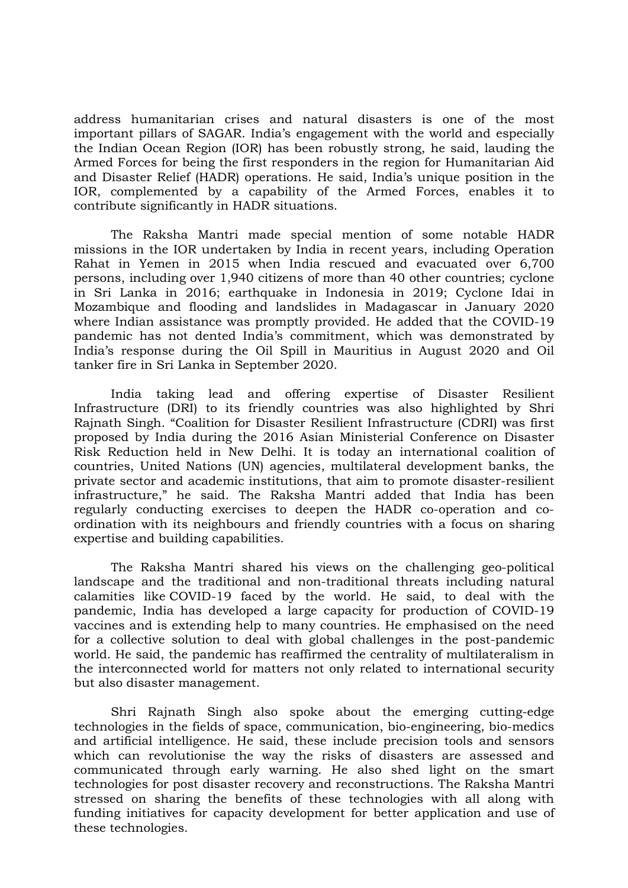address humanitarian crises and natural disasters is one of the most important pillars of SAGAR. India's engagement with the world and especially the Indian Ocean Region (IOR) has been robustly strong, he said, lauding the Armed Forces for being the first responders in the region for Humanitarian Aid and Disaster Relief (HADR) operations. He said, India's unique position in the IOR, complemented by a capability of the Armed Forces, enables it to contribute significantly in HADR situations.

The Raksha Mantri made special mention of some notable HADR missions in the IOR undertaken by India in recent years, including Operation Rahat in Yemen in 2015 when India rescued and evacuated over 6,700 persons, including over 1,940 citizens of more than 40 other countries; cyclone in Sri Lanka in 2016; earthquake in Indonesia in 2019; Cyclone Idai in Mozambique and flooding and landslides in Madagascar in January 2020 where Indian assistance was promptly provided. He added that the COVID-19 pandemic has not dented India's commitment, which was demonstrated by India's response during the Oil Spill in Mauritius in August 2020 and Oil tanker fire in Sri Lanka in September 2020.

India taking lead and offering expertise of Disaster Resilient Infrastructure (DRI) to its friendly countries was also highlighted by Shri Rajnath Singh. "Coalition for Disaster Resilient Infrastructure (CDRI) was first proposed by India during the 2016 Asian Ministerial Conference on Disaster Risk Reduction held in New Delhi. It is today an international coalition of countries, United Nations (UN) agencies, multilateral development banks, the private sector and academic institutions, that aim to promote disaster-resilient infrastructure," he said. The Raksha Mantri added that India has been regularly conducting exercises to deepen the HADR co-operation and co-ordination with its neighbours and friendly countries with a focus on sharing expertise and building capabilities.

The Raksha Mantri shared his views on the challenging geo-political landscape and the traditional and non-traditional threats including natural calamities like COVID-19 faced by the world. He said, to deal with the pandemic, India has developed a large capacity for production of COVID-19 vaccines and is extending help to many countries. He emphasised on the need for a collective solution to deal with global challenges in the post-pandemic world. He said, the pandemic has reaffirmed the centrality of multilateralism in the interconnected world for matters not only related to international security but also disaster management.

Shri Rajnath Singh also spoke about the emerging cutting-edge technologies in the fields of space, communication, bio-engineering, bio-medics and artificial intelligence. He said, these include precision tools and sensors which can revolutionise the way the risks of disasters are assessed and communicated through early warning. He also shed light on the smart technologies for post disaster recovery and reconstructions. The Raksha Mantri stressed on sharing the benefits of these technologies with all along with funding initiatives for capacity development for better application and use of these technologies.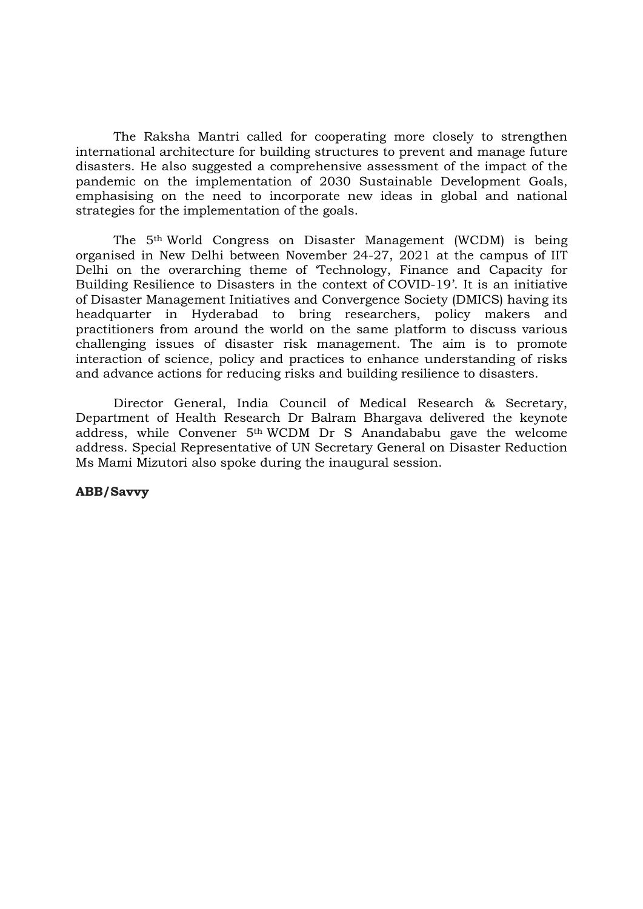The Raksha Mantri called for cooperating more closely to strengthen international architecture for building structures to prevent and manage future disasters. He also suggested a comprehensive assessment of the impact of the pandemic on the implementation of 2030 Sustainable Development Goals, emphasising on the need to incorporate new ideas in global and national strategies for the implementation of the goals.

The 5th World Congress on Disaster Management (WCDM) is being organised in New Delhi between November 24-27, 2021 at the campus of IIT Delhi on the overarching theme of 'Technology, Finance and Capacity for Building Resilience to Disasters in the context of COVID-19'. It is an initiative of Disaster Management Initiatives and Convergence Society (DMICS) having its headquarter in Hyderabad to bring researchers, policy makers and practitioners from around the world on the same platform to discuss various challenging issues of disaster risk management. The aim is to promote interaction of science, policy and practices to enhance understanding of risks and advance actions for reducing risks and building resilience to disasters.

Director General, India Council of Medical Research & Secretary, Department of Health Research Dr Balram Bhargava delivered the keynote address, while Convener 5th WCDM Dr S Anandababu gave the welcome address. Special Representative of UN Secretary General on Disaster Reduction Ms Mami Mizutori also spoke during the inaugural session.

**ABB/Savvy**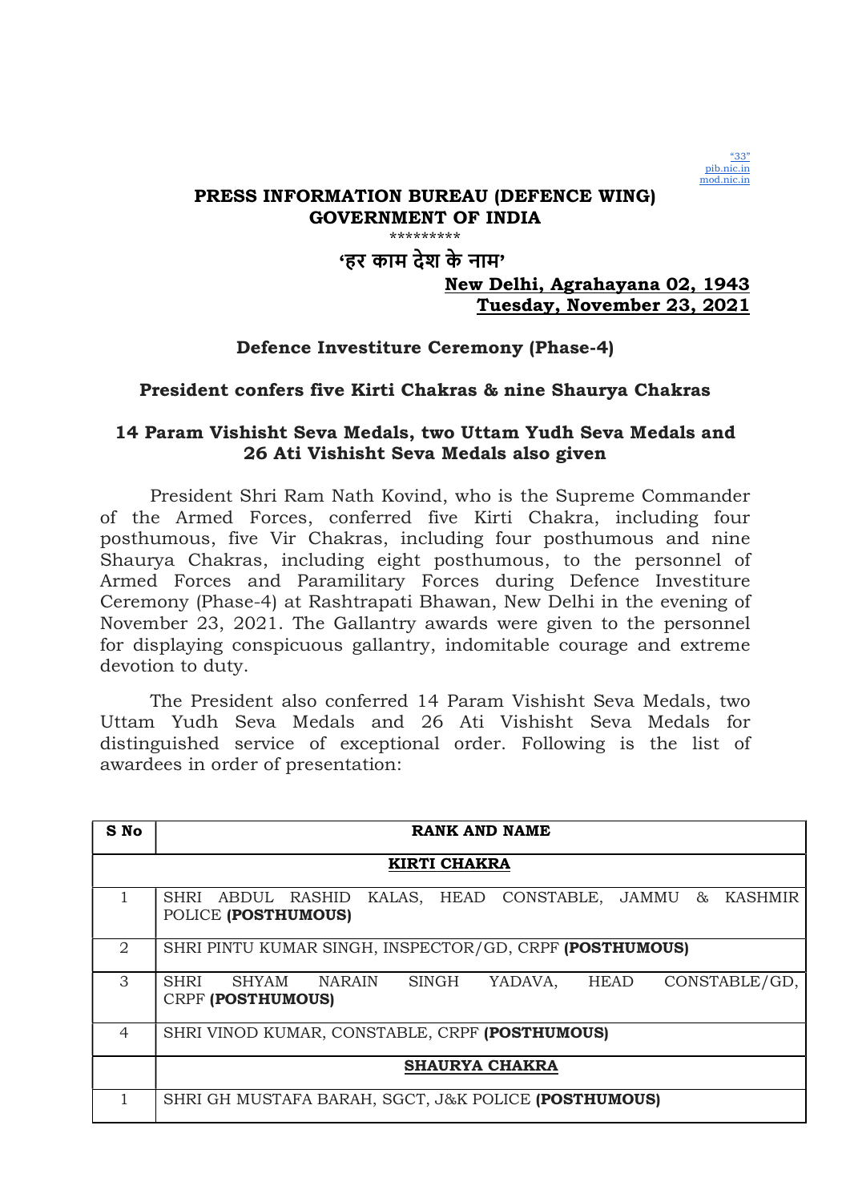"33"
pib.nic.in
mod.nic.in

**PRESS INFORMATION BUREAU (DEFENCE WING)**
**GOVERNMENT OF INDIA**

\*\*\*\*\*\*\*\*\*

**'हर काम देश के नाम'**

**New Delhi, Agrahayana 02, 1943**
**Tuesday, November 23, 2021**

## Defence Investiture Ceremony (Phase-4)

### President confers five Kirti Chakras & nine Shaurya Chakras

### 14 Param Vishisht Seva Medals, two Uttam Yudh Seva Medals and 26 Ati Vishisht Seva Medals also given

President Shri Ram Nath Kovind, who is the Supreme Commander of the Armed Forces, conferred five Kirti Chakra, including four posthumous, five Vir Chakras, including four posthumous and nine Shaurya Chakras, including eight posthumous, to the personnel of Armed Forces and Paramilitary Forces during Defence Investiture Ceremony (Phase-4) at Rashtrapati Bhawan, New Delhi in the evening of November 23, 2021. The Gallantry awards were given to the personnel for displaying conspicuous gallantry, indomitable courage and extreme devotion to duty.

The President also conferred 14 Param Vishisht Seva Medals, two Uttam Yudh Seva Medals and 26 Ati Vishisht Seva Medals for distinguished service of exceptional order. Following is the list of awardees in order of presentation:

| S No | RANK AND NAME |
| --- | --- |
| | **KIRTI CHAKRA** |
| 1 | SHRI ABDUL RASHID KALAS, HEAD CONSTABLE, JAMMU & KASHMIR POLICE **(POSTHUMOUS)** |
| 2 | SHRI PINTU KUMAR SINGH, INSPECTOR/GD, CRPF **(POSTHUMOUS)** |
| 3 | SHRI SHYAM NARAIN SINGH YADAVA, HEAD CONSTABLE/GD, CRPF **(POSTHUMOUS)** |
| 4 | SHRI VINOD KUMAR, CONSTABLE, CRPF **(POSTHUMOUS)** |
| | **SHAURYA CHAKRA** |
| 1 | SHRI GH MUSTAFA BARAH, SGCT, J&K POLICE **(POSTHUMOUS)** |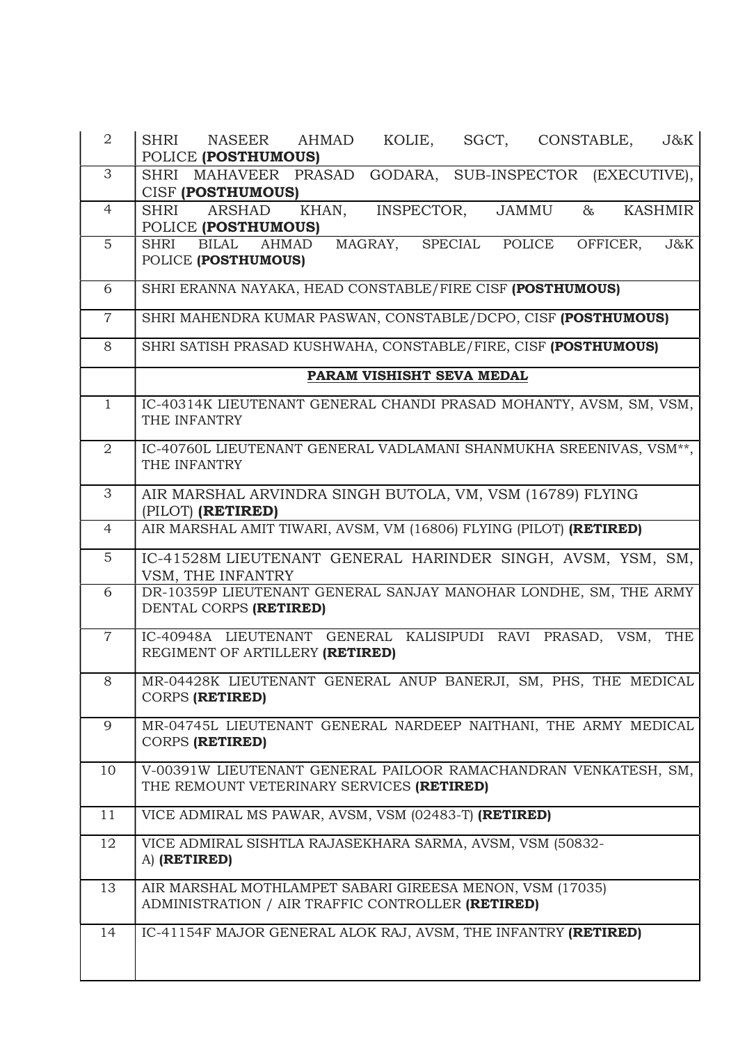| | |
|---|---|
| 2 | SHRI NASEER AHMAD KOLIE, SGCT, CONSTABLE, J&K POLICE **(POSTHUMOUS)** |
| 3 | SHRI MAHAVEER PRASAD GODARA, SUB-INSPECTOR (EXECUTIVE), CISF **(POSTHUMOUS)** |
| 4 | SHRI ARSHAD KHAN, INSPECTOR, JAMMU & KASHMIR POLICE **(POSTHUMOUS)** |
| 5 | SHRI BILAL AHMAD MAGRAY, SPECIAL POLICE OFFICER, J&K POLICE **(POSTHUMOUS)** |
| 6 | SHRI ERANNA NAYAKA, HEAD CONSTABLE/FIRE CISF **(POSTHUMOUS)** |
| 7 | SHRI MAHENDRA KUMAR PASWAN, CONSTABLE/DCPO, CISF **(POSTHUMOUS)** |
| 8 | SHRI SATISH PRASAD KUSHWAHA, CONSTABLE/FIRE, CISF **(POSTHUMOUS)** |
| | **PARAM VISHISHT SEVA MEDAL** |
| 1 | IC-40314K LIEUTENANT GENERAL CHANDI PRASAD MOHANTY, AVSM, SM, VSM, THE INFANTRY |
| 2 | IC-40760L LIEUTENANT GENERAL VADLAMANI SHANMUKHA SREENIVAS, VSM**, THE INFANTRY |
| 3 | AIR MARSHAL ARVINDRA SINGH BUTOLA, VM, VSM (16789) FLYING (PILOT) **(RETIRED)** |
| 4 | AIR MARSHAL AMIT TIWARI, AVSM, VM (16806) FLYING (PILOT) **(RETIRED)** |
| 5 | IC-41528M LIEUTENANT GENERAL HARINDER SINGH, AVSM, YSM, SM, VSM, THE INFANTRY |
| 6 | DR-10359P LIEUTENANT GENERAL SANJAY MANOHAR LONDHE, SM, THE ARMY DENTAL CORPS **(RETIRED)** |
| 7 | IC-40948A LIEUTENANT GENERAL KALISIPUDI RAVI PRASAD, VSM, THE REGIMENT OF ARTILLERY **(RETIRED)** |
| 8 | MR-04428K LIEUTENANT GENERAL ANUP BANERJI, SM, PHS, THE MEDICAL CORPS **(RETIRED)** |
| 9 | MR-04745L LIEUTENANT GENERAL NARDEEP NAITHANI, THE ARMY MEDICAL CORPS **(RETIRED)** |
| 10 | V-00391W LIEUTENANT GENERAL PAILOOR RAMACHANDRAN VENKATESH, SM, THE REMOUNT VETERINARY SERVICES **(RETIRED)** |
| 11 | VICE ADMIRAL MS PAWAR, AVSM, VSM (02483-T) **(RETIRED)** |
| 12 | VICE ADMIRAL SISHTLA RAJASEKHARA SARMA, AVSM, VSM (50832-A) **(RETIRED)** |
| 13 | AIR MARSHAL MOTHLAMPET SABARI GIREESA MENON, VSM (17035) ADMINISTRATION / AIR TRAFFIC CONTROLLER **(RETIRED)** |
| 14 | IC-41154F MAJOR GENERAL ALOK RAJ, AVSM, THE INFANTRY **(RETIRED)** |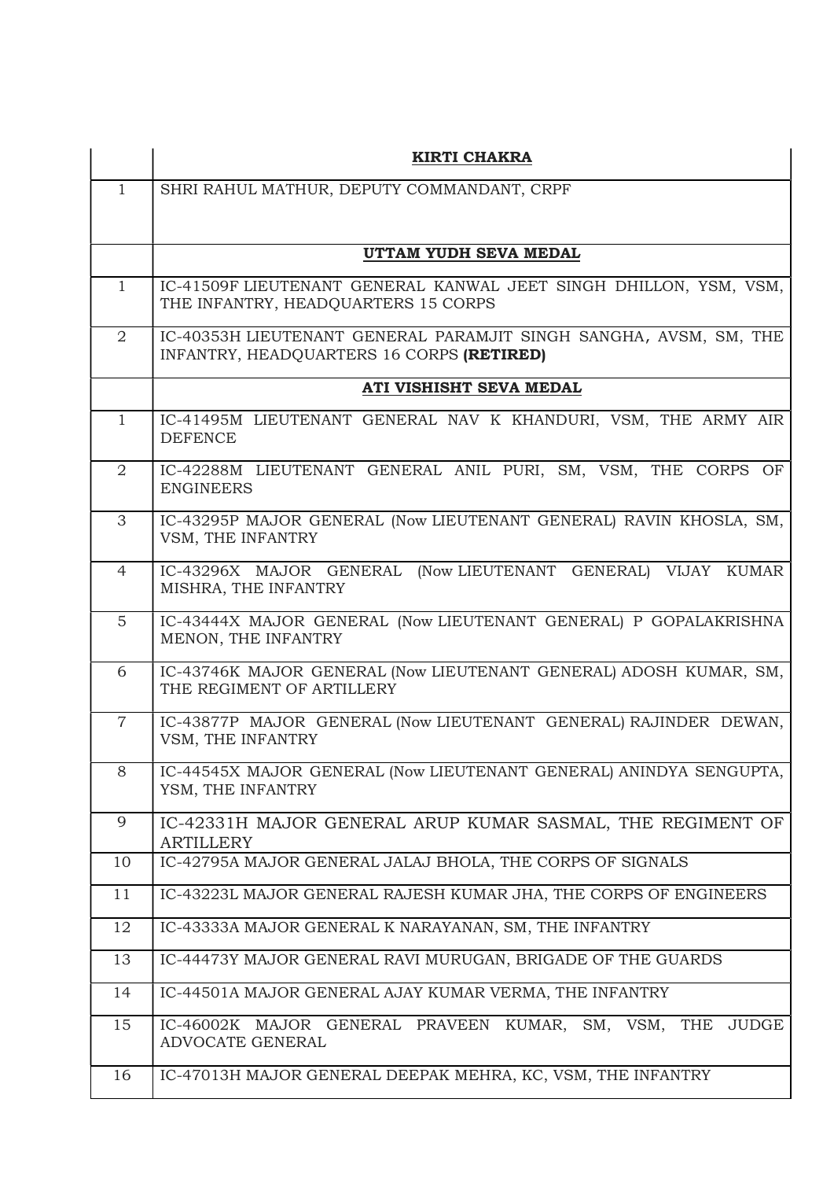| | **KIRTI CHAKRA** |
|---|---|
| 1 | SHRI RAHUL MATHUR, DEPUTY COMMANDANT, CRPF |
| | **UTTAM YUDH SEVA MEDAL** |
| 1 | IC-41509F LIEUTENANT GENERAL KANWAL JEET SINGH DHILLON, YSM, VSM, THE INFANTRY, HEADQUARTERS 15 CORPS |
| 2 | IC-40353H LIEUTENANT GENERAL PARAMJIT SINGH SANGHA, AVSM, SM, THE INFANTRY, HEADQUARTERS 16 CORPS **(RETIRED)** |
| | **ATI VISHISHT SEVA MEDAL** |
| 1 | IC-41495M LIEUTENANT GENERAL NAV K KHANDURI, VSM, THE ARMY AIR DEFENCE |
| 2 | IC-42288M LIEUTENANT GENERAL ANIL PURI, SM, VSM, THE CORPS OF ENGINEERS |
| 3 | IC-43295P MAJOR GENERAL (Now LIEUTENANT GENERAL) RAVIN KHOSLA, SM, VSM, THE INFANTRY |
| 4 | IC-43296X MAJOR GENERAL (Now LIEUTENANT GENERAL) VIJAY KUMAR MISHRA, THE INFANTRY |
| 5 | IC-43444X MAJOR GENERAL (Now LIEUTENANT GENERAL) P GOPALAKRISHNA MENON, THE INFANTRY |
| 6 | IC-43746K MAJOR GENERAL (Now LIEUTENANT GENERAL) ADOSH KUMAR, SM, THE REGIMENT OF ARTILLERY |
| 7 | IC-43877P MAJOR GENERAL (Now LIEUTENANT GENERAL) RAJINDER DEWAN, VSM, THE INFANTRY |
| 8 | IC-44545X MAJOR GENERAL (Now LIEUTENANT GENERAL) ANINDYA SENGUPTA, YSM, THE INFANTRY |
| 9 | IC-42331H MAJOR GENERAL ARUP KUMAR SASMAL, THE REGIMENT OF ARTILLERY |
| 10 | IC-42795A MAJOR GENERAL JALAJ BHOLA, THE CORPS OF SIGNALS |
| 11 | IC-43223L MAJOR GENERAL RAJESH KUMAR JHA, THE CORPS OF ENGINEERS |
| 12 | IC-43333A MAJOR GENERAL K NARAYANAN, SM, THE INFANTRY |
| 13 | IC-44473Y MAJOR GENERAL RAVI MURUGAN, BRIGADE OF THE GUARDS |
| 14 | IC-44501A MAJOR GENERAL AJAY KUMAR VERMA, THE INFANTRY |
| 15 | IC-46002K MAJOR GENERAL PRAVEEN KUMAR, SM, VSM, THE JUDGE ADVOCATE GENERAL |
| 16 | IC-47013H MAJOR GENERAL DEEPAK MEHRA, KC, VSM, THE INFANTRY |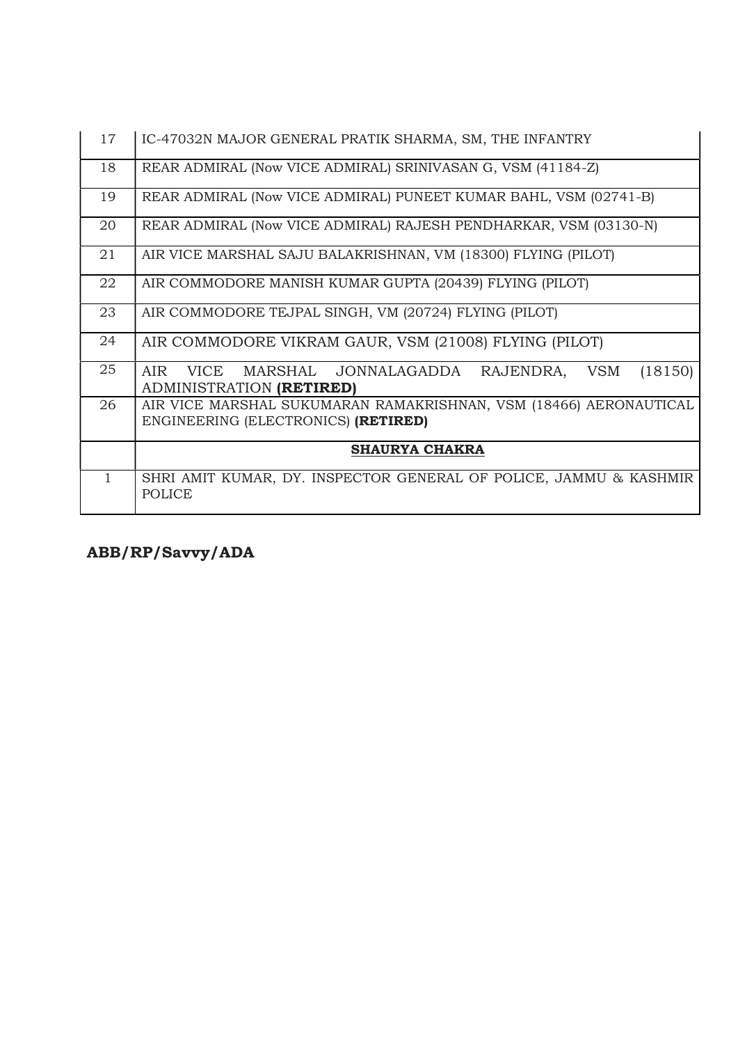| | |
|---|---|
| 17 | IC-47032N MAJOR GENERAL PRATIK SHARMA, SM, THE INFANTRY |
| 18 | REAR ADMIRAL (Now VICE ADMIRAL) SRINIVASAN G, VSM (41184-Z) |
| 19 | REAR ADMIRAL (Now VICE ADMIRAL) PUNEET KUMAR BAHL, VSM (02741-B) |
| 20 | REAR ADMIRAL (Now VICE ADMIRAL) RAJESH PENDHARKAR, VSM (03130-N) |
| 21 | AIR VICE MARSHAL SAJU BALAKRISHNAN, VM (18300) FLYING (PILOT) |
| 22 | AIR COMMODORE MANISH KUMAR GUPTA (20439) FLYING (PILOT) |
| 23 | AIR COMMODORE TEJPAL SINGH, VM (20724) FLYING (PILOT) |
| 24 | AIR COMMODORE VIKRAM GAUR, VSM (21008) FLYING (PILOT) |
| 25 | AIR VICE MARSHAL JONNALAGADDA RAJENDRA, VSM (18150) ADMINISTRATION **(RETIRED)** |
| 26 | AIR VICE MARSHAL SUKUMARAN RAMAKRISHNAN, VSM (18466) AERONAUTICAL ENGINEERING (ELECTRONICS) **(RETIRED)** |
| | **SHAURYA CHAKRA** |
| 1 | SHRI AMIT KUMAR, DY. INSPECTOR GENERAL OF POLICE, JAMMU & KASHMIR POLICE |

**ABB/RP/Savvy/ADA**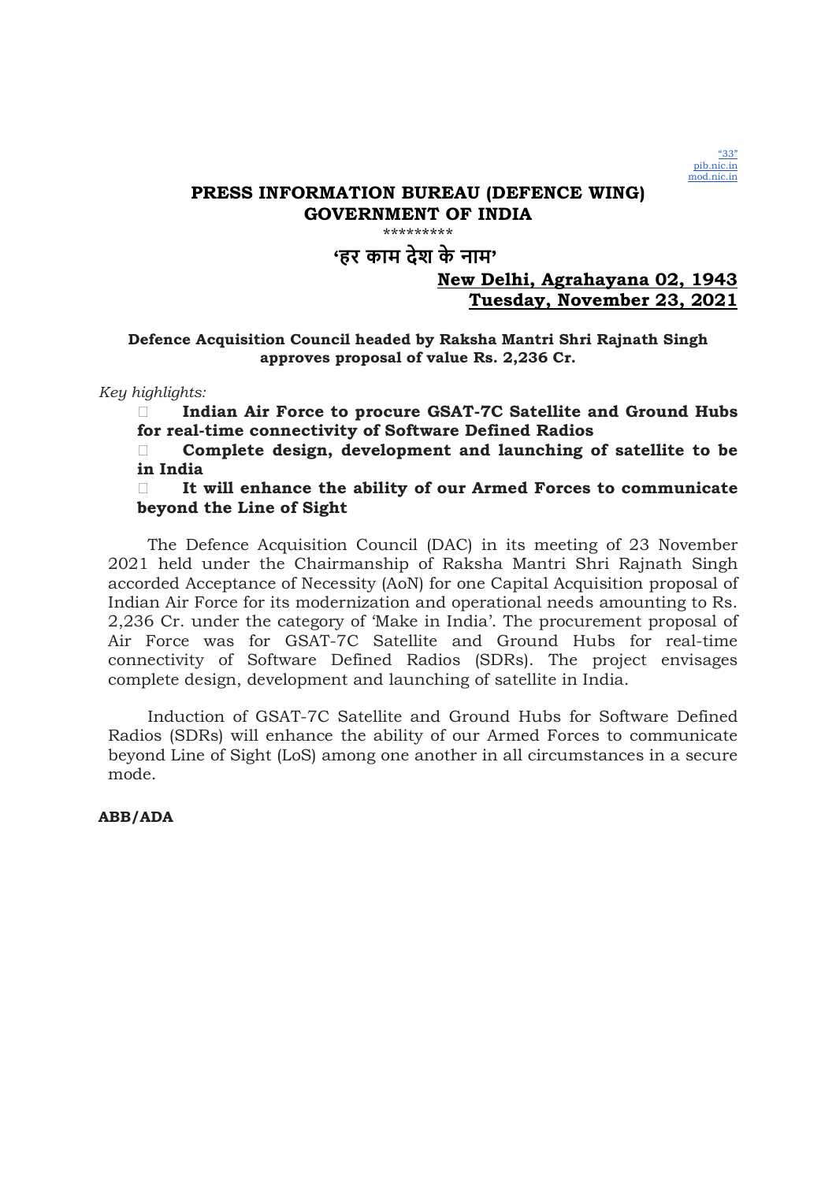"33"
pib.nic.in
mod.nic.in

**PRESS INFORMATION BUREAU (DEFENCE WING)**
**GOVERNMENT OF INDIA**

\*\*\*\*\*\*\*\*\*

**'हर काम देश के नाम'**

**New Delhi, Agrahayana 02, 1943**
**Tuesday, November 23, 2021**

**Defence Acquisition Council headed by Raksha Mantri Shri Rajnath Singh approves proposal of value Rs. 2,236 Cr.**

*Key highlights:*

- **Indian Air Force to procure GSAT-7C Satellite and Ground Hubs for real-time connectivity of Software Defined Radios**
- **Complete design, development and launching of satellite to be in India**
- **It will enhance the ability of our Armed Forces to communicate beyond the Line of Sight**

The Defence Acquisition Council (DAC) in its meeting of 23 November 2021 held under the Chairmanship of Raksha Mantri Shri Rajnath Singh accorded Acceptance of Necessity (AoN) for one Capital Acquisition proposal of Indian Air Force for its modernization and operational needs amounting to Rs. 2,236 Cr. under the category of 'Make in India'. The procurement proposal of Air Force was for GSAT-7C Satellite and Ground Hubs for real-time connectivity of Software Defined Radios (SDRs). The project envisages complete design, development and launching of satellite in India.

Induction of GSAT-7C Satellite and Ground Hubs for Software Defined Radios (SDRs) will enhance the ability of our Armed Forces to communicate beyond Line of Sight (LoS) among one another in all circumstances in a secure mode.

**ABB/ADA**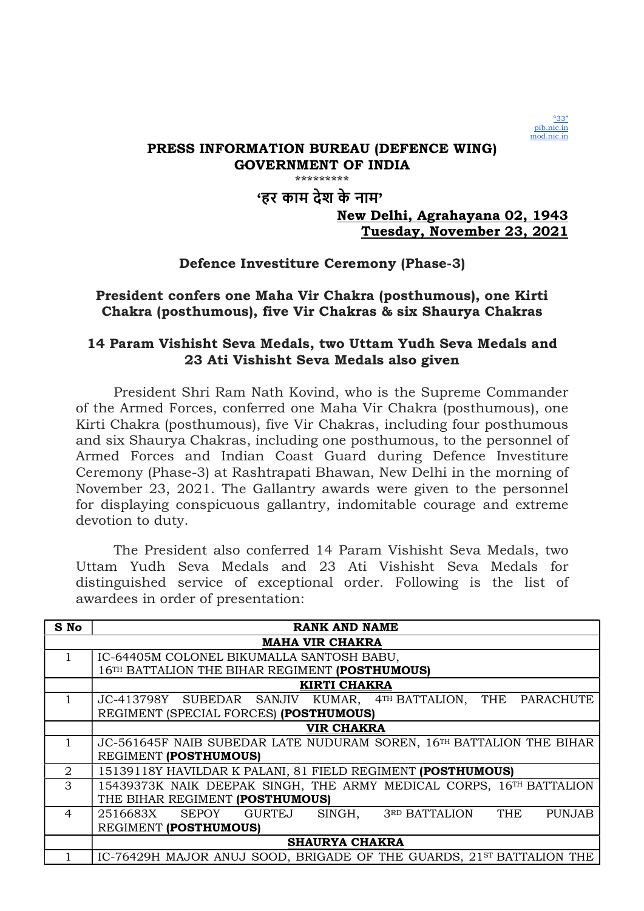"33"
pib.nic.in
mod.nic.in

**PRESS INFORMATION BUREAU (DEFENCE WING)**
**GOVERNMENT OF INDIA**

*********

**'हर काम देश के नाम'**

**New Delhi, Agrahayana 02, 1943**
**Tuesday, November 23, 2021**

## Defence Investiture Ceremony (Phase-3)

## President confers one Maha Vir Chakra (posthumous), one Kirti Chakra (posthumous), five Vir Chakras & six Shaurya Chakras

### 14 Param Vishisht Seva Medals, two Uttam Yudh Seva Medals and 23 Ati Vishisht Seva Medals also given

President Shri Ram Nath Kovind, who is the Supreme Commander of the Armed Forces, conferred one Maha Vir Chakra (posthumous), one Kirti Chakra (posthumous), five Vir Chakras, including four posthumous and six Shaurya Chakras, including one posthumous, to the personnel of Armed Forces and Indian Coast Guard during Defence Investiture Ceremony (Phase-3) at Rashtrapati Bhawan, New Delhi in the morning of November 23, 2021. The Gallantry awards were given to the personnel for displaying conspicuous gallantry, indomitable courage and extreme devotion to duty.

The President also conferred 14 Param Vishisht Seva Medals, two Uttam Yudh Seva Medals and 23 Ati Vishisht Seva Medals for distinguished service of exceptional order. Following is the list of awardees in order of presentation:

| S No | RANK AND NAME |
|---|---|
| | **MAHA VIR CHAKRA** |
| 1 | IC-64405M COLONEL BIKUMALLA SANTOSH BABU, 16TH BATTALION THE BIHAR REGIMENT **(POSTHUMOUS)** |
| | **KIRTI CHAKRA** |
| 1 | JC-413798Y SUBEDAR SANJIV KUMAR, 4TH BATTALION, THE PARACHUTE REGIMENT (SPECIAL FORCES) **(POSTHUMOUS)** |
| | **VIR CHAKRA** |
| 1 | JC-561645F NAIB SUBEDAR LATE NUDURAM SOREN, 16TH BATTALION THE BIHAR REGIMENT **(POSTHUMOUS)** |
| 2 | 15139118Y HAVILDAR K PALANI, 81 FIELD REGIMENT **(POSTHUMOUS)** |
| 3 | 15439373K NAIK DEEPAK SINGH, THE ARMY MEDICAL CORPS, 16TH BATTALION THE BIHAR REGIMENT **(POSTHUMOUS)** |
| 4 | 2516683X SEPOY GURTEJ SINGH, 3RD BATTALION THE PUNJAB REGIMENT **(POSTHUMOUS)** |
| | **SHAURYA CHAKRA** |
| 1 | IC-76429H MAJOR ANUJ SOOD, BRIGADE OF THE GUARDS, 21ST BATTALION THE |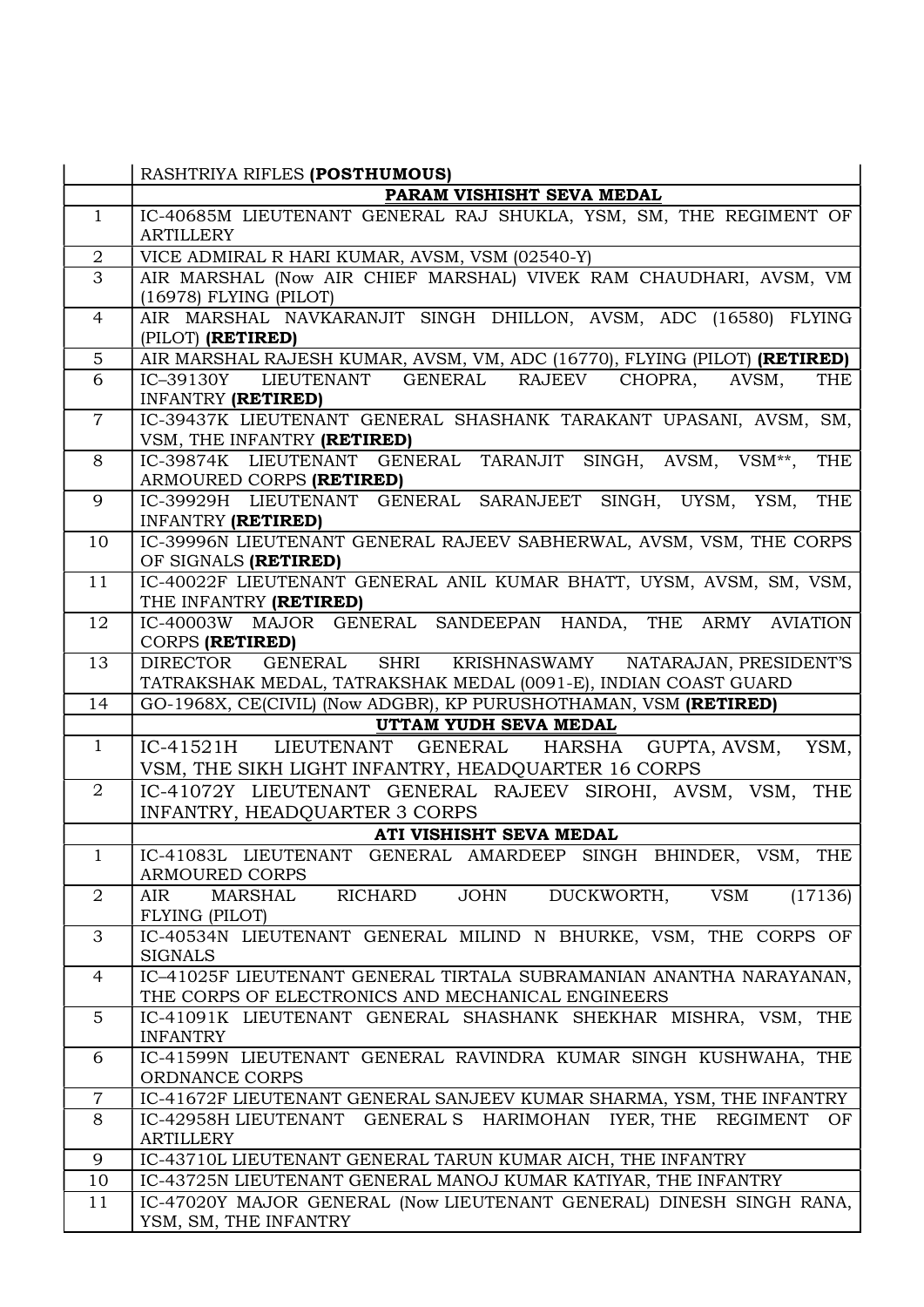| | |
|---|---|
| | RASHTRIYA RIFLES **(POSTHUMOUS)** |
| | **PARAM VISHISHT SEVA MEDAL** |
| 1 | IC-40685M LIEUTENANT GENERAL RAJ SHUKLA, YSM, SM, THE REGIMENT OF ARTILLERY |
| 2 | VICE ADMIRAL R HARI KUMAR, AVSM, VSM (02540-Y) |
| 3 | AIR MARSHAL (Now AIR CHIEF MARSHAL) VIVEK RAM CHAUDHARI, AVSM, VM (16978) FLYING (PILOT) |
| 4 | AIR MARSHAL NAVKARANJIT SINGH DHILLON, AVSM, ADC (16580) FLYING (PILOT) **(RETIRED)** |
| 5 | AIR MARSHAL RAJESH KUMAR, AVSM, VM, ADC (16770), FLYING (PILOT) **(RETIRED)** |
| 6 | IC–39130Y LIEUTENANT GENERAL RAJEEV CHOPRA, AVSM, THE INFANTRY **(RETIRED)** |
| 7 | IC-39437K LIEUTENANT GENERAL SHASHANK TARAKANT UPASANI, AVSM, SM, VSM, THE INFANTRY **(RETIRED)** |
| 8 | IC-39874K LIEUTENANT GENERAL TARANJIT SINGH, AVSM, VSM**, THE ARMOURED CORPS **(RETIRED)** |
| 9 | IC-39929H LIEUTENANT GENERAL SARANJEET SINGH, UYSM, YSM, THE INFANTRY **(RETIRED)** |
| 10 | IC-39996N LIEUTENANT GENERAL RAJEEV SABHERWAL, AVSM, VSM, THE CORPS OF SIGNALS **(RETIRED)** |
| 11 | IC-40022F LIEUTENANT GENERAL ANIL KUMAR BHATT, UYSM, AVSM, SM, VSM, THE INFANTRY **(RETIRED)** |
| 12 | IC-40003W MAJOR GENERAL SANDEEPAN HANDA, THE ARMY AVIATION CORPS **(RETIRED)** |
| 13 | DIRECTOR GENERAL SHRI KRISHNASWAMY NATARAJAN, PRESIDENT'S TATRAKSHAK MEDAL, TATRAKSHAK MEDAL (0091-E), INDIAN COAST GUARD |
| 14 | GO-1968X, CE(CIVIL) (Now ADGBR), KP PURUSHOTHAMAN, VSM **(RETIRED)** |
| | **UTTAM YUDH SEVA MEDAL** |
| 1 | IC-41521H LIEUTENANT GENERAL HARSHA GUPTA, AVSM, YSM, VSM, THE SIKH LIGHT INFANTRY, HEADQUARTER 16 CORPS |
| 2 | IC-41072Y LIEUTENANT GENERAL RAJEEV SIROHI, AVSM, VSM, THE INFANTRY, HEADQUARTER 3 CORPS |
| | **ATI VISHISHT SEVA MEDAL** |
| 1 | IC-41083L LIEUTENANT GENERAL AMARDEEP SINGH BHINDER, VSM, THE ARMOURED CORPS |
| 2 | AIR MARSHAL RICHARD JOHN DUCKWORTH, VSM (17136) FLYING (PILOT) |
| 3 | IC-40534N LIEUTENANT GENERAL MILIND N BHURKE, VSM, THE CORPS OF SIGNALS |
| 4 | IC–41025F LIEUTENANT GENERAL TIRTALA SUBRAMANIAN ANANTHA NARAYANAN, THE CORPS OF ELECTRONICS AND MECHANICAL ENGINEERS |
| 5 | IC-41091K LIEUTENANT GENERAL SHASHANK SHEKHAR MISHRA, VSM, THE INFANTRY |
| 6 | IC-41599N LIEUTENANT GENERAL RAVINDRA KUMAR SINGH KUSHWAHA, THE ORDNANCE CORPS |
| 7 | IC-41672F LIEUTENANT GENERAL SANJEEV KUMAR SHARMA, YSM, THE INFANTRY |
| 8 | IC-42958H LIEUTENANT GENERAL S HARIMOHAN IYER, THE REGIMENT OF ARTILLERY |
| 9 | IC-43710L LIEUTENANT GENERAL TARUN KUMAR AICH, THE INFANTRY |
| 10 | IC-43725N LIEUTENANT GENERAL MANOJ KUMAR KATIYAR, THE INFANTRY |
| 11 | IC-47020Y MAJOR GENERAL (Now LIEUTENANT GENERAL) DINESH SINGH RANA, YSM, SM, THE INFANTRY |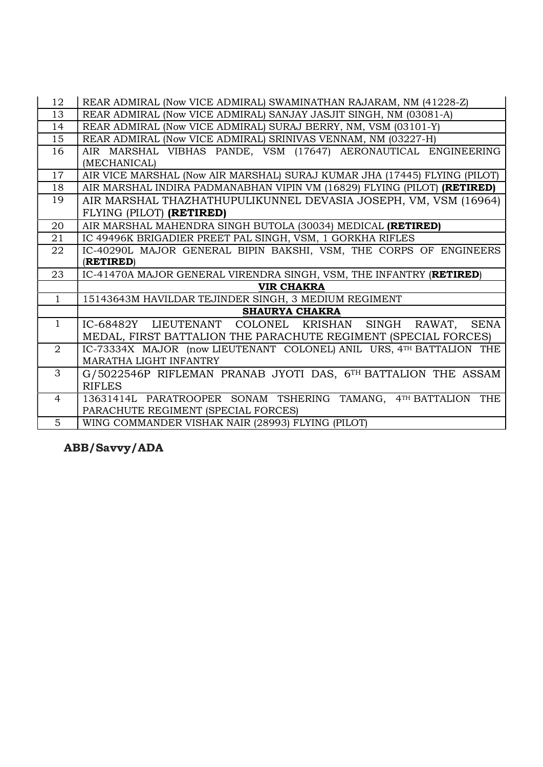| | |
|---|---|
| 12 | REAR ADMIRAL (Now VICE ADMIRAL) SWAMINATHAN RAJARAM, NM (41228-Z) |
| 13 | REAR ADMIRAL (Now VICE ADMIRAL) SANJAY JASJIT SINGH, NM (03081-A) |
| 14 | REAR ADMIRAL (Now VICE ADMIRAL) SURAJ BERRY, NM, VSM (03101-Y) |
| 15 | REAR ADMIRAL (Now VICE ADMIRAL) SRINIVAS VENNAM, NM (03227-H) |
| 16 | AIR MARSHAL VIBHAS PANDE, VSM (17647) AERONAUTICAL ENGINEERING (MECHANICAL) |
| 17 | AIR VICE MARSHAL (Now AIR MARSHAL) SURAJ KUMAR JHA (17445) FLYING (PILOT) |
| 18 | AIR MARSHAL INDIRA PADMANABHAN VIPIN VM (16829) FLYING (PILOT) **(RETIRED)** |
| 19 | AIR MARSHAL THAZHATHUPULIKUNNEL DEVASIA JOSEPH, VM, VSM (16964) FLYING (PILOT) **(RETIRED)** |
| 20 | AIR MARSHAL MAHENDRA SINGH BUTOLA (30034) MEDICAL **(RETIRED)** |
| 21 | IC 49496K BRIGADIER PREET PAL SINGH, VSM, 1 GORKHA RIFLES |
| 22 | IC-40290L MAJOR GENERAL BIPIN BAKSHI, VSM, THE CORPS OF ENGINEERS (**RETIRED**) |
| 23 | IC-41470A MAJOR GENERAL VIRENDRA SINGH, VSM, THE INFANTRY (**RETIRED**) |
| | **VIR CHAKRA** |
| 1 | 15143643M HAVILDAR TEJINDER SINGH, 3 MEDIUM REGIMENT |
| | **SHAURYA CHAKRA** |
| 1 | IC-68482Y LIEUTENANT COLONEL KRISHAN SINGH RAWAT, SENA MEDAL, FIRST BATTALION THE PARACHUTE REGIMENT (SPECIAL FORCES) |
| 2 | IC-73334X MAJOR (now LIEUTENANT COLONEL) ANIL URS, 4TH BATTALION THE MARATHA LIGHT INFANTRY |
| 3 | G/5022546P RIFLEMAN PRANAB JYOTI DAS, 6TH BATTALION THE ASSAM RIFLES |
| 4 | 13631414L PARATROOPER SONAM TSHERING TAMANG, 4TH BATTALION THE PARACHUTE REGIMENT (SPECIAL FORCES) |
| 5 | WING COMMANDER VISHAK NAIR (28993) FLYING (PILOT) |

**ABB/Savvy/ADA**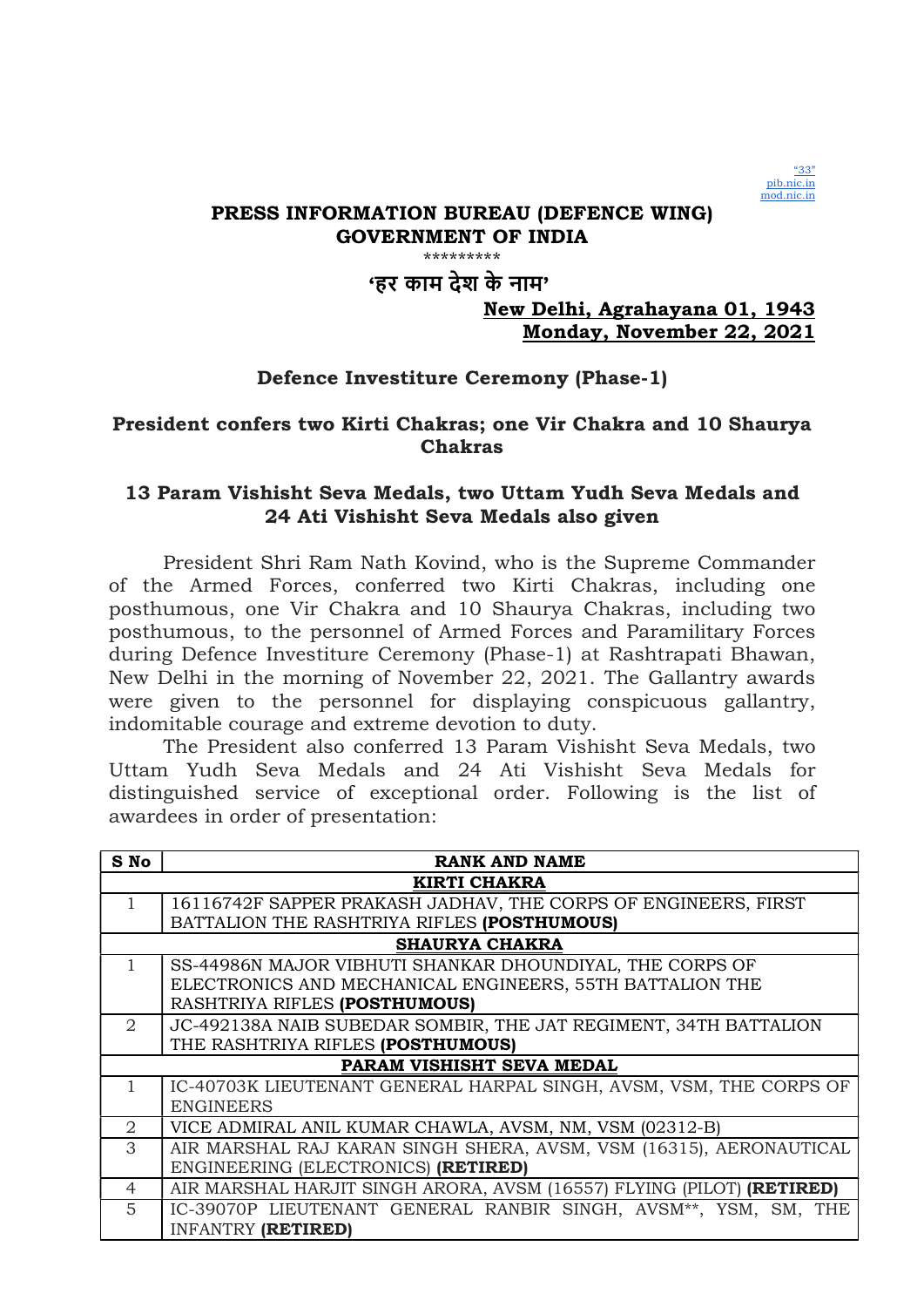"33"
pib.nic.in
mod.nic.in

**PRESS INFORMATION BUREAU (DEFENCE WING)**
**GOVERNMENT OF INDIA**

\*\*\*\*\*\*\*\*\*

**'हर काम देश के नाम'**

**New Delhi, Agrahayana 01, 1943**
**Monday, November 22, 2021**

## Defence Investiture Ceremony (Phase-1)

### President confers two Kirti Chakras; one Vir Chakra and 10 Shaurya Chakras

### 13 Param Vishisht Seva Medals, two Uttam Yudh Seva Medals and 24 Ati Vishisht Seva Medals also given

President Shri Ram Nath Kovind, who is the Supreme Commander of the Armed Forces, conferred two Kirti Chakras, including one posthumous, one Vir Chakra and 10 Shaurya Chakras, including two posthumous, to the personnel of Armed Forces and Paramilitary Forces during Defence Investiture Ceremony (Phase-1) at Rashtrapati Bhawan, New Delhi in the morning of November 22, 2021. The Gallantry awards were given to the personnel for displaying conspicuous gallantry, indomitable courage and extreme devotion to duty.

The President also conferred 13 Param Vishisht Seva Medals, two Uttam Yudh Seva Medals and 24 Ati Vishisht Seva Medals for distinguished service of exceptional order. Following is the list of awardees in order of presentation:

| S No | RANK AND NAME |
|---|---|
| | **KIRTI CHAKRA** |
| 1 | 16116742F SAPPER PRAKASH JADHAV, THE CORPS OF ENGINEERS, FIRST BATTALION THE RASHTRIYA RIFLES **(POSTHUMOUS)** |
| | **SHAURYA CHAKRA** |
| 1 | SS-44986N MAJOR VIBHUTI SHANKAR DHOUNDIYAL, THE CORPS OF ELECTRONICS AND MECHANICAL ENGINEERS, 55TH BATTALION THE RASHTRIYA RIFLES **(POSTHUMOUS)** |
| 2 | JC-492138A NAIB SUBEDAR SOMBIR, THE JAT REGIMENT, 34TH BATTALION THE RASHTRIYA RIFLES **(POSTHUMOUS)** |
| | **PARAM VISHISHT SEVA MEDAL** |
| 1 | IC-40703K LIEUTENANT GENERAL HARPAL SINGH, AVSM, VSM, THE CORPS OF ENGINEERS |
| 2 | VICE ADMIRAL ANIL KUMAR CHAWLA, AVSM, NM, VSM (02312-B) |
| 3 | AIR MARSHAL RAJ KARAN SINGH SHERA, AVSM, VSM (16315), AERONAUTICAL ENGINEERING (ELECTRONICS) **(RETIRED)** |
| 4 | AIR MARSHAL HARJIT SINGH ARORA, AVSM (16557) FLYING (PILOT) **(RETIRED)** |
| 5 | IC-39070P LIEUTENANT GENERAL RANBIR SINGH, AVSM**, YSM, SM, THE INFANTRY **(RETIRED)** |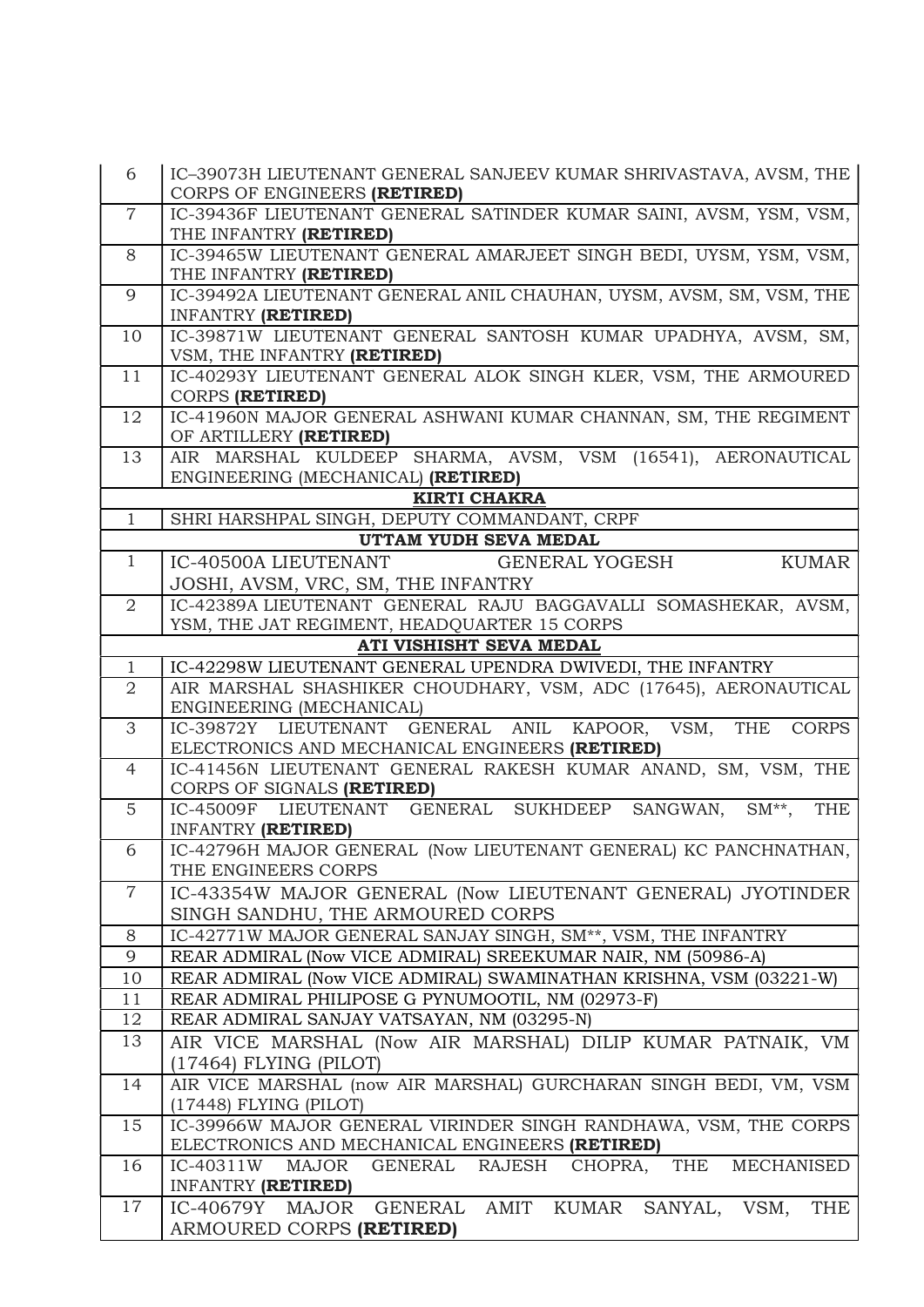| | |
|---|---|
| 6 | IC–39073H LIEUTENANT GENERAL SANJEEV KUMAR SHRIVASTAVA, AVSM, THE CORPS OF ENGINEERS **(RETIRED)** |
| 7 | IC-39436F LIEUTENANT GENERAL SATINDER KUMAR SAINI, AVSM, YSM, VSM, THE INFANTRY **(RETIRED)** |
| 8 | IC-39465W LIEUTENANT GENERAL AMARJEET SINGH BEDI, UYSM, YSM, VSM, THE INFANTRY **(RETIRED)** |
| 9 | IC-39492A LIEUTENANT GENERAL ANIL CHAUHAN, UYSM, AVSM, SM, VSM, THE INFANTRY **(RETIRED)** |
| 10 | IC-39871W LIEUTENANT GENERAL SANTOSH KUMAR UPADHYA, AVSM, SM, VSM, THE INFANTRY **(RETIRED)** |
| 11 | IC-40293Y LIEUTENANT GENERAL ALOK SINGH KLER, VSM, THE ARMOURED CORPS **(RETIRED)** |
| 12 | IC-41960N MAJOR GENERAL ASHWANI KUMAR CHANNAN, SM, THE REGIMENT OF ARTILLERY **(RETIRED)** |
| 13 | AIR MARSHAL KULDEEP SHARMA, AVSM, VSM (16541), AERONAUTICAL ENGINEERING (MECHANICAL) **(RETIRED)** |
| | **KIRTI CHAKRA** |
| 1 | SHRI HARSHPAL SINGH, DEPUTY COMMANDANT, CRPF |
| | **UTTAM YUDH SEVA MEDAL** |
| 1 | IC-40500A LIEUTENANT GENERAL YOGESH KUMAR JOSHI, AVSM, VRC, SM, THE INFANTRY |
| 2 | IC-42389A LIEUTENANT GENERAL RAJU BAGGAVALLI SOMASHEKAR, AVSM, YSM, THE JAT REGIMENT, HEADQUARTER 15 CORPS |
| | **ATI VISHISHT SEVA MEDAL** |
| 1 | IC-42298W LIEUTENANT GENERAL UPENDRA DWIVEDI, THE INFANTRY |
| 2 | AIR MARSHAL SHASHIKER CHOUDHARY, VSM, ADC (17645), AERONAUTICAL ENGINEERING (MECHANICAL) |
| 3 | IC-39872Y LIEUTENANT GENERAL ANIL KAPOOR, VSM, THE CORPS ELECTRONICS AND MECHANICAL ENGINEERS **(RETIRED)** |
| 4 | IC-41456N LIEUTENANT GENERAL RAKESH KUMAR ANAND, SM, VSM, THE CORPS OF SIGNALS **(RETIRED)** |
| 5 | IC-45009F LIEUTENANT GENERAL SUKHDEEP SANGWAN, SM**, THE INFANTRY **(RETIRED)** |
| 6 | IC-42796H MAJOR GENERAL (Now LIEUTENANT GENERAL) KC PANCHNATHAN, THE ENGINEERS CORPS |
| 7 | IC-43354W MAJOR GENERAL (Now LIEUTENANT GENERAL) JYOTINDER SINGH SANDHU, THE ARMOURED CORPS |
| 8 | IC-42771W MAJOR GENERAL SANJAY SINGH, SM**, VSM, THE INFANTRY |
| 9 | REAR ADMIRAL (Now VICE ADMIRAL) SREEKUMAR NAIR, NM (50986-A) |
| 10 | REAR ADMIRAL (Now VICE ADMIRAL) SWAMINATHAN KRISHNA, VSM (03221-W) |
| 11 | REAR ADMIRAL PHILIPOSE G PYNUMOOTIL, NM (02973-F) |
| 12 | REAR ADMIRAL SANJAY VATSAYAN, NM (03295-N) |
| 13 | AIR VICE MARSHAL (Now AIR MARSHAL) DILIP KUMAR PATNAIK, VM (17464) FLYING (PILOT) |
| 14 | AIR VICE MARSHAL (now AIR MARSHAL) GURCHARAN SINGH BEDI, VM, VSM (17448) FLYING (PILOT) |
| 15 | IC-39966W MAJOR GENERAL VIRINDER SINGH RANDHAWA, VSM, THE CORPS ELECTRONICS AND MECHANICAL ENGINEERS **(RETIRED)** |
| 16 | IC-40311W MAJOR GENERAL RAJESH CHOPRA, THE MECHANISED INFANTRY **(RETIRED)** |
| 17 | IC-40679Y MAJOR GENERAL AMIT KUMAR SANYAL, VSM, THE ARMOURED CORPS **(RETIRED)** |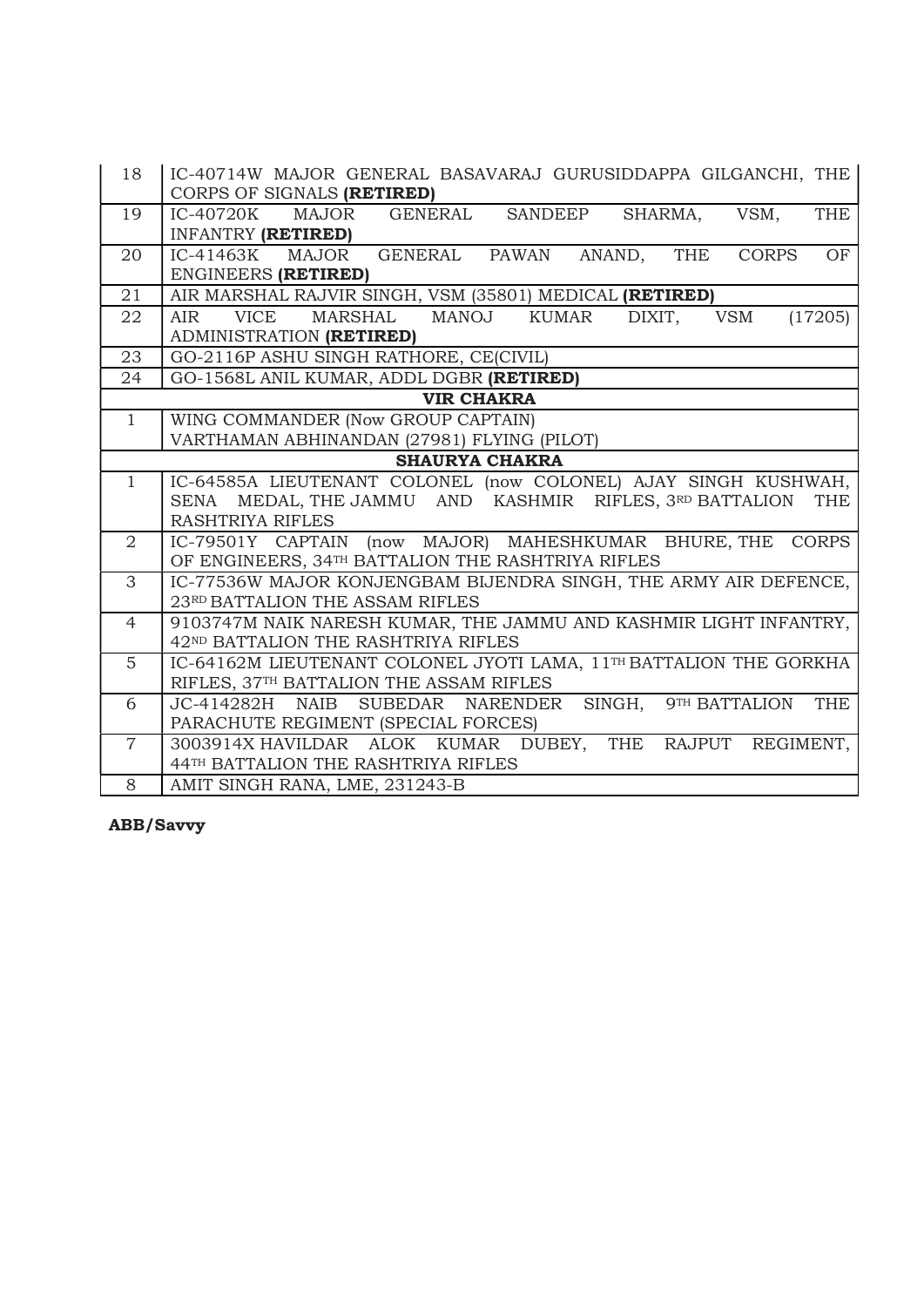| | |
|---|---|
| 18 | IC-40714W MAJOR GENERAL BASAVARAJ GURUSIDDAPPA GILGANCHI, THE CORPS OF SIGNALS **(RETIRED)** |
| 19 | IC-40720K MAJOR GENERAL SANDEEP SHARMA, VSM, THE INFANTRY **(RETIRED)** |
| 20 | IC-41463K MAJOR GENERAL PAWAN ANAND, THE CORPS OF ENGINEERS **(RETIRED)** |
| 21 | AIR MARSHAL RAJVIR SINGH, VSM (35801) MEDICAL **(RETIRED)** |
| 22 | AIR VICE MARSHAL MANOJ KUMAR DIXIT, VSM (17205) ADMINISTRATION **(RETIRED)** |
| 23 | GO-2116P ASHU SINGH RATHORE, CE(CIVIL) |
| 24 | GO-1568L ANIL KUMAR, ADDL DGBR **(RETIRED)** |
| | **VIR CHAKRA** |
| 1 | WING COMMANDER (Now GROUP CAPTAIN) VARTHAMAN ABHINANDAN (27981) FLYING (PILOT) |
| | **SHAURYA CHAKRA** |
| 1 | IC-64585A LIEUTENANT COLONEL (now COLONEL) AJAY SINGH KUSHWAH, SENA MEDAL, THE JAMMU AND KASHMIR RIFLES, 3RD BATTALION THE RASHTRIYA RIFLES |
| 2 | IC-79501Y CAPTAIN (now MAJOR) MAHESHKUMAR BHURE, THE CORPS OF ENGINEERS, 34TH BATTALION THE RASHTRIYA RIFLES |
| 3 | IC-77536W MAJOR KONJENGBAM BIJENDRA SINGH, THE ARMY AIR DEFENCE, 23RD BATTALION THE ASSAM RIFLES |
| 4 | 9103747M NAIK NARESH KUMAR, THE JAMMU AND KASHMIR LIGHT INFANTRY, 42ND BATTALION THE RASHTRIYA RIFLES |
| 5 | IC-64162M LIEUTENANT COLONEL JYOTI LAMA, 11TH BATTALION THE GORKHA RIFLES, 37TH BATTALION THE ASSAM RIFLES |
| 6 | JC-414282H NAIB SUBEDAR NARENDER SINGH, 9TH BATTALION THE PARACHUTE REGIMENT (SPECIAL FORCES) |
| 7 | 3003914X HAVILDAR ALOK KUMAR DUBEY, THE RAJPUT REGIMENT, 44TH BATTALION THE RASHTRIYA RIFLES |
| 8 | AMIT SINGH RANA, LME, 231243-B |

**ABB/Savvy**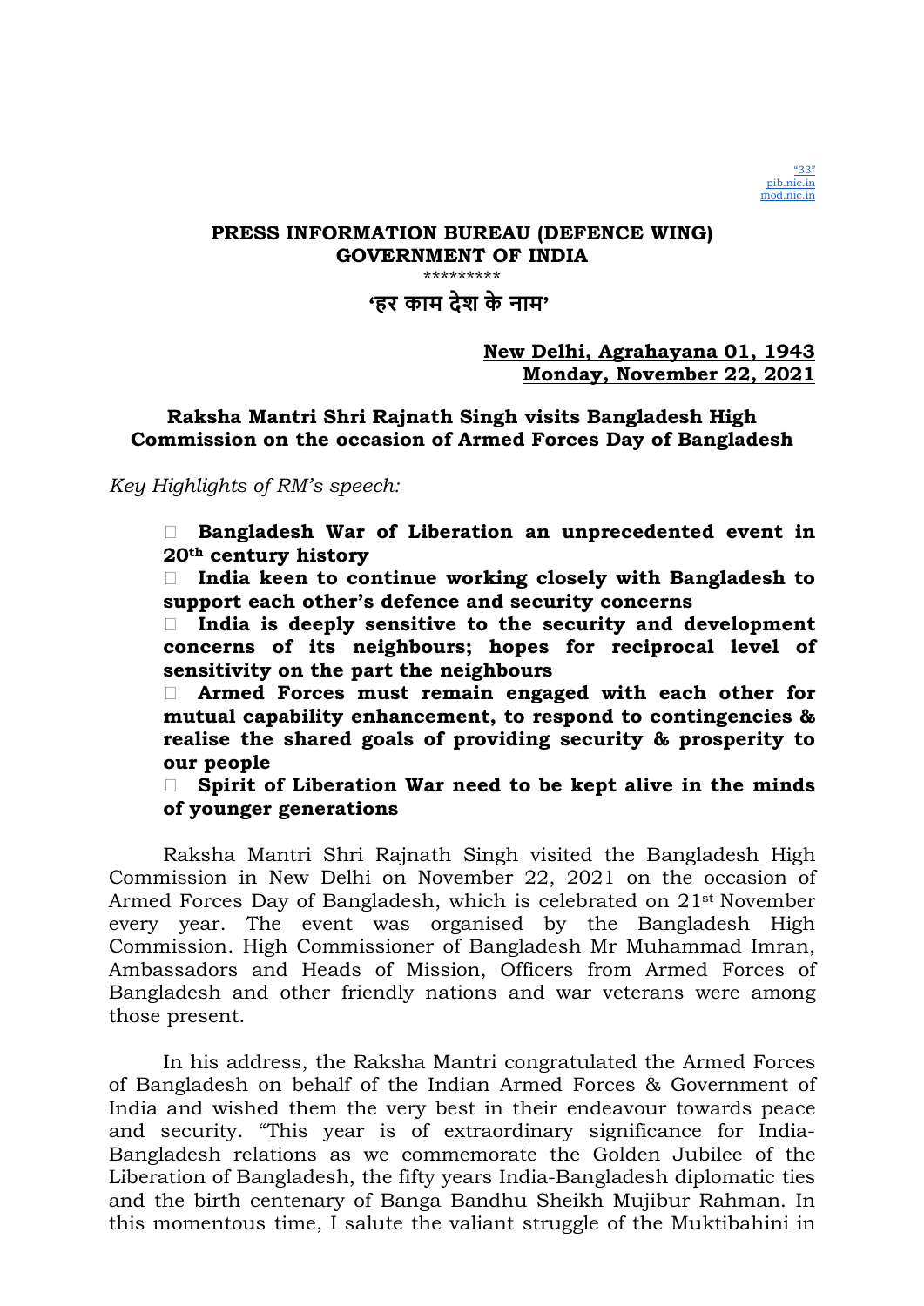"33"
pib.nic.in
mod.nic.in

**PRESS INFORMATION BUREAU (DEFENCE WING)**
**GOVERNMENT OF INDIA**

\*\*\*\*\*\*\*\*\*

**'हर काम देश के नाम'**

**New Delhi, Agrahayana 01, 1943**
**Monday, November 22, 2021**

## Raksha Mantri Shri Rajnath Singh visits Bangladesh High Commission on the occasion of Armed Forces Day of Bangladesh

*Key Highlights of RM's speech:*

- **Bangladesh War of Liberation an unprecedented event in 20th century history**
- **India keen to continue working closely with Bangladesh to support each other's defence and security concerns**
- **India is deeply sensitive to the security and development concerns of its neighbours; hopes for reciprocal level of sensitivity on the part the neighbours**
- **Armed Forces must remain engaged with each other for mutual capability enhancement, to respond to contingencies & realise the shared goals of providing security & prosperity to our people**
- **Spirit of Liberation War need to be kept alive in the minds of younger generations**

Raksha Mantri Shri Rajnath Singh visited the Bangladesh High Commission in New Delhi on November 22, 2021 on the occasion of Armed Forces Day of Bangladesh, which is celebrated on 21st November every year. The event was organised by the Bangladesh High Commission. High Commissioner of Bangladesh Mr Muhammad Imran, Ambassadors and Heads of Mission, Officers from Armed Forces of Bangladesh and other friendly nations and war veterans were among those present.

In his address, the Raksha Mantri congratulated the Armed Forces of Bangladesh on behalf of the Indian Armed Forces & Government of India and wished them the very best in their endeavour towards peace and security. "This year is of extraordinary significance for India-Bangladesh relations as we commemorate the Golden Jubilee of the Liberation of Bangladesh, the fifty years India-Bangladesh diplomatic ties and the birth centenary of Banga Bandhu Sheikh Mujibur Rahman. In this momentous time, I salute the valiant struggle of the Muktibahini in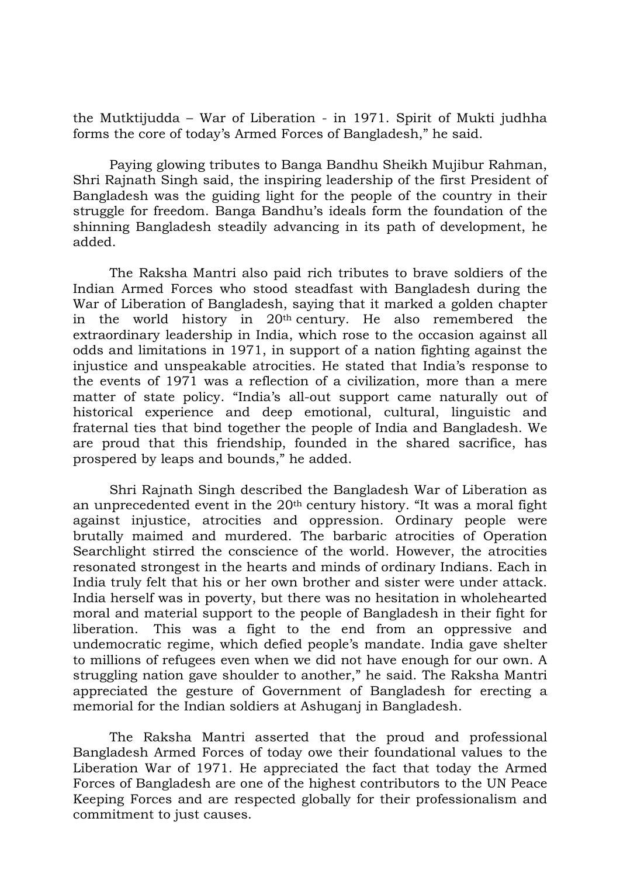the Mutktijudda – War of Liberation - in 1971. Spirit of Mukti judhha forms the core of today's Armed Forces of Bangladesh," he said.

Paying glowing tributes to Banga Bandhu Sheikh Mujibur Rahman, Shri Rajnath Singh said, the inspiring leadership of the first President of Bangladesh was the guiding light for the people of the country in their struggle for freedom. Banga Bandhu's ideals form the foundation of the shinning Bangladesh steadily advancing in its path of development, he added.

The Raksha Mantri also paid rich tributes to brave soldiers of the Indian Armed Forces who stood steadfast with Bangladesh during the War of Liberation of Bangladesh, saying that it marked a golden chapter in the world history in 20th century. He also remembered the extraordinary leadership in India, which rose to the occasion against all odds and limitations in 1971, in support of a nation fighting against the injustice and unspeakable atrocities. He stated that India's response to the events of 1971 was a reflection of a civilization, more than a mere matter of state policy. "India's all-out support came naturally out of historical experience and deep emotional, cultural, linguistic and fraternal ties that bind together the people of India and Bangladesh. We are proud that this friendship, founded in the shared sacrifice, has prospered by leaps and bounds," he added.

Shri Rajnath Singh described the Bangladesh War of Liberation as an unprecedented event in the 20th century history. "It was a moral fight against injustice, atrocities and oppression. Ordinary people were brutally maimed and murdered. The barbaric atrocities of Operation Searchlight stirred the conscience of the world. However, the atrocities resonated strongest in the hearts and minds of ordinary Indians. Each in India truly felt that his or her own brother and sister were under attack. India herself was in poverty, but there was no hesitation in wholehearted moral and material support to the people of Bangladesh in their fight for liberation. This was a fight to the end from an oppressive and undemocratic regime, which defied people's mandate. India gave shelter to millions of refugees even when we did not have enough for our own. A struggling nation gave shoulder to another," he said. The Raksha Mantri appreciated the gesture of Government of Bangladesh for erecting a memorial for the Indian soldiers at Ashuganj in Bangladesh.

The Raksha Mantri asserted that the proud and professional Bangladesh Armed Forces of today owe their foundational values to the Liberation War of 1971. He appreciated the fact that today the Armed Forces of Bangladesh are one of the highest contributors to the UN Peace Keeping Forces and are respected globally for their professionalism and commitment to just causes.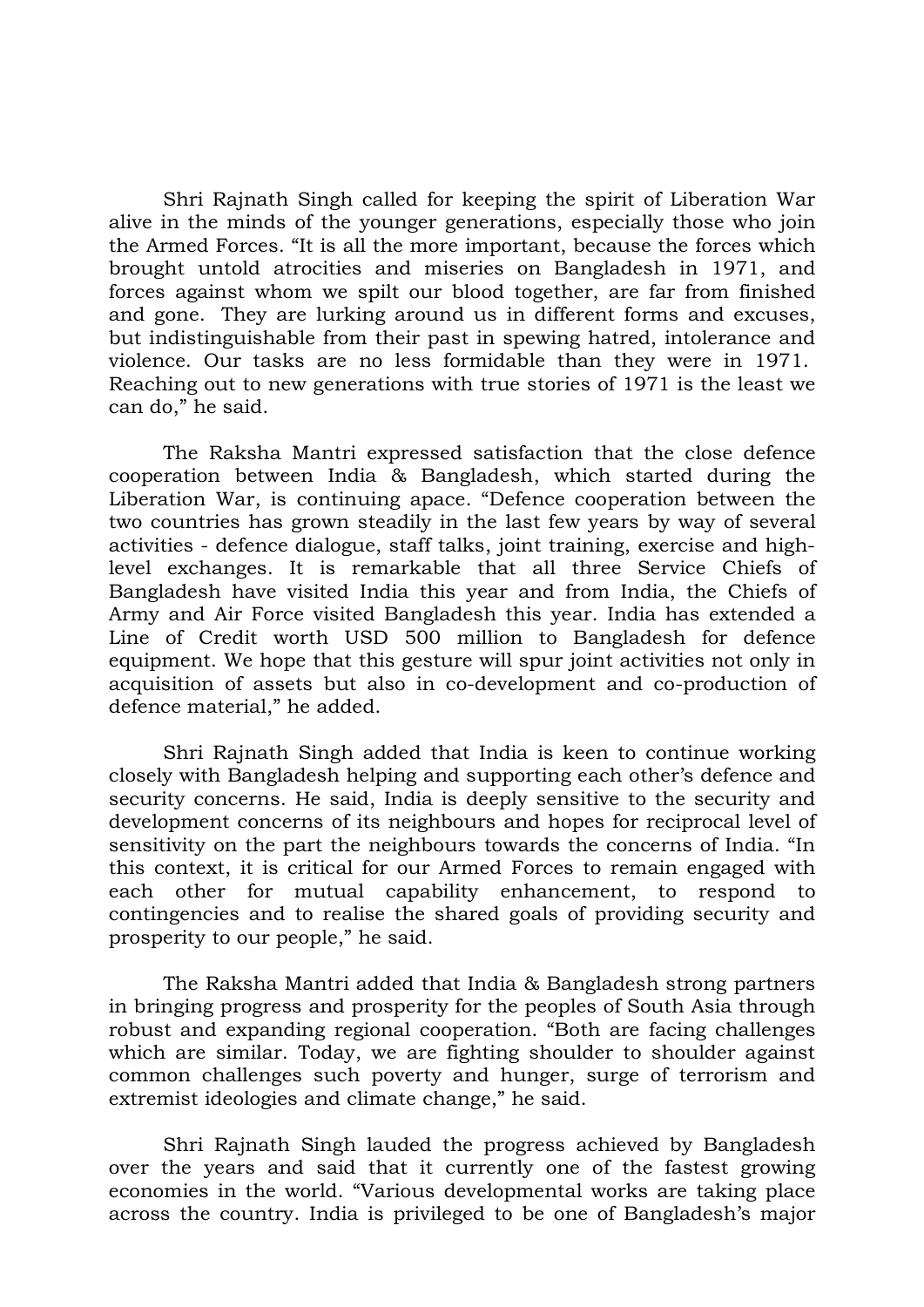Shri Rajnath Singh called for keeping the spirit of Liberation War alive in the minds of the younger generations, especially those who join the Armed Forces. “It is all the more important, because the forces which brought untold atrocities and miseries on Bangladesh in 1971, and forces against whom we spilt our blood together, are far from finished and gone. They are lurking around us in different forms and excuses, but indistinguishable from their past in spewing hatred, intolerance and violence. Our tasks are no less formidable than they were in 1971. Reaching out to new generations with true stories of 1971 is the least we can do,” he said.

The Raksha Mantri expressed satisfaction that the close defence cooperation between India & Bangladesh, which started during the Liberation War, is continuing apace. “Defence cooperation between the two countries has grown steadily in the last few years by way of several activities - defence dialogue, staff talks, joint training, exercise and high-level exchanges. It is remarkable that all three Service Chiefs of Bangladesh have visited India this year and from India, the Chiefs of Army and Air Force visited Bangladesh this year. India has extended a Line of Credit worth USD 500 million to Bangladesh for defence equipment. We hope that this gesture will spur joint activities not only in acquisition of assets but also in co-development and co-production of defence material,” he added.

Shri Rajnath Singh added that India is keen to continue working closely with Bangladesh helping and supporting each other’s defence and security concerns. He said, India is deeply sensitive to the security and development concerns of its neighbours and hopes for reciprocal level of sensitivity on the part the neighbours towards the concerns of India. “In this context, it is critical for our Armed Forces to remain engaged with each other for mutual capability enhancement, to respond to contingencies and to realise the shared goals of providing security and prosperity to our people,” he said.

The Raksha Mantri added that India & Bangladesh strong partners in bringing progress and prosperity for the peoples of South Asia through robust and expanding regional cooperation. “Both are facing challenges which are similar. Today, we are fighting shoulder to shoulder against common challenges such poverty and hunger, surge of terrorism and extremist ideologies and climate change,” he said.

Shri Rajnath Singh lauded the progress achieved by Bangladesh over the years and said that it currently one of the fastest growing economies in the world. “Various developmental works are taking place across the country. India is privileged to be one of Bangladesh’s major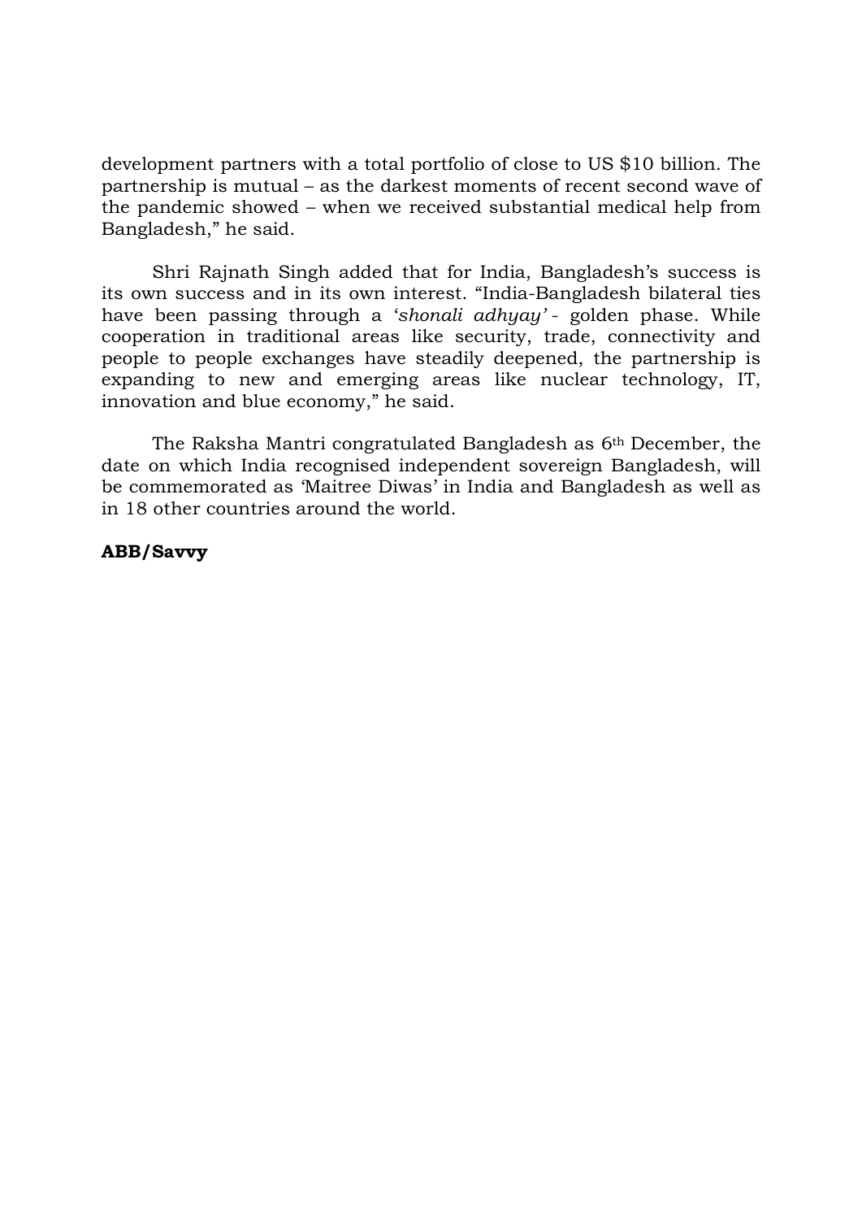development partners with a total portfolio of close to US $10 billion. The partnership is mutual – as the darkest moments of recent second wave of the pandemic showed – when we received substantial medical help from Bangladesh," he said.

Shri Rajnath Singh added that for India, Bangladesh's success is its own success and in its own interest. "India-Bangladesh bilateral ties have been passing through a '*shonali adhyay'* - golden phase. While cooperation in traditional areas like security, trade, connectivity and people to people exchanges have steadily deepened, the partnership is expanding to new and emerging areas like nuclear technology, IT, innovation and blue economy," he said.

The Raksha Mantri congratulated Bangladesh as 6th December, the date on which India recognised independent sovereign Bangladesh, will be commemorated as 'Maitree Diwas' in India and Bangladesh as well as in 18 other countries around the world.

**ABB/Savvy**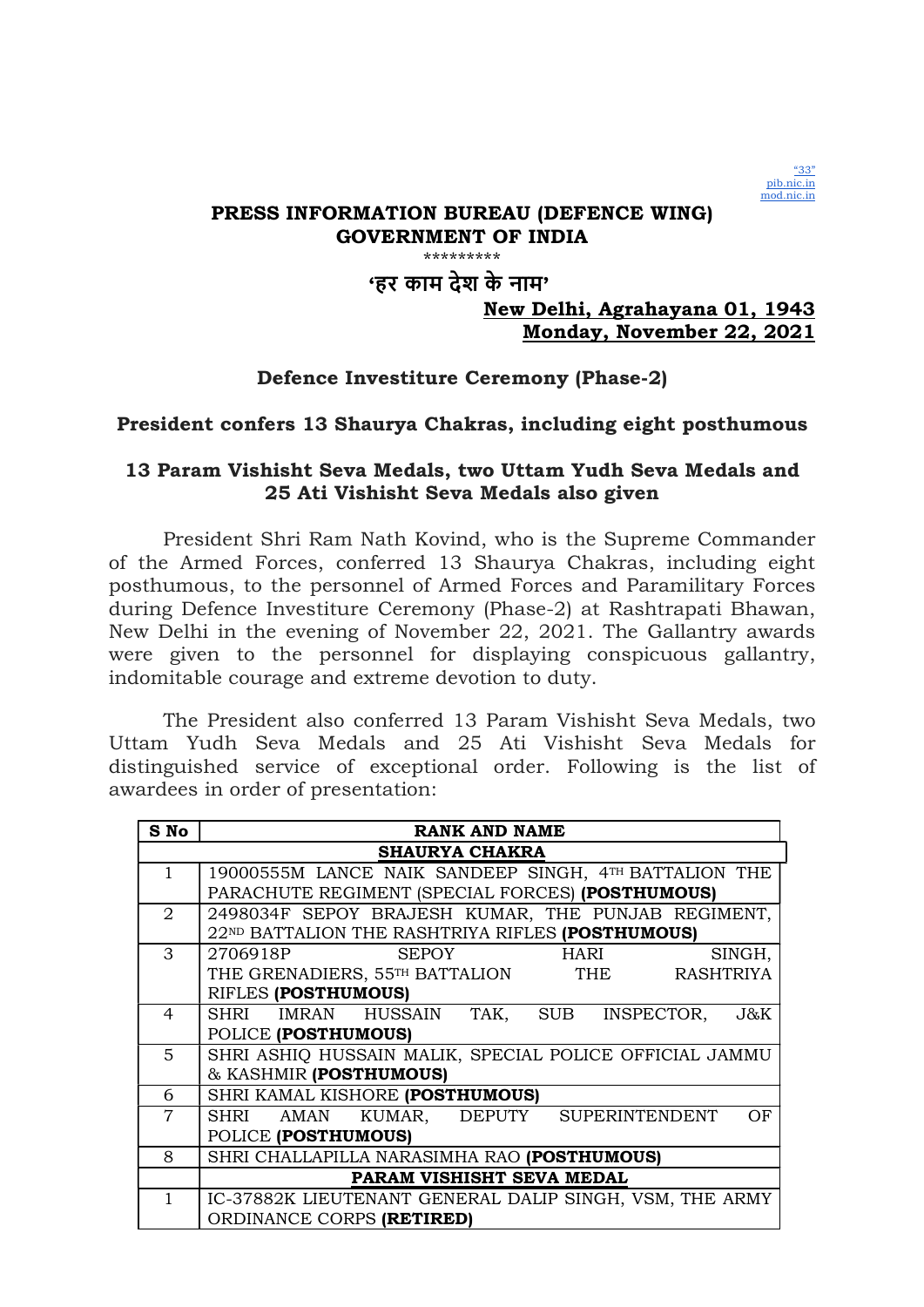"33"
pib.nic.in
mod.nic.in

**PRESS INFORMATION BUREAU (DEFENCE WING)**
**GOVERNMENT OF INDIA**

\*\*\*\*\*\*\*\*\*

**'हर काम देश के नाम'**

**New Delhi, Agrahayana 01, 1943**
**Monday, November 22, 2021**

## Defence Investiture Ceremony (Phase-2)

## President confers 13 Shaurya Chakras, including eight posthumous

### 13 Param Vishisht Seva Medals, two Uttam Yudh Seva Medals and 25 Ati Vishisht Seva Medals also given

President Shri Ram Nath Kovind, who is the Supreme Commander of the Armed Forces, conferred 13 Shaurya Chakras, including eight posthumous, to the personnel of Armed Forces and Paramilitary Forces during Defence Investiture Ceremony (Phase-2) at Rashtrapati Bhawan, New Delhi in the evening of November 22, 2021. The Gallantry awards were given to the personnel for displaying conspicuous gallantry, indomitable courage and extreme devotion to duty.

The President also conferred 13 Param Vishisht Seva Medals, two Uttam Yudh Seva Medals and 25 Ati Vishisht Seva Medals for distinguished service of exceptional order. Following is the list of awardees in order of presentation:

| S No | RANK AND NAME |
|---|---|
| | **SHAURYA CHAKRA** |
| 1 | 19000555M LANCE NAIK SANDEEP SINGH, 4TH BATTALION THE PARACHUTE REGIMENT (SPECIAL FORCES) **(POSTHUMOUS)** |
| 2 | 2498034F SEPOY BRAJESH KUMAR, THE PUNJAB REGIMENT, 22ND BATTALION THE RASHTRIYA RIFLES **(POSTHUMOUS)** |
| 3 | 2706918P SEPOY HARI SINGH, THE GRENADIERS, 55TH BATTALION THE RASHTRIYA RIFLES **(POSTHUMOUS)** |
| 4 | SHRI IMRAN HUSSAIN TAK, SUB INSPECTOR, J&K POLICE **(POSTHUMOUS)** |
| 5 | SHRI ASHIQ HUSSAIN MALIK, SPECIAL POLICE OFFICIAL JAMMU & KASHMIR **(POSTHUMOUS)** |
| 6 | SHRI KAMAL KISHORE **(POSTHUMOUS)** |
| 7 | SHRI AMAN KUMAR, DEPUTY SUPERINTENDENT OF POLICE **(POSTHUMOUS)** |
| 8 | SHRI CHALLAPILLA NARASIMHA RAO **(POSTHUMOUS)** |
| | **PARAM VISHISHT SEVA MEDAL** |
| 1 | IC-37882K LIEUTENANT GENERAL DALIP SINGH, VSM, THE ARMY ORDINANCE CORPS **(RETIRED)** |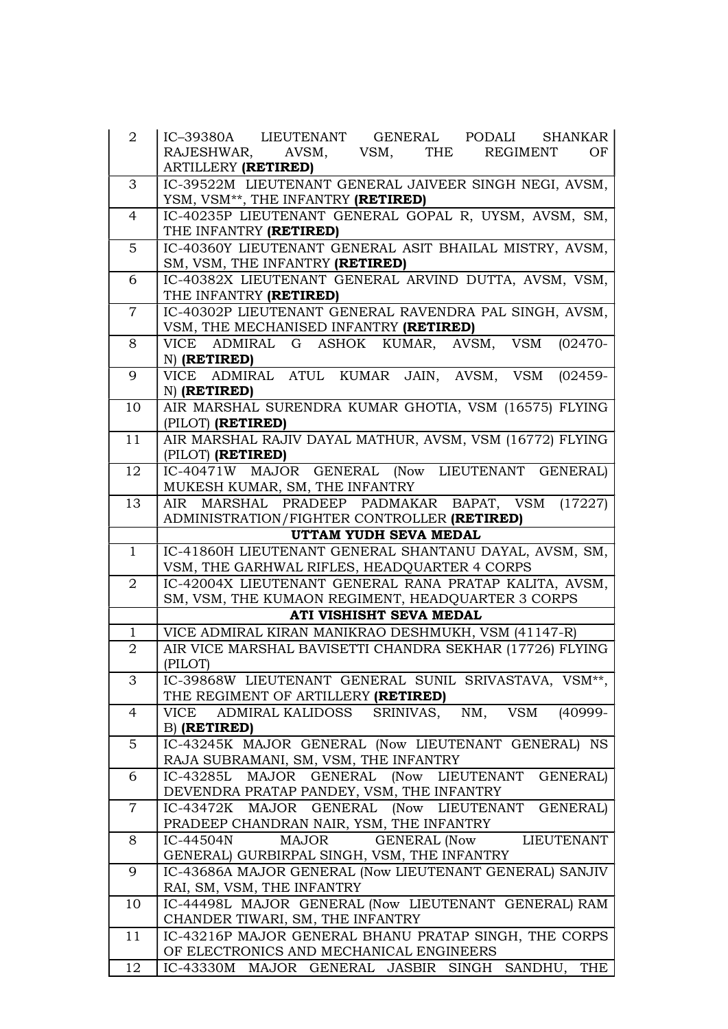| | |
|---|---|
| 2 | IC–39380A LIEUTENANT GENERAL PODALI SHANKAR RAJESHWAR, AVSM, VSM, THE REGIMENT OF ARTILLERY **(RETIRED)** |
| 3 | IC-39522M LIEUTENANT GENERAL JAIVEER SINGH NEGI, AVSM, YSM, VSM**, THE INFANTRY **(RETIRED)** |
| 4 | IC-40235P LIEUTENANT GENERAL GOPAL R, UYSM, AVSM, SM, THE INFANTRY **(RETIRED)** |
| 5 | IC-40360Y LIEUTENANT GENERAL ASIT BHAILAL MISTRY, AVSM, SM, VSM, THE INFANTRY **(RETIRED)** |
| 6 | IC-40382X LIEUTENANT GENERAL ARVIND DUTTA, AVSM, VSM, THE INFANTRY **(RETIRED)** |
| 7 | IC-40302P LIEUTENANT GENERAL RAVENDRA PAL SINGH, AVSM, VSM, THE MECHANISED INFANTRY **(RETIRED)** |
| 8 | VICE ADMIRAL G ASHOK KUMAR, AVSM, VSM (02470-N) **(RETIRED)** |
| 9 | VICE ADMIRAL ATUL KUMAR JAIN, AVSM, VSM (02459-N) **(RETIRED)** |
| 10 | AIR MARSHAL SURENDRA KUMAR GHOTIA, VSM (16575) FLYING (PILOT) **(RETIRED)** |
| 11 | AIR MARSHAL RAJIV DAYAL MATHUR, AVSM, VSM (16772) FLYING (PILOT) **(RETIRED)** |
| 12 | IC-40471W MAJOR GENERAL (Now LIEUTENANT GENERAL) MUKESH KUMAR, SM, THE INFANTRY |
| 13 | AIR MARSHAL PRADEEP PADMAKAR BAPAT, VSM (17227) ADMINISTRATION/FIGHTER CONTROLLER **(RETIRED)** |
| | **UTTAM YUDH SEVA MEDAL** |
| 1 | IC-41860H LIEUTENANT GENERAL SHANTANU DAYAL, AVSM, SM, VSM, THE GARHWAL RIFLES, HEADQUARTER 4 CORPS |
| 2 | IC-42004X LIEUTENANT GENERAL RANA PRATAP KALITA, AVSM, SM, VSM, THE KUMAON REGIMENT, HEADQUARTER 3 CORPS |
| | **ATI VISHISHT SEVA MEDAL** |
| 1 | VICE ADMIRAL KIRAN MANIKRAO DESHMUKH, VSM (41147-R) |
| 2 | AIR VICE MARSHAL BAVISETTI CHANDRA SEKHAR (17726) FLYING (PILOT) |
| 3 | IC-39868W LIEUTENANT GENERAL SUNIL SRIVASTAVA, VSM**, THE REGIMENT OF ARTILLERY **(RETIRED)** |
| 4 | VICE ADMIRAL KALIDOSS SRINIVAS, NM, VSM (40999-B) **(RETIRED)** |
| 5 | IC-43245K MAJOR GENERAL (Now LIEUTENANT GENERAL) NS RAJA SUBRAMANI, SM, VSM, THE INFANTRY |
| 6 | IC-43285L MAJOR GENERAL (Now LIEUTENANT GENERAL) DEVENDRA PRATAP PANDEY, VSM, THE INFANTRY |
| 7 | IC-43472K MAJOR GENERAL (Now LIEUTENANT GENERAL) PRADEEP CHANDRAN NAIR, YSM, THE INFANTRY |
| 8 | IC-44504N MAJOR GENERAL (Now LIEUTENANT GENERAL) GURBIRPAL SINGH, VSM, THE INFANTRY |
| 9 | IC-43686A MAJOR GENERAL (Now LIEUTENANT GENERAL) SANJIV RAI, SM, VSM, THE INFANTRY |
| 10 | IC-44498L MAJOR GENERAL (Now LIEUTENANT GENERAL) RAM CHANDER TIWARI, SM, THE INFANTRY |
| 11 | IC-43216P MAJOR GENERAL BHANU PRATAP SINGH, THE CORPS OF ELECTRONICS AND MECHANICAL ENGINEERS |
| 12 | IC-43330M MAJOR GENERAL JASBIR SINGH SANDHU, THE |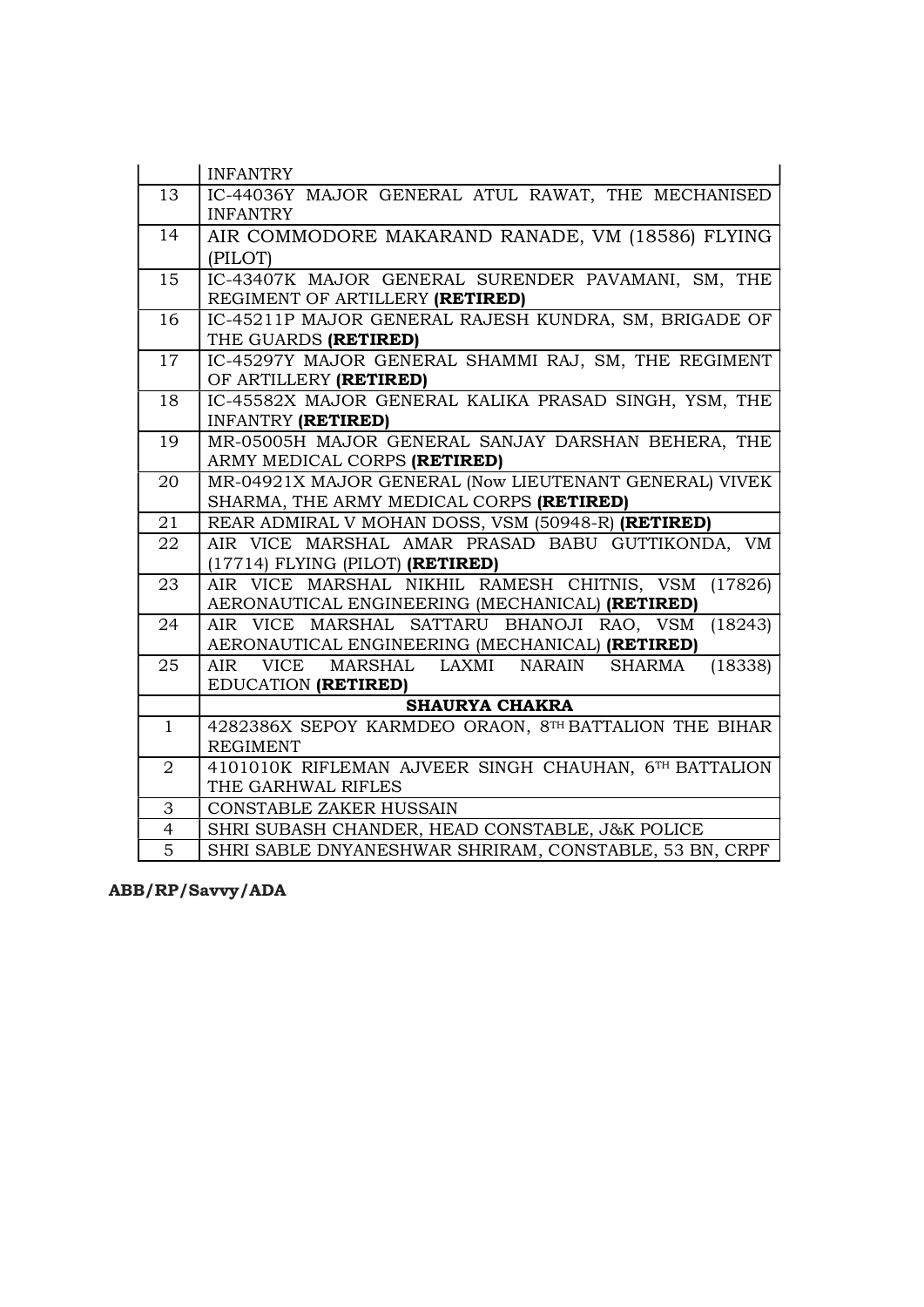| | |
|---|---|
| | INFANTRY |
| 13 | IC-44036Y MAJOR GENERAL ATUL RAWAT, THE MECHANISED INFANTRY |
| 14 | AIR COMMODORE MAKARAND RANADE, VM (18586) FLYING (PILOT) |
| 15 | IC-43407K MAJOR GENERAL SURENDER PAVAMANI, SM, THE REGIMENT OF ARTILLERY **(RETIRED)** |
| 16 | IC-45211P MAJOR GENERAL RAJESH KUNDRA, SM, BRIGADE OF THE GUARDS **(RETIRED)** |
| 17 | IC-45297Y MAJOR GENERAL SHAMMI RAJ, SM, THE REGIMENT OF ARTILLERY **(RETIRED)** |
| 18 | IC-45582X MAJOR GENERAL KALIKA PRASAD SINGH, YSM, THE INFANTRY **(RETIRED)** |
| 19 | MR-05005H MAJOR GENERAL SANJAY DARSHAN BEHERA, THE ARMY MEDICAL CORPS **(RETIRED)** |
| 20 | MR-04921X MAJOR GENERAL (Now LIEUTENANT GENERAL) VIVEK SHARMA, THE ARMY MEDICAL CORPS **(RETIRED)** |
| 21 | REAR ADMIRAL V MOHAN DOSS, VSM (50948-R) **(RETIRED)** |
| 22 | AIR VICE MARSHAL AMAR PRASAD BABU GUTTIKONDA, VM (17714) FLYING (PILOT) **(RETIRED)** |
| 23 | AIR VICE MARSHAL NIKHIL RAMESH CHITNIS, VSM (17826) AERONAUTICAL ENGINEERING (MECHANICAL) **(RETIRED)** |
| 24 | AIR VICE MARSHAL SATTARU BHANOJI RAO, VSM (18243) AERONAUTICAL ENGINEERING (MECHANICAL) **(RETIRED)** |
| 25 | AIR VICE MARSHAL LAXMI NARAIN SHARMA (18338) EDUCATION **(RETIRED)** |
| | **SHAURYA CHAKRA** |
| 1 | 4282386X SEPOY KARMDEO ORAON, 8TH BATTALION THE BIHAR REGIMENT |
| 2 | 4101010K RIFLEMAN AJVEER SINGH CHAUHAN, 6TH BATTALION THE GARHWAL RIFLES |
| 3 | CONSTABLE ZAKER HUSSAIN |
| 4 | SHRI SUBASH CHANDER, HEAD CONSTABLE, J&K POLICE |
| 5 | SHRI SABLE DNYANESHWAR SHRIRAM, CONSTABLE, 53 BN, CRPF |

**ABB/RP/Savvy/ADA**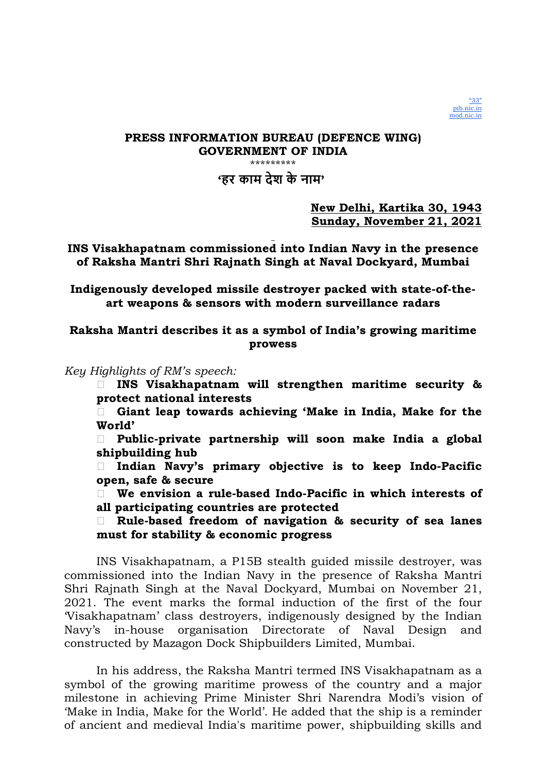"33"
pib.nic.in
mod.nic.in

**PRESS INFORMATION BUREAU (DEFENCE WING)**
**GOVERNMENT OF INDIA**
\*\*\*\*\*\*\*\*\*
**'हर काम देश के नाम'**

**New Delhi, Kartika 30, 1943**
**Sunday, November 21, 2021**

**INS Visakhapatnam commissioned into Indian Navy in the presence of Raksha Mantri Shri Rajnath Singh at Naval Dockyard, Mumbai**

**Indigenously developed missile destroyer packed with state-of-the-art weapons & sensors with modern surveillance radars**

**Raksha Mantri describes it as a symbol of India's growing maritime prowess**

*Key Highlights of RM's speech:*

- **INS Visakhapatnam will strengthen maritime security & protect national interests**
- **Giant leap towards achieving 'Make in India, Make for the World'**
- **Public-private partnership will soon make India a global shipbuilding hub**
- **Indian Navy's primary objective is to keep Indo-Pacific open, safe & secure**
- **We envision a rule-based Indo-Pacific in which interests of all participating countries are protected**
- **Rule-based freedom of navigation & security of sea lanes must for stability & economic progress**

INS Visakhapatnam, a P15B stealth guided missile destroyer, was commissioned into the Indian Navy in the presence of Raksha Mantri Shri Rajnath Singh at the Naval Dockyard, Mumbai on November 21, 2021. The event marks the formal induction of the first of the four 'Visakhapatnam' class destroyers, indigenously designed by the Indian Navy's in-house organisation Directorate of Naval Design and constructed by Mazagon Dock Shipbuilders Limited, Mumbai.

In his address, the Raksha Mantri termed INS Visakhapatnam as a symbol of the growing maritime prowess of the country and a major milestone in achieving Prime Minister Shri Narendra Modi's vision of 'Make in India, Make for the World'. He added that the ship is a reminder of ancient and medieval India's maritime power, shipbuilding skills and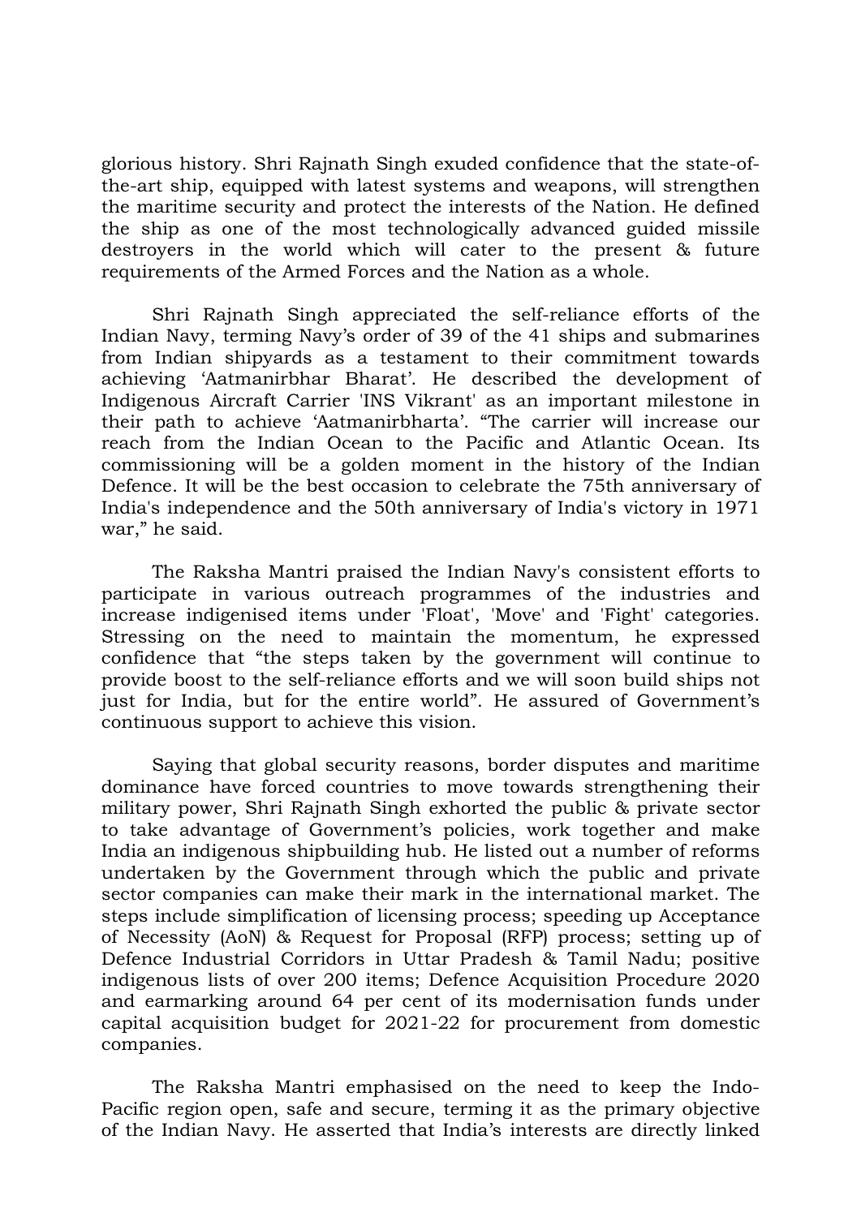glorious history. Shri Rajnath Singh exuded confidence that the state-of-the-art ship, equipped with latest systems and weapons, will strengthen the maritime security and protect the interests of the Nation. He defined the ship as one of the most technologically advanced guided missile destroyers in the world which will cater to the present & future requirements of the Armed Forces and the Nation as a whole.

Shri Rajnath Singh appreciated the self-reliance efforts of the Indian Navy, terming Navy's order of 39 of the 41 ships and submarines from Indian shipyards as a testament to their commitment towards achieving 'Aatmanirbhar Bharat'. He described the development of Indigenous Aircraft Carrier 'INS Vikrant' as an important milestone in their path to achieve 'Aatmanirbharta'. "The carrier will increase our reach from the Indian Ocean to the Pacific and Atlantic Ocean. Its commissioning will be a golden moment in the history of the Indian Defence. It will be the best occasion to celebrate the 75th anniversary of India's independence and the 50th anniversary of India's victory in 1971 war," he said.

The Raksha Mantri praised the Indian Navy's consistent efforts to participate in various outreach programmes of the industries and increase indigenised items under 'Float', 'Move' and 'Fight' categories. Stressing on the need to maintain the momentum, he expressed confidence that "the steps taken by the government will continue to provide boost to the self-reliance efforts and we will soon build ships not just for India, but for the entire world". He assured of Government's continuous support to achieve this vision.

Saying that global security reasons, border disputes and maritime dominance have forced countries to move towards strengthening their military power, Shri Rajnath Singh exhorted the public & private sector to take advantage of Government's policies, work together and make India an indigenous shipbuilding hub. He listed out a number of reforms undertaken by the Government through which the public and private sector companies can make their mark in the international market. The steps include simplification of licensing process; speeding up Acceptance of Necessity (AoN) & Request for Proposal (RFP) process; setting up of Defence Industrial Corridors in Uttar Pradesh & Tamil Nadu; positive indigenous lists of over 200 items; Defence Acquisition Procedure 2020 and earmarking around 64 per cent of its modernisation funds under capital acquisition budget for 2021-22 for procurement from domestic companies.

The Raksha Mantri emphasised on the need to keep the Indo-Pacific region open, safe and secure, terming it as the primary objective of the Indian Navy. He asserted that India's interests are directly linked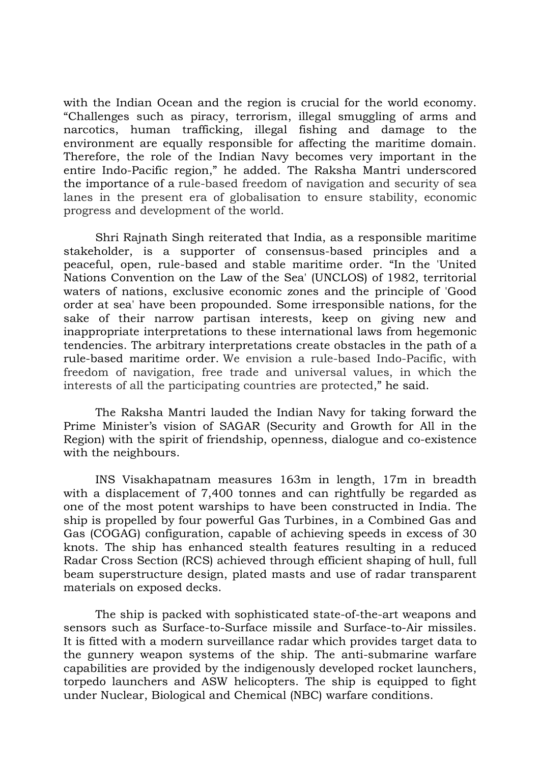with the Indian Ocean and the region is crucial for the world economy. “Challenges such as piracy, terrorism, illegal smuggling of arms and narcotics, human trafficking, illegal fishing and damage to the environment are equally responsible for affecting the maritime domain. Therefore, the role of the Indian Navy becomes very important in the entire Indo-Pacific region,” he added. The Raksha Mantri underscored the importance of a rule-based freedom of navigation and security of sea lanes in the present era of globalisation to ensure stability, economic progress and development of the world.

Shri Rajnath Singh reiterated that India, as a responsible maritime stakeholder, is a supporter of consensus-based principles and a peaceful, open, rule-based and stable maritime order. “In the 'United Nations Convention on the Law of the Sea' (UNCLOS) of 1982, territorial waters of nations, exclusive economic zones and the principle of 'Good order at sea' have been propounded. Some irresponsible nations, for the sake of their narrow partisan interests, keep on giving new and inappropriate interpretations to these international laws from hegemonic tendencies. The arbitrary interpretations create obstacles in the path of a rule-based maritime order. We envision a rule-based Indo-Pacific, with freedom of navigation, free trade and universal values, in which the interests of all the participating countries are protected,” he said.

The Raksha Mantri lauded the Indian Navy for taking forward the Prime Minister’s vision of SAGAR (Security and Growth for All in the Region) with the spirit of friendship, openness, dialogue and co-existence with the neighbours.

INS Visakhapatnam measures 163m in length, 17m in breadth with a displacement of 7,400 tonnes and can rightfully be regarded as one of the most potent warships to have been constructed in India. The ship is propelled by four powerful Gas Turbines, in a Combined Gas and Gas (COGAG) configuration, capable of achieving speeds in excess of 30 knots. The ship has enhanced stealth features resulting in a reduced Radar Cross Section (RCS) achieved through efficient shaping of hull, full beam superstructure design, plated masts and use of radar transparent materials on exposed decks.

The ship is packed with sophisticated state-of-the-art weapons and sensors such as Surface-to-Surface missile and Surface-to-Air missiles. It is fitted with a modern surveillance radar which provides target data to the gunnery weapon systems of the ship. The anti-submarine warfare capabilities are provided by the indigenously developed rocket launchers, torpedo launchers and ASW helicopters. The ship is equipped to fight under Nuclear, Biological and Chemical (NBC) warfare conditions.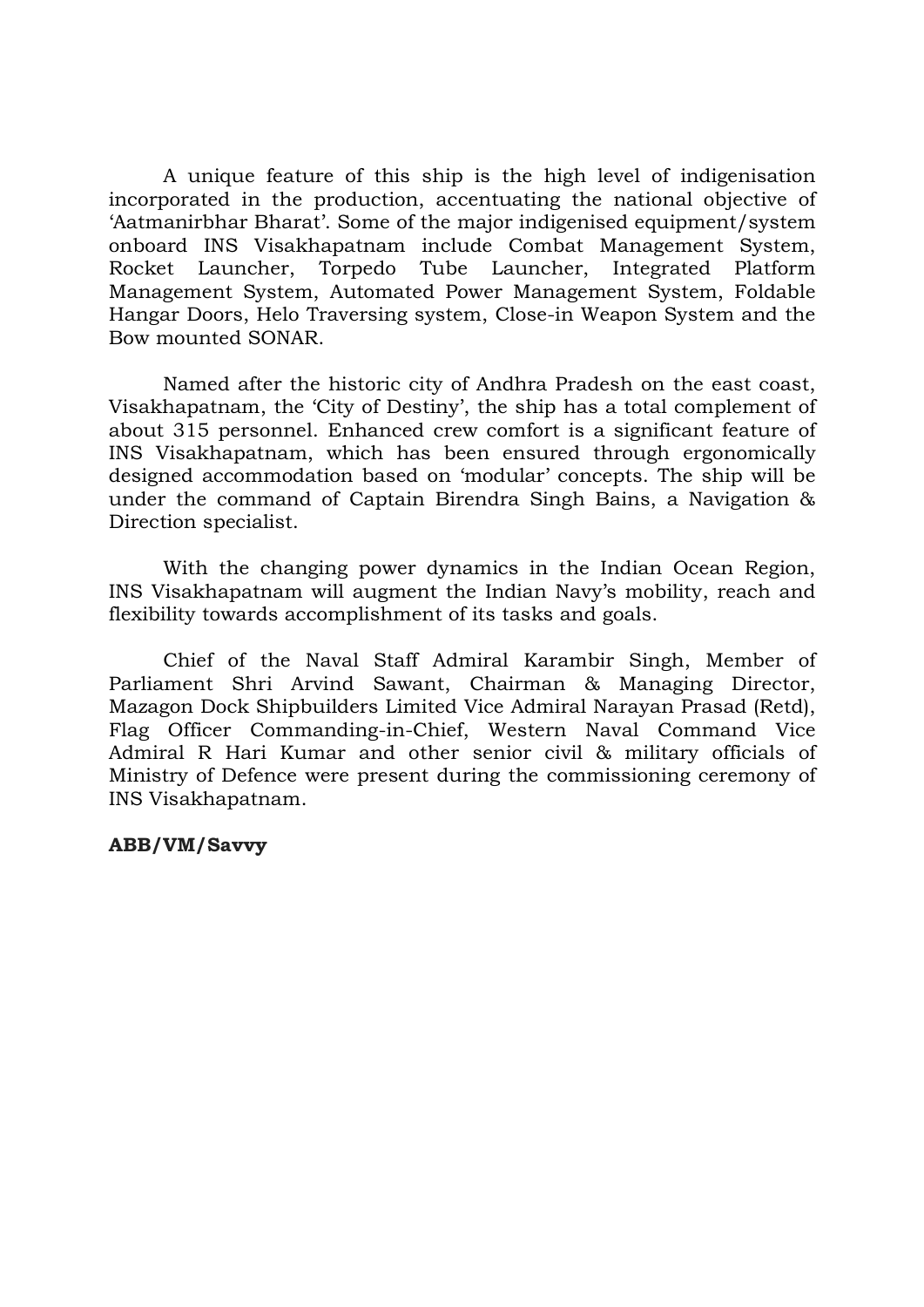A unique feature of this ship is the high level of indigenisation incorporated in the production, accentuating the national objective of 'Aatmanirbhar Bharat'. Some of the major indigenised equipment/system onboard INS Visakhapatnam include Combat Management System, Rocket Launcher, Torpedo Tube Launcher, Integrated Platform Management System, Automated Power Management System, Foldable Hangar Doors, Helo Traversing system, Close-in Weapon System and the Bow mounted SONAR.

Named after the historic city of Andhra Pradesh on the east coast, Visakhapatnam, the 'City of Destiny', the ship has a total complement of about 315 personnel. Enhanced crew comfort is a significant feature of INS Visakhapatnam, which has been ensured through ergonomically designed accommodation based on 'modular' concepts. The ship will be under the command of Captain Birendra Singh Bains, a Navigation & Direction specialist.

With the changing power dynamics in the Indian Ocean Region, INS Visakhapatnam will augment the Indian Navy's mobility, reach and flexibility towards accomplishment of its tasks and goals.

Chief of the Naval Staff Admiral Karambir Singh, Member of Parliament Shri Arvind Sawant, Chairman & Managing Director, Mazagon Dock Shipbuilders Limited Vice Admiral Narayan Prasad (Retd), Flag Officer Commanding-in-Chief, Western Naval Command Vice Admiral R Hari Kumar and other senior civil & military officials of Ministry of Defence were present during the commissioning ceremony of INS Visakhapatnam.

**ABB/VM/Savvy**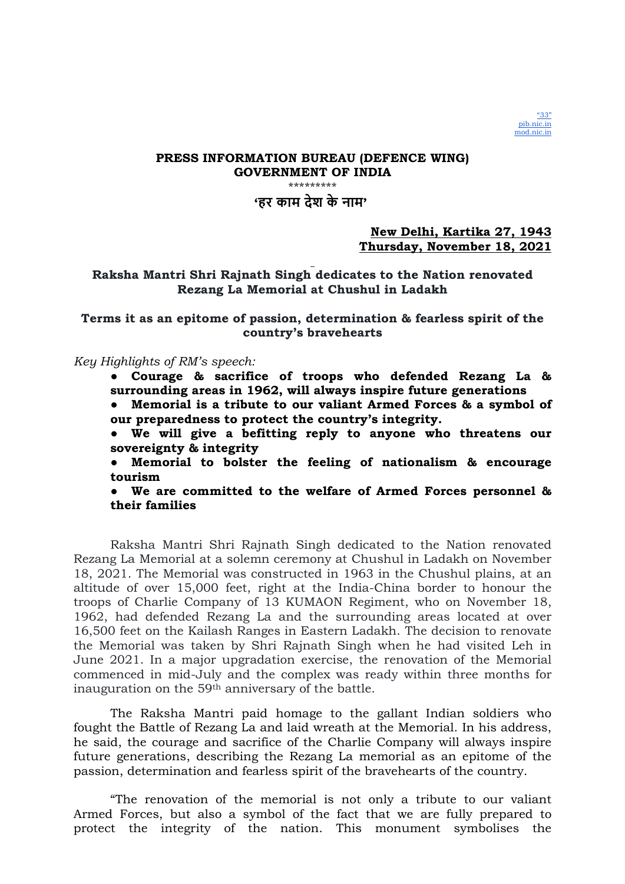**PRESS INFORMATION BUREAU (DEFENCE WING)**
**GOVERNMENT OF INDIA**

\*\*\*\*\*\*\*\*\*

**'हर काम देश के नाम'**

**New Delhi, Kartika 27, 1943**
**Thursday, November 18, 2021**

## Raksha Mantri Shri Rajnath Singh dedicates to the Nation renovated Rezang La Memorial at Chushul in Ladakh

### Terms it as an epitome of passion, determination & fearless spirit of the country's bravehearts

*Key Highlights of RM's speech:*

- **Courage & sacrifice of troops who defended Rezang La & surrounding areas in 1962, will always inspire future generations**
- **Memorial is a tribute to our valiant Armed Forces & a symbol of our preparedness to protect the country's integrity.**
- **We will give a befitting reply to anyone who threatens our sovereignty & integrity**
- **Memorial to bolster the feeling of nationalism & encourage tourism**
- **We are committed to the welfare of Armed Forces personnel & their families**

Raksha Mantri Shri Rajnath Singh dedicated to the Nation renovated Rezang La Memorial at a solemn ceremony at Chushul in Ladakh on November 18, 2021. The Memorial was constructed in 1963 in the Chushul plains, at an altitude of over 15,000 feet, right at the India-China border to honour the troops of Charlie Company of 13 KUMAON Regiment, who on November 18, 1962, had defended Rezang La and the surrounding areas located at over 16,500 feet on the Kailash Ranges in Eastern Ladakh. The decision to renovate the Memorial was taken by Shri Rajnath Singh when he had visited Leh in June 2021. In a major upgradation exercise, the renovation of the Memorial commenced in mid-July and the complex was ready within three months for inauguration on the 59th anniversary of the battle.

The Raksha Mantri paid homage to the gallant Indian soldiers who fought the Battle of Rezang La and laid wreath at the Memorial. In his address, he said, the courage and sacrifice of the Charlie Company will always inspire future generations, describing the Rezang La memorial as an epitome of the passion, determination and fearless spirit of the bravehearts of the country.

"The renovation of the memorial is not only a tribute to our valiant Armed Forces, but also a symbol of the fact that we are fully prepared to protect the integrity of the nation. This monument symbolises the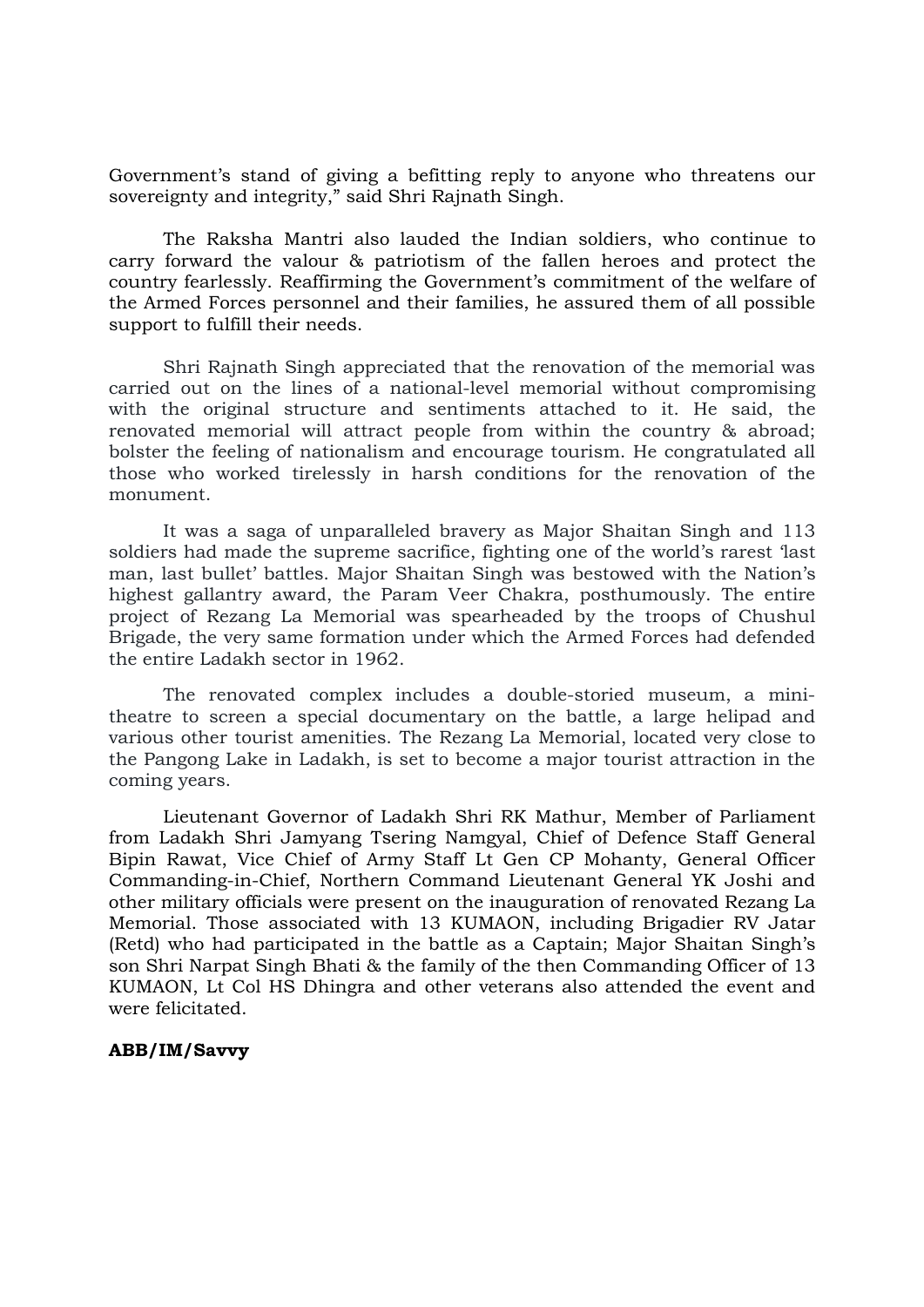Government's stand of giving a befitting reply to anyone who threatens our sovereignty and integrity," said Shri Rajnath Singh.

The Raksha Mantri also lauded the Indian soldiers, who continue to carry forward the valour & patriotism of the fallen heroes and protect the country fearlessly. Reaffirming the Government's commitment of the welfare of the Armed Forces personnel and their families, he assured them of all possible support to fulfill their needs.

Shri Rajnath Singh appreciated that the renovation of the memorial was carried out on the lines of a national-level memorial without compromising with the original structure and sentiments attached to it. He said, the renovated memorial will attract people from within the country & abroad; bolster the feeling of nationalism and encourage tourism. He congratulated all those who worked tirelessly in harsh conditions for the renovation of the monument.

It was a saga of unparalleled bravery as Major Shaitan Singh and 113 soldiers had made the supreme sacrifice, fighting one of the world's rarest 'last man, last bullet' battles. Major Shaitan Singh was bestowed with the Nation's highest gallantry award, the Param Veer Chakra, posthumously. The entire project of Rezang La Memorial was spearheaded by the troops of Chushul Brigade, the very same formation under which the Armed Forces had defended the entire Ladakh sector in 1962.

The renovated complex includes a double-storied museum, a mini-theatre to screen a special documentary on the battle, a large helipad and various other tourist amenities. The Rezang La Memorial, located very close to the Pangong Lake in Ladakh, is set to become a major tourist attraction in the coming years.

Lieutenant Governor of Ladakh Shri RK Mathur, Member of Parliament from Ladakh Shri Jamyang Tsering Namgyal, Chief of Defence Staff General Bipin Rawat, Vice Chief of Army Staff Lt Gen CP Mohanty, General Officer Commanding-in-Chief, Northern Command Lieutenant General YK Joshi and other military officials were present on the inauguration of renovated Rezang La Memorial. Those associated with 13 KUMAON, including Brigadier RV Jatar (Retd) who had participated in the battle as a Captain; Major Shaitan Singh's son Shri Narpat Singh Bhati & the family of the then Commanding Officer of 13 KUMAON, Lt Col HS Dhingra and other veterans also attended the event and were felicitated.

**ABB/IM/Savvy**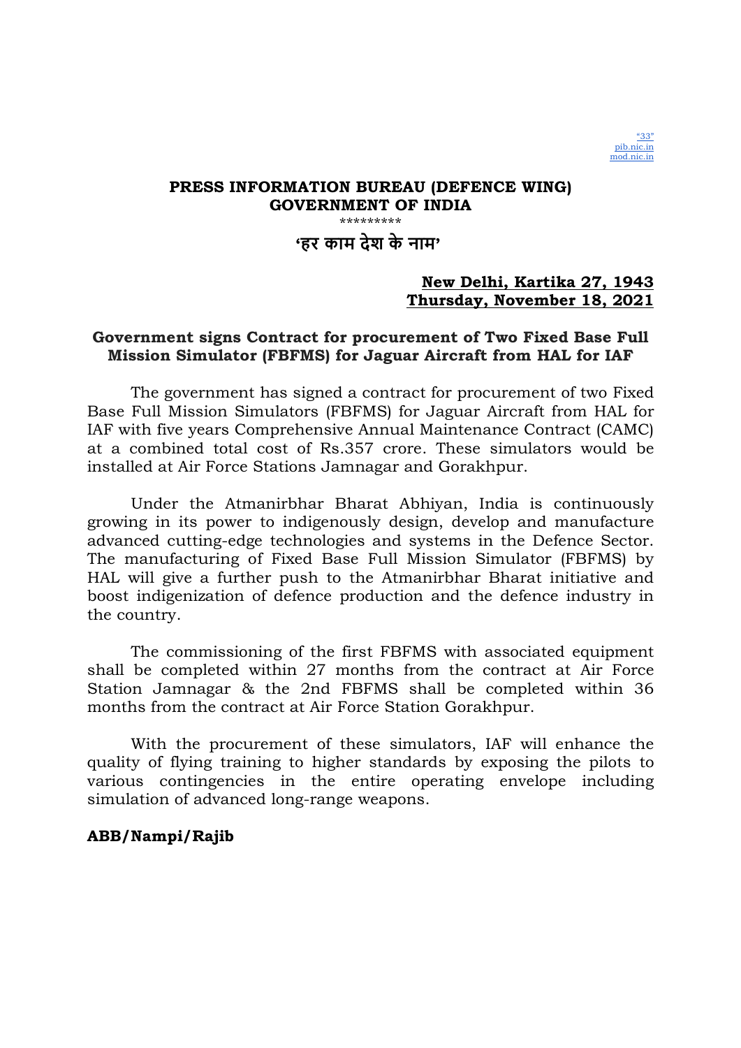"33"
pib.nic.in
mod.nic.in

**PRESS INFORMATION BUREAU (DEFENCE WING)**
**GOVERNMENT OF INDIA**

*********

**'हर काम देश के नाम'**

**New Delhi, Kartika 27, 1943**
**Thursday, November 18, 2021**

## Government signs Contract for procurement of Two Fixed Base Full Mission Simulator (FBFMS) for Jaguar Aircraft from HAL for IAF

The government has signed a contract for procurement of two Fixed Base Full Mission Simulators (FBFMS) for Jaguar Aircraft from HAL for IAF with five years Comprehensive Annual Maintenance Contract (CAMC) at a combined total cost of Rs.357 crore. These simulators would be installed at Air Force Stations Jamnagar and Gorakhpur.

Under the Atmanirbhar Bharat Abhiyan, India is continuously growing in its power to indigenously design, develop and manufacture advanced cutting-edge technologies and systems in the Defence Sector. The manufacturing of Fixed Base Full Mission Simulator (FBFMS) by HAL will give a further push to the Atmanirbhar Bharat initiative and boost indigenization of defence production and the defence industry in the country.

The commissioning of the first FBFMS with associated equipment shall be completed within 27 months from the contract at Air Force Station Jamnagar & the 2nd FBFMS shall be completed within 36 months from the contract at Air Force Station Gorakhpur.

With the procurement of these simulators, IAF will enhance the quality of flying training to higher standards by exposing the pilots to various contingencies in the entire operating envelope including simulation of advanced long-range weapons.

**ABB/Nampi/Rajib**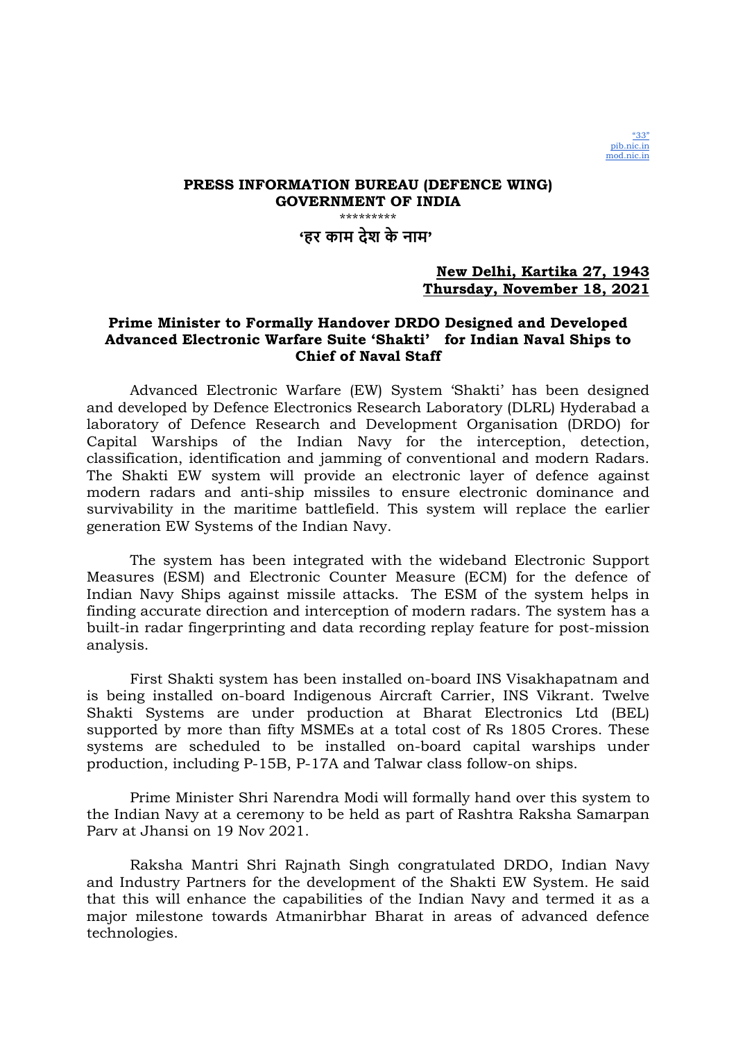"33"
pib.nic.in
mod.nic.in

**PRESS INFORMATION BUREAU (DEFENCE WING)**
**GOVERNMENT OF INDIA**

\*\*\*\*\*\*\*\*\*

**'हर काम देश के नाम'**

**New Delhi, Kartika 27, 1943**
**Thursday, November 18, 2021**

## Prime Minister to Formally Handover DRDO Designed and Developed Advanced Electronic Warfare Suite 'Shakti' for Indian Naval Ships to Chief of Naval Staff

Advanced Electronic Warfare (EW) System 'Shakti' has been designed and developed by Defence Electronics Research Laboratory (DLRL) Hyderabad a laboratory of Defence Research and Development Organisation (DRDO) for Capital Warships of the Indian Navy for the interception, detection, classification, identification and jamming of conventional and modern Radars. The Shakti EW system will provide an electronic layer of defence against modern radars and anti-ship missiles to ensure electronic dominance and survivability in the maritime battlefield. This system will replace the earlier generation EW Systems of the Indian Navy.

The system has been integrated with the wideband Electronic Support Measures (ESM) and Electronic Counter Measure (ECM) for the defence of Indian Navy Ships against missile attacks. The ESM of the system helps in finding accurate direction and interception of modern radars. The system has a built-in radar fingerprinting and data recording replay feature for post-mission analysis.

First Shakti system has been installed on-board INS Visakhapatnam and is being installed on-board Indigenous Aircraft Carrier, INS Vikrant. Twelve Shakti Systems are under production at Bharat Electronics Ltd (BEL) supported by more than fifty MSMEs at a total cost of Rs 1805 Crores. These systems are scheduled to be installed on-board capital warships under production, including P-15B, P-17A and Talwar class follow-on ships.

Prime Minister Shri Narendra Modi will formally hand over this system to the Indian Navy at a ceremony to be held as part of Rashtra Raksha Samarpan Parv at Jhansi on 19 Nov 2021.

Raksha Mantri Shri Rajnath Singh congratulated DRDO, Indian Navy and Industry Partners for the development of the Shakti EW System. He said that this will enhance the capabilities of the Indian Navy and termed it as a major milestone towards Atmanirbhar Bharat in areas of advanced defence technologies.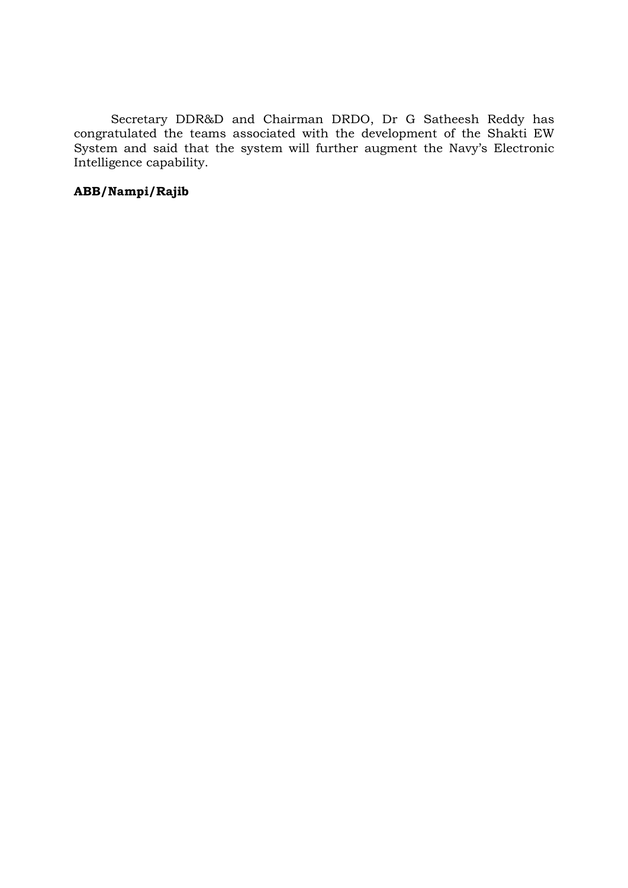Secretary DDR&D and Chairman DRDO, Dr G Satheesh Reddy has congratulated the teams associated with the development of the Shakti EW System and said that the system will further augment the Navy's Electronic Intelligence capability.

**ABB/Nampi/Rajib**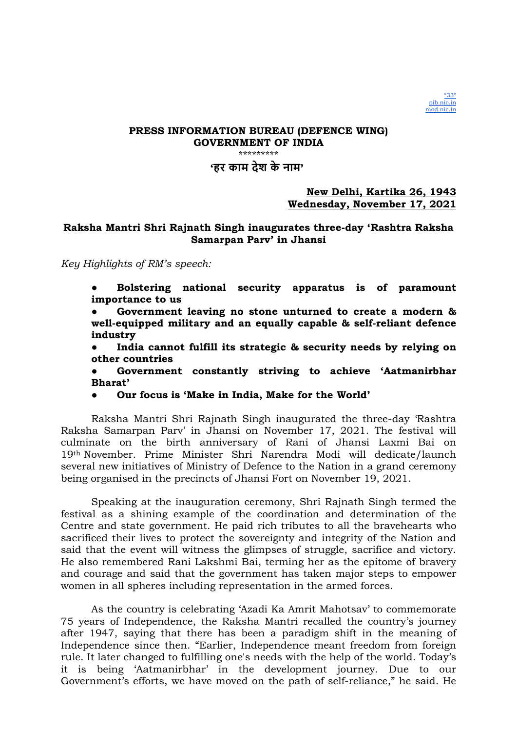"33"
pib.nic.in
mod.nic.in

**PRESS INFORMATION BUREAU (DEFENCE WING)**
**GOVERNMENT OF INDIA**

\*\*\*\*\*\*\*\*\*

**'हर काम देश के नाम'**

**New Delhi, Kartika 26, 1943**
**Wednesday, November 17, 2021**

## Raksha Mantri Shri Rajnath Singh inaugurates three-day 'Rashtra Raksha Samarpan Parv' in Jhansi

*Key Highlights of RM's speech:*

- **Bolstering national security apparatus is of paramount importance to us**
- **Government leaving no stone unturned to create a modern & well-equipped military and an equally capable & self-reliant defence industry**
- **India cannot fulfill its strategic & security needs by relying on other countries**
- **Government constantly striving to achieve 'Aatmanirbhar Bharat'**
- **Our focus is 'Make in India, Make for the World'**

Raksha Mantri Shri Rajnath Singh inaugurated the three-day 'Rashtra Raksha Samarpan Parv' in Jhansi on November 17, 2021. The festival will culminate on the birth anniversary of Rani of Jhansi Laxmi Bai on 19th November. Prime Minister Shri Narendra Modi will dedicate/launch several new initiatives of Ministry of Defence to the Nation in a grand ceremony being organised in the precincts of Jhansi Fort on November 19, 2021.

Speaking at the inauguration ceremony, Shri Rajnath Singh termed the festival as a shining example of the coordination and determination of the Centre and state government. He paid rich tributes to all the bravehearts who sacrificed their lives to protect the sovereignty and integrity of the Nation and said that the event will witness the glimpses of struggle, sacrifice and victory. He also remembered Rani Lakshmi Bai, terming her as the epitome of bravery and courage and said that the government has taken major steps to empower women in all spheres including representation in the armed forces.

As the country is celebrating 'Azadi Ka Amrit Mahotsav' to commemorate 75 years of Independence, the Raksha Mantri recalled the country's journey after 1947, saying that there has been a paradigm shift in the meaning of Independence since then. "Earlier, Independence meant freedom from foreign rule. It later changed to fulfilling one's needs with the help of the world. Today's it is being 'Aatmanirbhar' in the development journey. Due to our Government's efforts, we have moved on the path of self-reliance," he said. He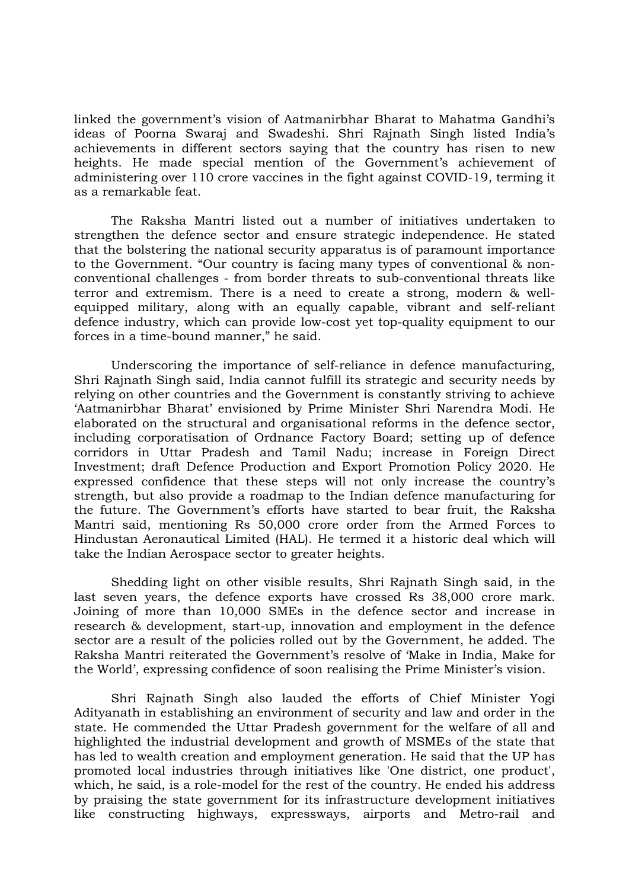linked the government's vision of Aatmanirbhar Bharat to Mahatma Gandhi's ideas of Poorna Swaraj and Swadeshi. Shri Rajnath Singh listed India's achievements in different sectors saying that the country has risen to new heights. He made special mention of the Government's achievement of administering over 110 crore vaccines in the fight against COVID-19, terming it as a remarkable feat.

The Raksha Mantri listed out a number of initiatives undertaken to strengthen the defence sector and ensure strategic independence. He stated that the bolstering the national security apparatus is of paramount importance to the Government. "Our country is facing many types of conventional & non-conventional challenges - from border threats to sub-conventional threats like terror and extremism. There is a need to create a strong, modern & well-equipped military, along with an equally capable, vibrant and self-reliant defence industry, which can provide low-cost yet top-quality equipment to our forces in a time-bound manner," he said.

Underscoring the importance of self-reliance in defence manufacturing, Shri Rajnath Singh said, India cannot fulfill its strategic and security needs by relying on other countries and the Government is constantly striving to achieve 'Aatmanirbhar Bharat' envisioned by Prime Minister Shri Narendra Modi. He elaborated on the structural and organisational reforms in the defence sector, including corporatisation of Ordnance Factory Board; setting up of defence corridors in Uttar Pradesh and Tamil Nadu; increase in Foreign Direct Investment; draft Defence Production and Export Promotion Policy 2020. He expressed confidence that these steps will not only increase the country's strength, but also provide a roadmap to the Indian defence manufacturing for the future. The Government's efforts have started to bear fruit, the Raksha Mantri said, mentioning Rs 50,000 crore order from the Armed Forces to Hindustan Aeronautical Limited (HAL). He termed it a historic deal which will take the Indian Aerospace sector to greater heights.

Shedding light on other visible results, Shri Rajnath Singh said, in the last seven years, the defence exports have crossed Rs 38,000 crore mark. Joining of more than 10,000 SMEs in the defence sector and increase in research & development, start-up, innovation and employment in the defence sector are a result of the policies rolled out by the Government, he added. The Raksha Mantri reiterated the Government's resolve of 'Make in India, Make for the World', expressing confidence of soon realising the Prime Minister's vision.

Shri Rajnath Singh also lauded the efforts of Chief Minister Yogi Adityanath in establishing an environment of security and law and order in the state. He commended the Uttar Pradesh government for the welfare of all and highlighted the industrial development and growth of MSMEs of the state that has led to wealth creation and employment generation. He said that the UP has promoted local industries through initiatives like 'One district, one product', which, he said, is a role-model for the rest of the country. He ended his address by praising the state government for its infrastructure development initiatives like constructing highways, expressways, airports and Metro-rail and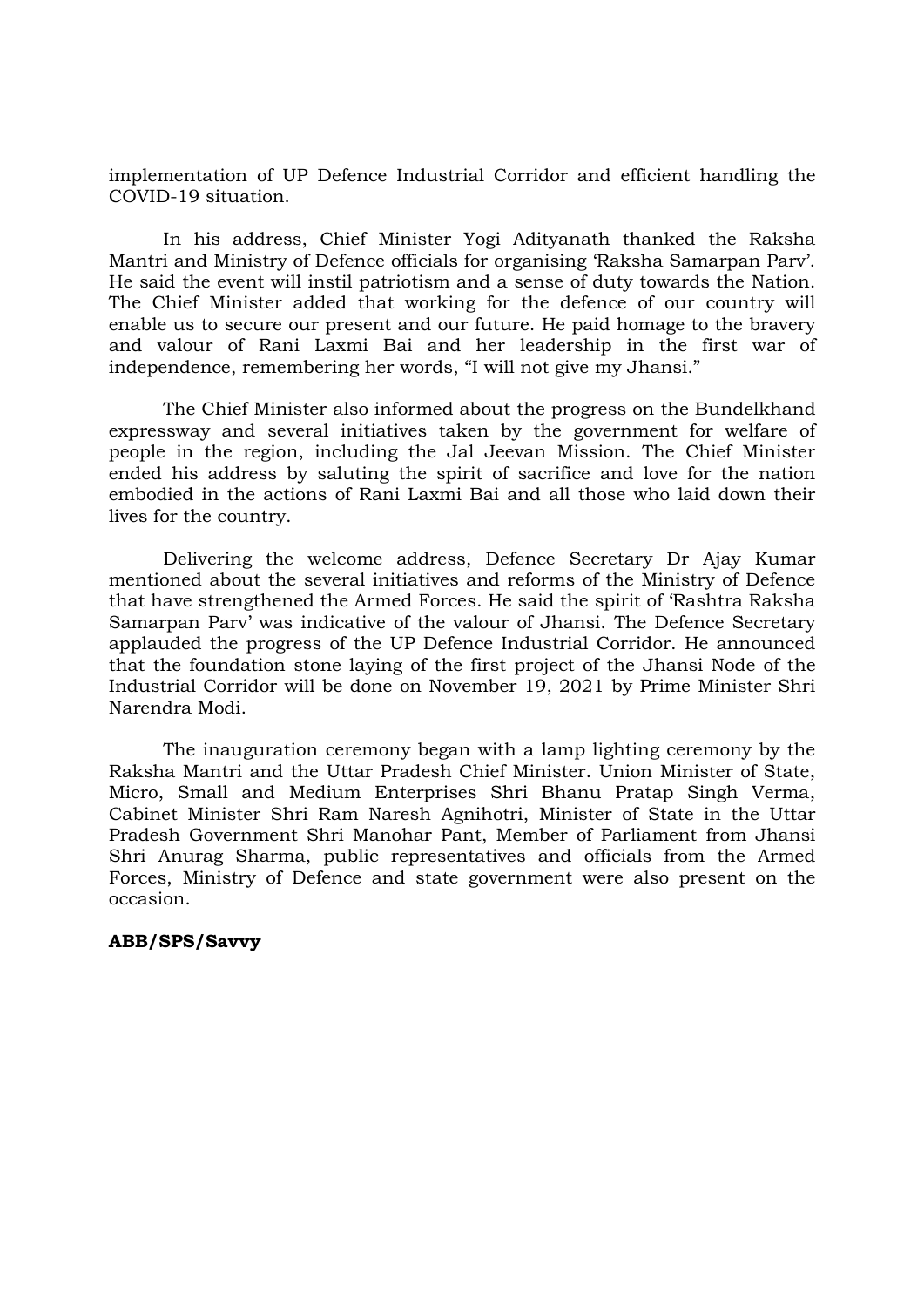implementation of UP Defence Industrial Corridor and efficient handling the COVID-19 situation.

In his address, Chief Minister Yogi Adityanath thanked the Raksha Mantri and Ministry of Defence officials for organising 'Raksha Samarpan Parv'. He said the event will instil patriotism and a sense of duty towards the Nation. The Chief Minister added that working for the defence of our country will enable us to secure our present and our future. He paid homage to the bravery and valour of Rani Laxmi Bai and her leadership in the first war of independence, remembering her words, "I will not give my Jhansi."

The Chief Minister also informed about the progress on the Bundelkhand expressway and several initiatives taken by the government for welfare of people in the region, including the Jal Jeevan Mission. The Chief Minister ended his address by saluting the spirit of sacrifice and love for the nation embodied in the actions of Rani Laxmi Bai and all those who laid down their lives for the country.

Delivering the welcome address, Defence Secretary Dr Ajay Kumar mentioned about the several initiatives and reforms of the Ministry of Defence that have strengthened the Armed Forces. He said the spirit of 'Rashtra Raksha Samarpan Parv' was indicative of the valour of Jhansi. The Defence Secretary applauded the progress of the UP Defence Industrial Corridor. He announced that the foundation stone laying of the first project of the Jhansi Node of the Industrial Corridor will be done on November 19, 2021 by Prime Minister Shri Narendra Modi.

The inauguration ceremony began with a lamp lighting ceremony by the Raksha Mantri and the Uttar Pradesh Chief Minister. Union Minister of State, Micro, Small and Medium Enterprises Shri Bhanu Pratap Singh Verma, Cabinet Minister Shri Ram Naresh Agnihotri, Minister of State in the Uttar Pradesh Government Shri Manohar Pant, Member of Parliament from Jhansi Shri Anurag Sharma, public representatives and officials from the Armed Forces, Ministry of Defence and state government were also present on the occasion.

**ABB/SPS/Savvy**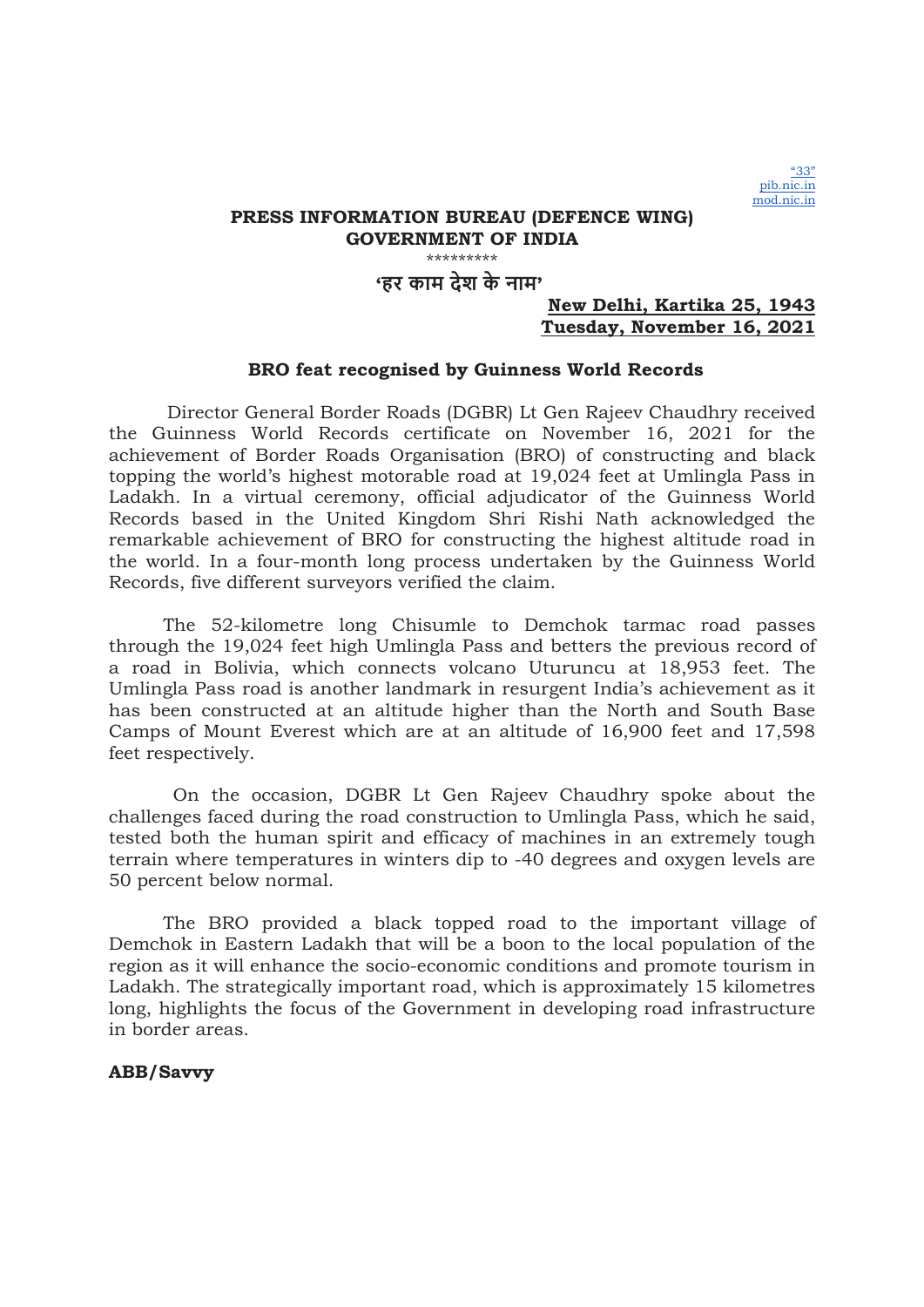"33"
pib.nic.in
mod.nic.in

**PRESS INFORMATION BUREAU (DEFENCE WING)**
**GOVERNMENT OF INDIA**

\*\*\*\*\*\*\*\*\*

**'हर काम देश के नाम'**

**New Delhi, Kartika 25, 1943**
**Tuesday, November 16, 2021**

**BRO feat recognised by Guinness World Records**

Director General Border Roads (DGBR) Lt Gen Rajeev Chaudhry received the Guinness World Records certificate on November 16, 2021 for the achievement of Border Roads Organisation (BRO) of constructing and black topping the world's highest motorable road at 19,024 feet at Umlingla Pass in Ladakh. In a virtual ceremony, official adjudicator of the Guinness World Records based in the United Kingdom Shri Rishi Nath acknowledged the remarkable achievement of BRO for constructing the highest altitude road in the world. In a four-month long process undertaken by the Guinness World Records, five different surveyors verified the claim.

The 52-kilometre long Chisumle to Demchok tarmac road passes through the 19,024 feet high Umlingla Pass and betters the previous record of a road in Bolivia, which connects volcano Uturuncu at 18,953 feet. The Umlingla Pass road is another landmark in resurgent India's achievement as it has been constructed at an altitude higher than the North and South Base Camps of Mount Everest which are at an altitude of 16,900 feet and 17,598 feet respectively.

On the occasion, DGBR Lt Gen Rajeev Chaudhry spoke about the challenges faced during the road construction to Umlingla Pass, which he said, tested both the human spirit and efficacy of machines in an extremely tough terrain where temperatures in winters dip to -40 degrees and oxygen levels are 50 percent below normal.

The BRO provided a black topped road to the important village of Demchok in Eastern Ladakh that will be a boon to the local population of the region as it will enhance the socio-economic conditions and promote tourism in Ladakh. The strategically important road, which is approximately 15 kilometres long, highlights the focus of the Government in developing road infrastructure in border areas.

**ABB/Savvy**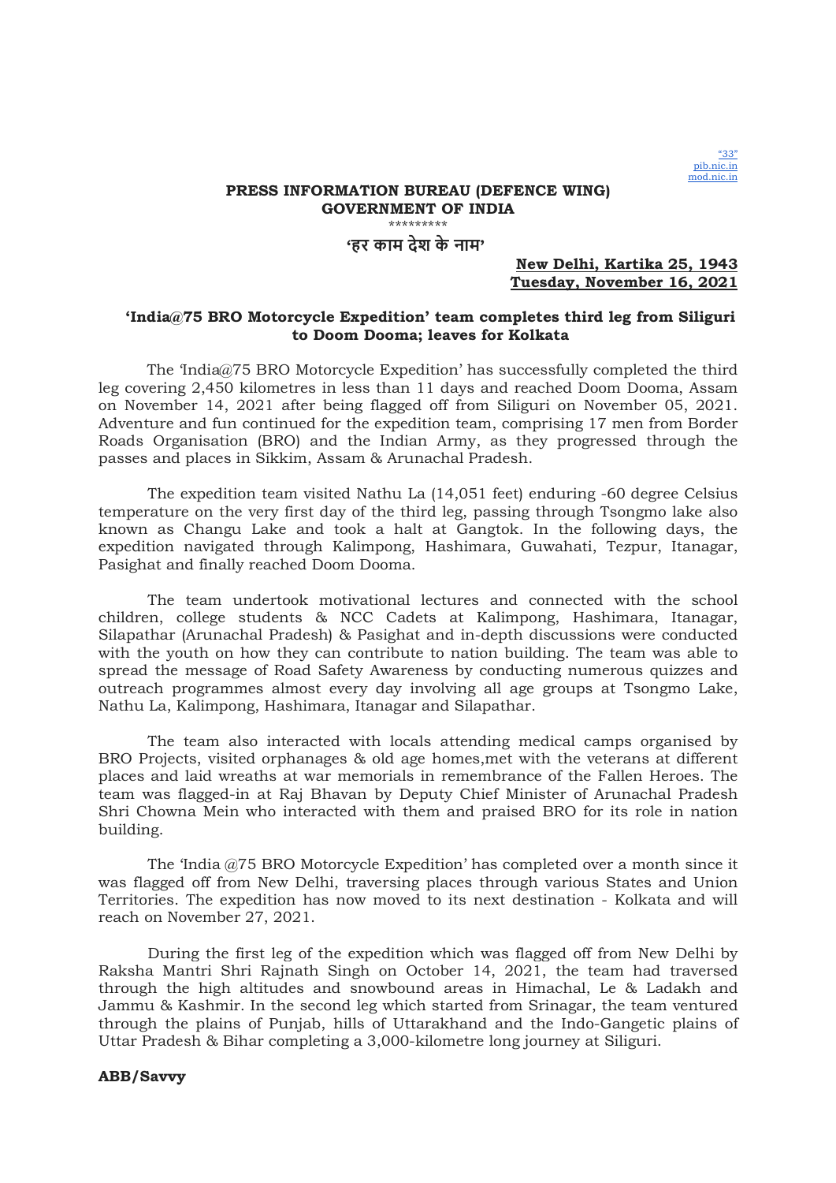"33"
pib.nic.in
mod.nic.in

**PRESS INFORMATION BUREAU (DEFENCE WING)**
**GOVERNMENT OF INDIA**

\*\*\*\*\*\*\*\*\*

**'हर काम देश के नाम'**

**New Delhi, Kartika 25, 1943**
**Tuesday, November 16, 2021**

## 'India@75 BRO Motorcycle Expedition' team completes third leg from Siliguri to Doom Dooma; leaves for Kolkata

The 'India@75 BRO Motorcycle Expedition' has successfully completed the third leg covering 2,450 kilometres in less than 11 days and reached Doom Dooma, Assam on November 14, 2021 after being flagged off from Siliguri on November 05, 2021. Adventure and fun continued for the expedition team, comprising 17 men from Border Roads Organisation (BRO) and the Indian Army, as they progressed through the passes and places in Sikkim, Assam & Arunachal Pradesh.

The expedition team visited Nathu La (14,051 feet) enduring -60 degree Celsius temperature on the very first day of the third leg, passing through Tsongmo lake also known as Changu Lake and took a halt at Gangtok. In the following days, the expedition navigated through Kalimpong, Hashimara, Guwahati, Tezpur, Itanagar, Pasighat and finally reached Doom Dooma.

The team undertook motivational lectures and connected with the school children, college students & NCC Cadets at Kalimpong, Hashimara, Itanagar, Silapathar (Arunachal Pradesh) & Pasighat and in-depth discussions were conducted with the youth on how they can contribute to nation building. The team was able to spread the message of Road Safety Awareness by conducting numerous quizzes and outreach programmes almost every day involving all age groups at Tsongmo Lake, Nathu La, Kalimpong, Hashimara, Itanagar and Silapathar.

The team also interacted with locals attending medical camps organised by BRO Projects, visited orphanages & old age homes,met with the veterans at different places and laid wreaths at war memorials in remembrance of the Fallen Heroes. The team was flagged-in at Raj Bhavan by Deputy Chief Minister of Arunachal Pradesh Shri Chowna Mein who interacted with them and praised BRO for its role in nation building.

The 'India @75 BRO Motorcycle Expedition' has completed over a month since it was flagged off from New Delhi, traversing places through various States and Union Territories. The expedition has now moved to its next destination - Kolkata and will reach on November 27, 2021.

During the first leg of the expedition which was flagged off from New Delhi by Raksha Mantri Shri Rajnath Singh on October 14, 2021, the team had traversed through the high altitudes and snowbound areas in Himachal, Le & Ladakh and Jammu & Kashmir. In the second leg which started from Srinagar, the team ventured through the plains of Punjab, hills of Uttarakhand and the Indo-Gangetic plains of Uttar Pradesh & Bihar completing a 3,000-kilometre long journey at Siliguri.

**ABB/Savvy**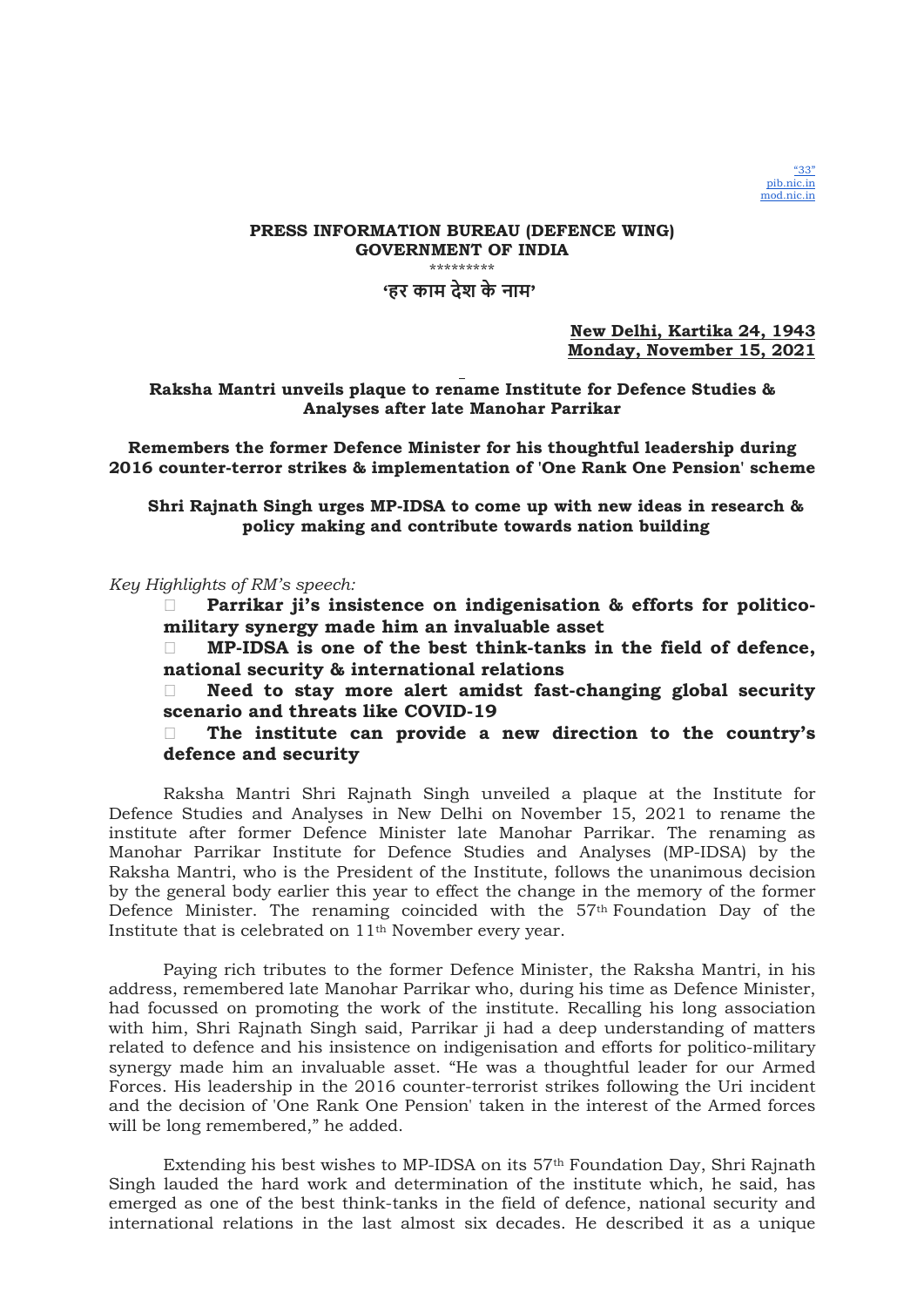"33"
pib.nic.in
mod.nic.in

**PRESS INFORMATION BUREAU (DEFENCE WING)**
**GOVERNMENT OF INDIA**

\*\*\*\*\*\*\*\*\*

**'हर काम देश के नाम'**

**New Delhi, Kartika 24, 1943**
**Monday, November 15, 2021**

## Raksha Mantri unveils plaque to rename Institute for Defence Studies & Analyses after late Manohar Parrikar

### Remembers the former Defence Minister for his thoughtful leadership during 2016 counter-terror strikes & implementation of 'One Rank One Pension' scheme

### Shri Rajnath Singh urges MP-IDSA to come up with new ideas in research & policy making and contribute towards nation building

*Key Highlights of RM's speech:*

- **Parrikar ji's insistence on indigenisation & efforts for politico-military synergy made him an invaluable asset**
- **MP-IDSA is one of the best think-tanks in the field of defence, national security & international relations**
- **Need to stay more alert amidst fast-changing global security scenario and threats like COVID-19**
- **The institute can provide a new direction to the country's defence and security**

Raksha Mantri Shri Rajnath Singh unveiled a plaque at the Institute for Defence Studies and Analyses in New Delhi on November 15, 2021 to rename the institute after former Defence Minister late Manohar Parrikar. The renaming as Manohar Parrikar Institute for Defence Studies and Analyses (MP-IDSA) by the Raksha Mantri, who is the President of the Institute, follows the unanimous decision by the general body earlier this year to effect the change in the memory of the former Defence Minister. The renaming coincided with the 57th Foundation Day of the Institute that is celebrated on 11th November every year.

Paying rich tributes to the former Defence Minister, the Raksha Mantri, in his address, remembered late Manohar Parrikar who, during his time as Defence Minister, had focussed on promoting the work of the institute. Recalling his long association with him, Shri Rajnath Singh said, Parrikar ji had a deep understanding of matters related to defence and his insistence on indigenisation and efforts for politico-military synergy made him an invaluable asset. "He was a thoughtful leader for our Armed Forces. His leadership in the 2016 counter-terrorist strikes following the Uri incident and the decision of 'One Rank One Pension' taken in the interest of the Armed forces will be long remembered," he added.

Extending his best wishes to MP-IDSA on its 57th Foundation Day, Shri Rajnath Singh lauded the hard work and determination of the institute which, he said, has emerged as one of the best think-tanks in the field of defence, national security and international relations in the last almost six decades. He described it as a unique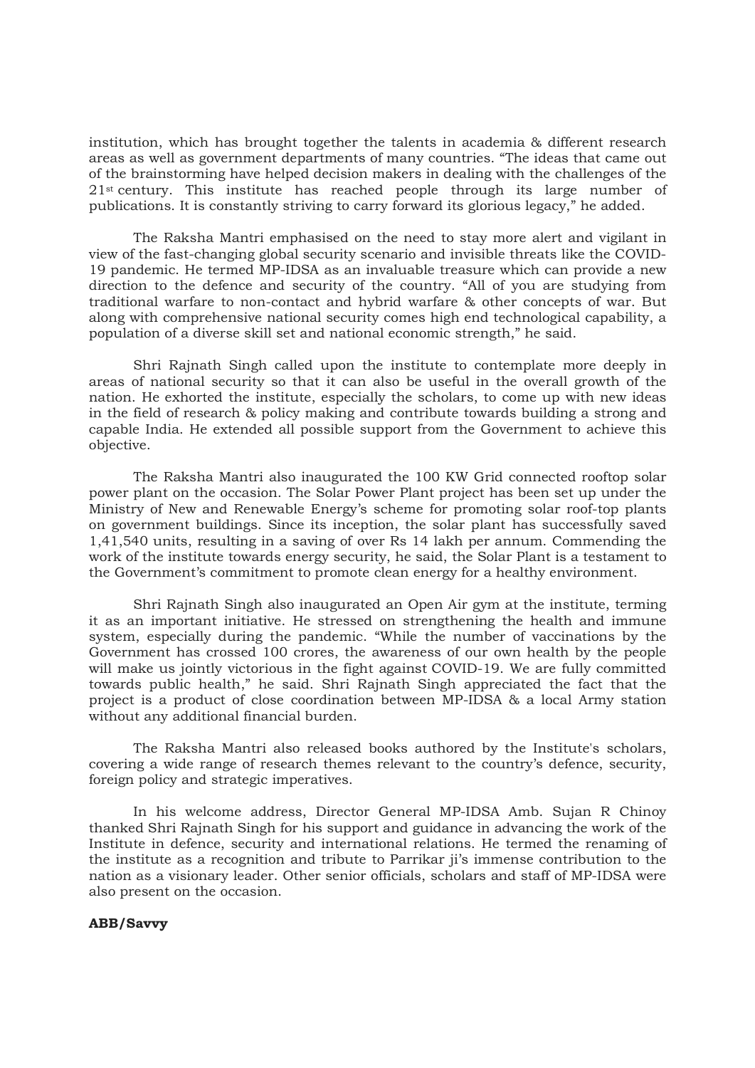institution, which has brought together the talents in academia & different research areas as well as government departments of many countries. "The ideas that came out of the brainstorming have helped decision makers in dealing with the challenges of the 21st century. This institute has reached people through its large number of publications. It is constantly striving to carry forward its glorious legacy," he added.

The Raksha Mantri emphasised on the need to stay more alert and vigilant in view of the fast-changing global security scenario and invisible threats like the COVID-19 pandemic. He termed MP-IDSA as an invaluable treasure which can provide a new direction to the defence and security of the country. "All of you are studying from traditional warfare to non-contact and hybrid warfare & other concepts of war. But along with comprehensive national security comes high end technological capability, a population of a diverse skill set and national economic strength," he said.

Shri Rajnath Singh called upon the institute to contemplate more deeply in areas of national security so that it can also be useful in the overall growth of the nation. He exhorted the institute, especially the scholars, to come up with new ideas in the field of research & policy making and contribute towards building a strong and capable India. He extended all possible support from the Government to achieve this objective.

The Raksha Mantri also inaugurated the 100 KW Grid connected rooftop solar power plant on the occasion. The Solar Power Plant project has been set up under the Ministry of New and Renewable Energy's scheme for promoting solar roof-top plants on government buildings. Since its inception, the solar plant has successfully saved 1,41,540 units, resulting in a saving of over Rs 14 lakh per annum. Commending the work of the institute towards energy security, he said, the Solar Plant is a testament to the Government's commitment to promote clean energy for a healthy environment.

Shri Rajnath Singh also inaugurated an Open Air gym at the institute, terming it as an important initiative. He stressed on strengthening the health and immune system, especially during the pandemic. "While the number of vaccinations by the Government has crossed 100 crores, the awareness of our own health by the people will make us jointly victorious in the fight against COVID-19. We are fully committed towards public health," he said. Shri Rajnath Singh appreciated the fact that the project is a product of close coordination between MP-IDSA & a local Army station without any additional financial burden.

The Raksha Mantri also released books authored by the Institute's scholars, covering a wide range of research themes relevant to the country's defence, security, foreign policy and strategic imperatives.

In his welcome address, Director General MP-IDSA Amb. Sujan R Chinoy thanked Shri Rajnath Singh for his support and guidance in advancing the work of the Institute in defence, security and international relations. He termed the renaming of the institute as a recognition and tribute to Parrikar ji's immense contribution to the nation as a visionary leader. Other senior officials, scholars and staff of MP-IDSA were also present on the occasion.

**ABB/Savvy**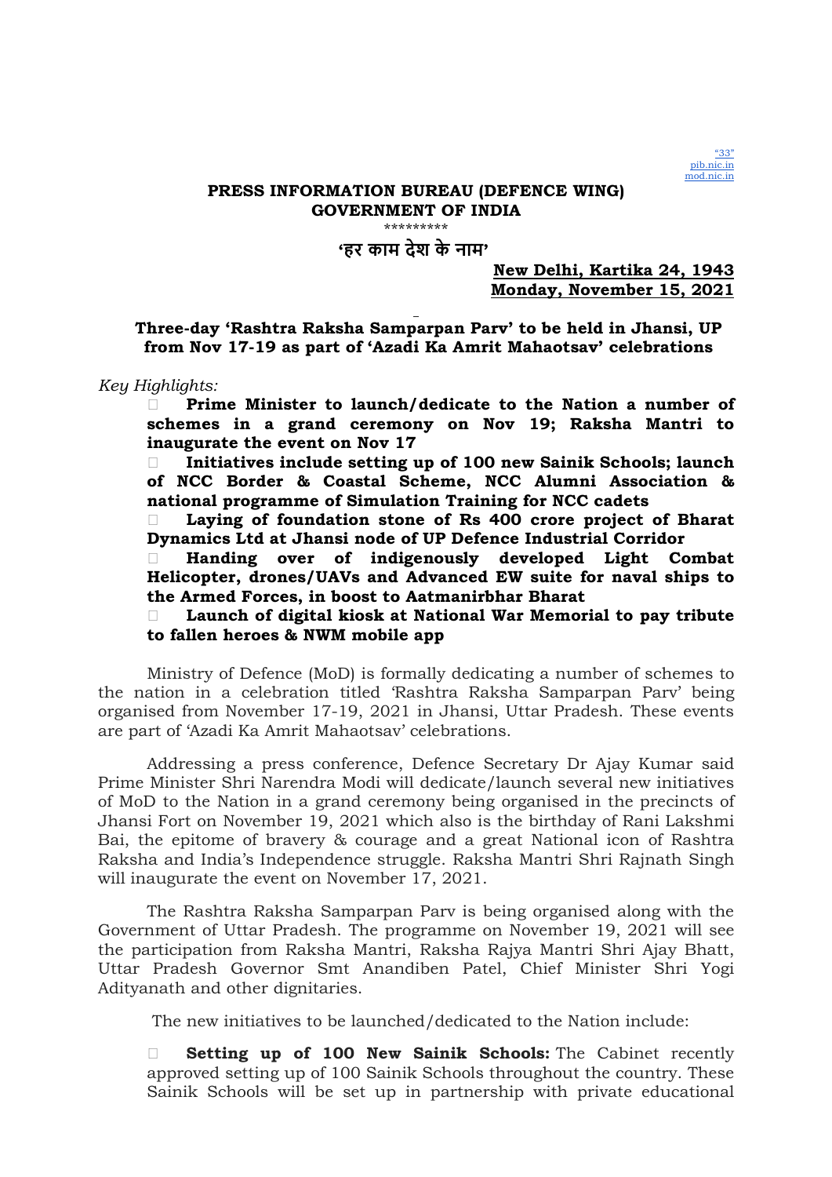"33"
pib.nic.in
mod.nic.in

**PRESS INFORMATION BUREAU (DEFENCE WING)**
**GOVERNMENT OF INDIA**

\*\*\*\*\*\*\*\*\*

**'हर काम देश के नाम'**

**New Delhi, Kartika 24, 1943**
**Monday, November 15, 2021**

**Three-day 'Rashtra Raksha Samparpan Parv' to be held in Jhansi, UP from Nov 17-19 as part of 'Azadi Ka Amrit Mahaotsav' celebrations**

*Key Highlights:*

- **Prime Minister to launch/dedicate to the Nation a number of schemes in a grand ceremony on Nov 19; Raksha Mantri to inaugurate the event on Nov 17**
- **Initiatives include setting up of 100 new Sainik Schools; launch of NCC Border & Coastal Scheme, NCC Alumni Association & national programme of Simulation Training for NCC cadets**
- **Laying of foundation stone of Rs 400 crore project of Bharat Dynamics Ltd at Jhansi node of UP Defence Industrial Corridor**
- **Handing over of indigenously developed Light Combat Helicopter, drones/UAVs and Advanced EW suite for naval ships to the Armed Forces, in boost to Aatmanirbhar Bharat**
- **Launch of digital kiosk at National War Memorial to pay tribute to fallen heroes & NWM mobile app**

Ministry of Defence (MoD) is formally dedicating a number of schemes to the nation in a celebration titled 'Rashtra Raksha Samparpan Parv' being organised from November 17-19, 2021 in Jhansi, Uttar Pradesh. These events are part of 'Azadi Ka Amrit Mahaotsav' celebrations.

Addressing a press conference, Defence Secretary Dr Ajay Kumar said Prime Minister Shri Narendra Modi will dedicate/launch several new initiatives of MoD to the Nation in a grand ceremony being organised in the precincts of Jhansi Fort on November 19, 2021 which also is the birthday of Rani Lakshmi Bai, the epitome of bravery & courage and a great National icon of Rashtra Raksha and India's Independence struggle. Raksha Mantri Shri Rajnath Singh will inaugurate the event on November 17, 2021.

The Rashtra Raksha Samparpan Parv is being organised along with the Government of Uttar Pradesh. The programme on November 19, 2021 will see the participation from Raksha Mantri, Raksha Rajya Mantri Shri Ajay Bhatt, Uttar Pradesh Governor Smt Anandiben Patel, Chief Minister Shri Yogi Adityanath and other dignitaries.

The new initiatives to be launched/dedicated to the Nation include:

- **Setting up of 100 New Sainik Schools:** The Cabinet recently approved setting up of 100 Sainik Schools throughout the country. These Sainik Schools will be set up in partnership with private educational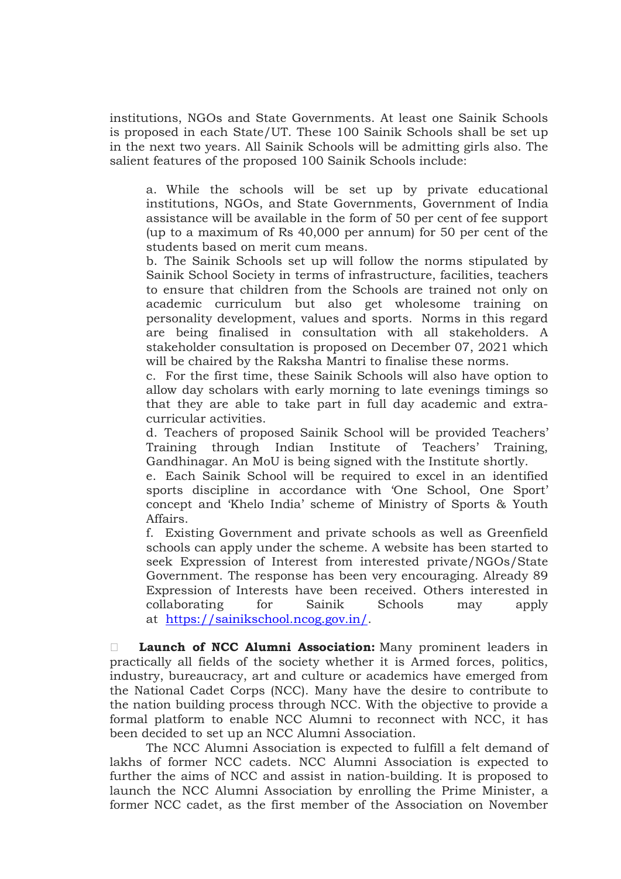institutions, NGOs and State Governments. At least one Sainik Schools is proposed in each State/UT. These 100 Sainik Schools shall be set up in the next two years. All Sainik Schools will be admitting girls also. The salient features of the proposed 100 Sainik Schools include:

a. While the schools will be set up by private educational institutions, NGOs, and State Governments, Government of India assistance will be available in the form of 50 per cent of fee support (up to a maximum of Rs 40,000 per annum) for 50 per cent of the students based on merit cum means.
b. The Sainik Schools set up will follow the norms stipulated by Sainik School Society in terms of infrastructure, facilities, teachers to ensure that children from the Schools are trained not only on academic curriculum but also get wholesome training on personality development, values and sports. Norms in this regard are being finalised in consultation with all stakeholders. A stakeholder consultation is proposed on December 07, 2021 which will be chaired by the Raksha Mantri to finalise these norms.
c. For the first time, these Sainik Schools will also have option to allow day scholars with early morning to late evenings timings so that they are able to take part in full day academic and extra-curricular activities.
d. Teachers of proposed Sainik School will be provided Teachers' Training through Indian Institute of Teachers' Training, Gandhinagar. An MoU is being signed with the Institute shortly.
e. Each Sainik School will be required to excel in an identified sports discipline in accordance with 'One School, One Sport' concept and 'Khelo India' scheme of Ministry of Sports & Youth Affairs.
f. Existing Government and private schools as well as Greenfield schools can apply under the scheme. A website has been started to seek Expression of Interest from interested private/NGOs/State Government. The response has been very encouraging. Already 89 Expression of Interests have been received. Others interested in collaborating for Sainik Schools may apply at https://sainikschool.ncog.gov.in/.

- **Launch of NCC Alumni Association:** Many prominent leaders in practically all fields of the society whether it is Armed forces, politics, industry, bureaucracy, art and culture or academics have emerged from the National Cadet Corps (NCC). Many have the desire to contribute to the nation building process through NCC. With the objective to provide a formal platform to enable NCC Alumni to reconnect with NCC, it has been decided to set up an NCC Alumni Association.

  The NCC Alumni Association is expected to fulfill a felt demand of lakhs of former NCC cadets. NCC Alumni Association is expected to further the aims of NCC and assist in nation-building. It is proposed to launch the NCC Alumni Association by enrolling the Prime Minister, a former NCC cadet, as the first member of the Association on November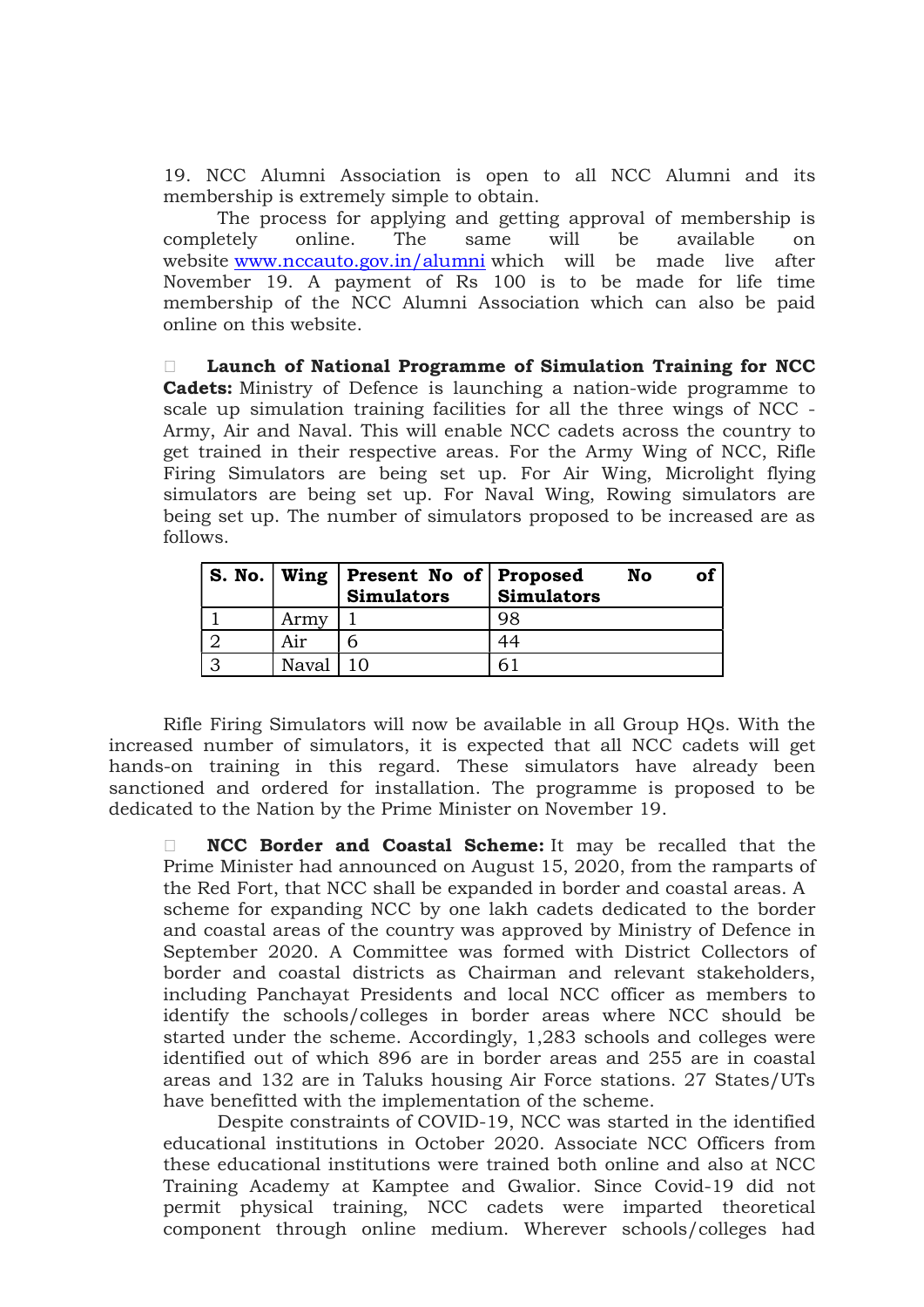19. NCC Alumni Association is open to all NCC Alumni and its membership is extremely simple to obtain.

The process for applying and getting approval of membership is completely online. The same will be available on website [www.nccauto.gov.in/alumni](www.nccauto.gov.in/alumni) which will be made live after November 19. A payment of Rs 100 is to be made for life time membership of the NCC Alumni Association which can also be paid online on this website.

- **Launch of National Programme of Simulation Training for NCC Cadets:** Ministry of Defence is launching a nation-wide programme to scale up simulation training facilities for all the three wings of NCC - Army, Air and Naval. This will enable NCC cadets across the country to get trained in their respective areas. For the Army Wing of NCC, Rifle Firing Simulators are being set up. For Air Wing, Microlight flying simulators are being set up. For Naval Wing, Rowing simulators are being set up. The number of simulators proposed to be increased are as follows.

| S. No. | Wing | Present No of Simulators | Proposed No of Simulators |
|---|---|---|---|
| 1 | Army | 1 | 98 |
| 2 | Air | 6 | 44 |
| 3 | Naval | 10 | 61 |

Rifle Firing Simulators will now be available in all Group HQs. With the increased number of simulators, it is expected that all NCC cadets will get hands-on training in this regard. These simulators have already been sanctioned and ordered for installation. The programme is proposed to be dedicated to the Nation by the Prime Minister on November 19.

- **NCC Border and Coastal Scheme:** It may be recalled that the Prime Minister had announced on August 15, 2020, from the ramparts of the Red Fort, that NCC shall be expanded in border and coastal areas. A scheme for expanding NCC by one lakh cadets dedicated to the border and coastal areas of the country was approved by Ministry of Defence in September 2020. A Committee was formed with District Collectors of border and coastal districts as Chairman and relevant stakeholders, including Panchayat Presidents and local NCC officer as members to identify the schools/colleges in border areas where NCC should be started under the scheme. Accordingly, 1,283 schools and colleges were identified out of which 896 are in border areas and 255 are in coastal areas and 132 are in Taluks housing Air Force stations. 27 States/UTs have benefitted with the implementation of the scheme.

  Despite constraints of COVID-19, NCC was started in the identified educational institutions in October 2020. Associate NCC Officers from these educational institutions were trained both online and also at NCC Training Academy at Kamptee and Gwalior. Since Covid-19 did not permit physical training, NCC cadets were imparted theoretical component through online medium. Wherever schools/colleges had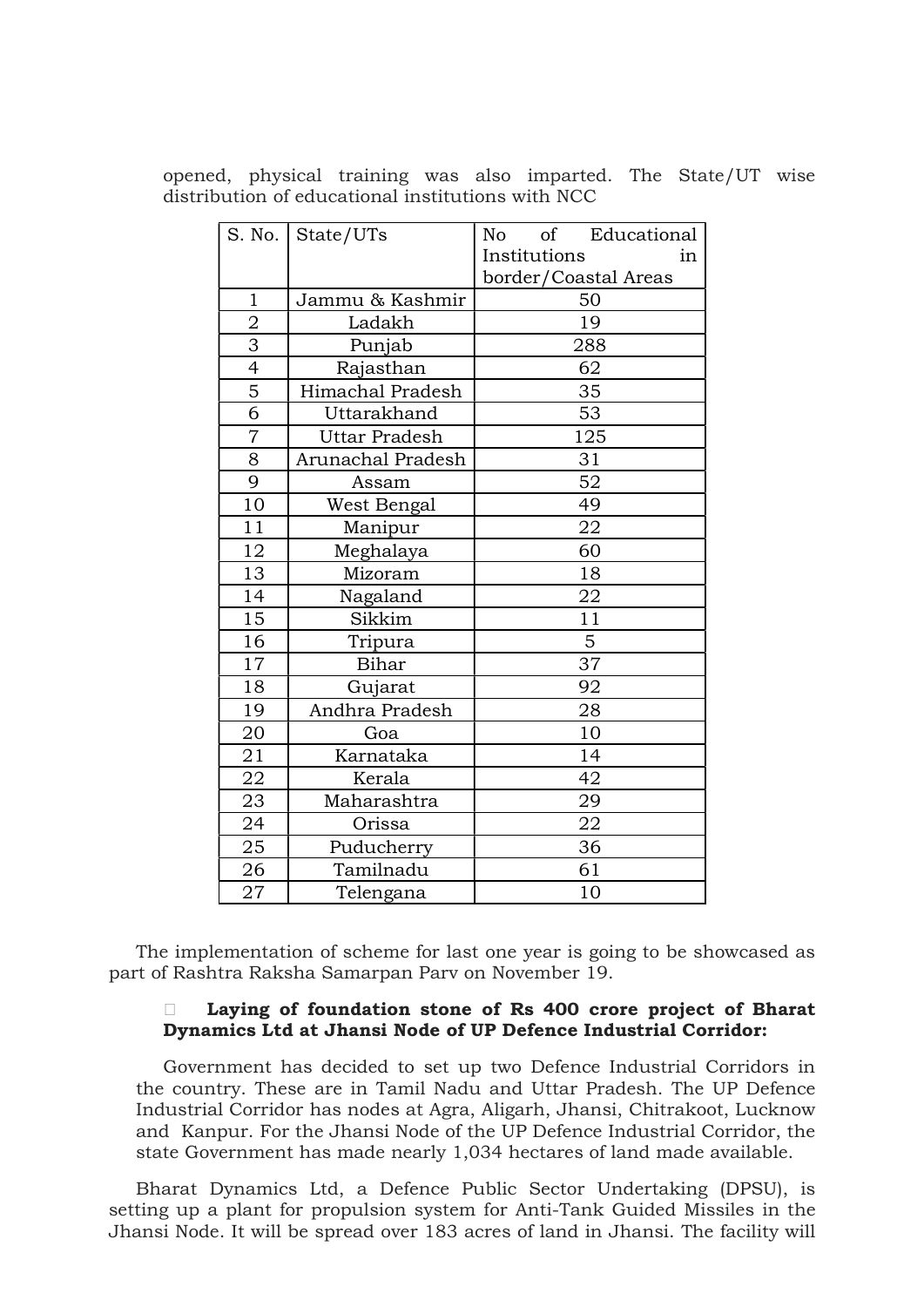opened, physical training was also imparted. The State/UT wise distribution of educational institutions with NCC

| S. No. | State/UTs | No of Educational Institutions in border/Coastal Areas |
|---|---|---|
| 1 | Jammu & Kashmir | 50 |
| 2 | Ladakh | 19 |
| 3 | Punjab | 288 |
| 4 | Rajasthan | 62 |
| 5 | Himachal Pradesh | 35 |
| 6 | Uttarakhand | 53 |
| 7 | Uttar Pradesh | 125 |
| 8 | Arunachal Pradesh | 31 |
| 9 | Assam | 52 |
| 10 | West Bengal | 49 |
| 11 | Manipur | 22 |
| 12 | Meghalaya | 60 |
| 13 | Mizoram | 18 |
| 14 | Nagaland | 22 |
| 15 | Sikkim | 11 |
| 16 | Tripura | 5 |
| 17 | Bihar | 37 |
| 18 | Gujarat | 92 |
| 19 | Andhra Pradesh | 28 |
| 20 | Goa | 10 |
| 21 | Karnataka | 14 |
| 22 | Kerala | 42 |
| 23 | Maharashtra | 29 |
| 24 | Orissa | 22 |
| 25 | Puducherry | 36 |
| 26 | Tamilnadu | 61 |
| 27 | Telengana | 10 |

The implementation of scheme for last one year is going to be showcased as part of Rashtra Raksha Samarpan Parv on November 19.

- **Laying of foundation stone of Rs 400 crore project of Bharat Dynamics Ltd at Jhansi Node of UP Defence Industrial Corridor:**

Government has decided to set up two Defence Industrial Corridors in the country. These are in Tamil Nadu and Uttar Pradesh. The UP Defence Industrial Corridor has nodes at Agra, Aligarh, Jhansi, Chitrakoot, Lucknow and Kanpur. For the Jhansi Node of the UP Defence Industrial Corridor, the state Government has made nearly 1,034 hectares of land made available.

Bharat Dynamics Ltd, a Defence Public Sector Undertaking (DPSU), is setting up a plant for propulsion system for Anti-Tank Guided Missiles in the Jhansi Node. It will be spread over 183 acres of land in Jhansi. The facility will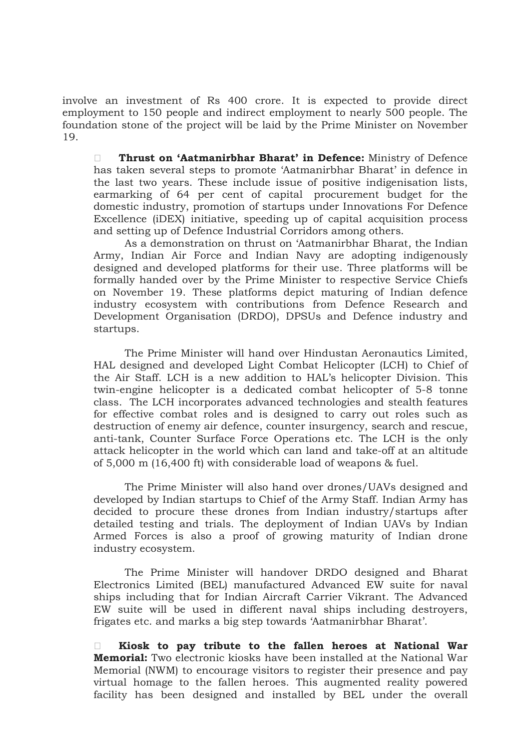involve an investment of Rs 400 crore. It is expected to provide direct employment to 150 people and indirect employment to nearly 500 people. The foundation stone of the project will be laid by the Prime Minister on November 19.

- **Thrust on 'Aatmanirbhar Bharat' in Defence:** Ministry of Defence has taken several steps to promote 'Aatmanirbhar Bharat' in defence in the last two years. These include issue of positive indigenisation lists, earmarking of 64 per cent of capital procurement budget for the domestic industry, promotion of startups under Innovations For Defence Excellence (iDEX) initiative, speeding up of capital acquisition process and setting up of Defence Industrial Corridors among others.

  As a demonstration on thrust on 'Aatmanirbhar Bharat, the Indian Army, Indian Air Force and Indian Navy are adopting indigenously designed and developed platforms for their use. Three platforms will be formally handed over by the Prime Minister to respective Service Chiefs on November 19. These platforms depict maturing of Indian defence industry ecosystem with contributions from Defence Research and Development Organisation (DRDO), DPSUs and Defence industry and startups.

  The Prime Minister will hand over Hindustan Aeronautics Limited, HAL designed and developed Light Combat Helicopter (LCH) to Chief of the Air Staff. LCH is a new addition to HAL's helicopter Division. This twin-engine helicopter is a dedicated combat helicopter of 5-8 tonne class. The LCH incorporates advanced technologies and stealth features for effective combat roles and is designed to carry out roles such as destruction of enemy air defence, counter insurgency, search and rescue, anti-tank, Counter Surface Force Operations etc. The LCH is the only attack helicopter in the world which can land and take-off at an altitude of 5,000 m (16,400 ft) with considerable load of weapons & fuel.

  The Prime Minister will also hand over drones/UAVs designed and developed by Indian startups to Chief of the Army Staff. Indian Army has decided to procure these drones from Indian industry/startups after detailed testing and trials. The deployment of Indian UAVs by Indian Armed Forces is also a proof of growing maturity of Indian drone industry ecosystem.

  The Prime Minister will handover DRDO designed and Bharat Electronics Limited (BEL) manufactured Advanced EW suite for naval ships including that for Indian Aircraft Carrier Vikrant. The Advanced EW suite will be used in different naval ships including destroyers, frigates etc. and marks a big step towards 'Aatmanirbhar Bharat'.

- **Kiosk to pay tribute to the fallen heroes at National War Memorial:** Two electronic kiosks have been installed at the National War Memorial (NWM) to encourage visitors to register their presence and pay virtual homage to the fallen heroes. This augmented reality powered facility has been designed and installed by BEL under the overall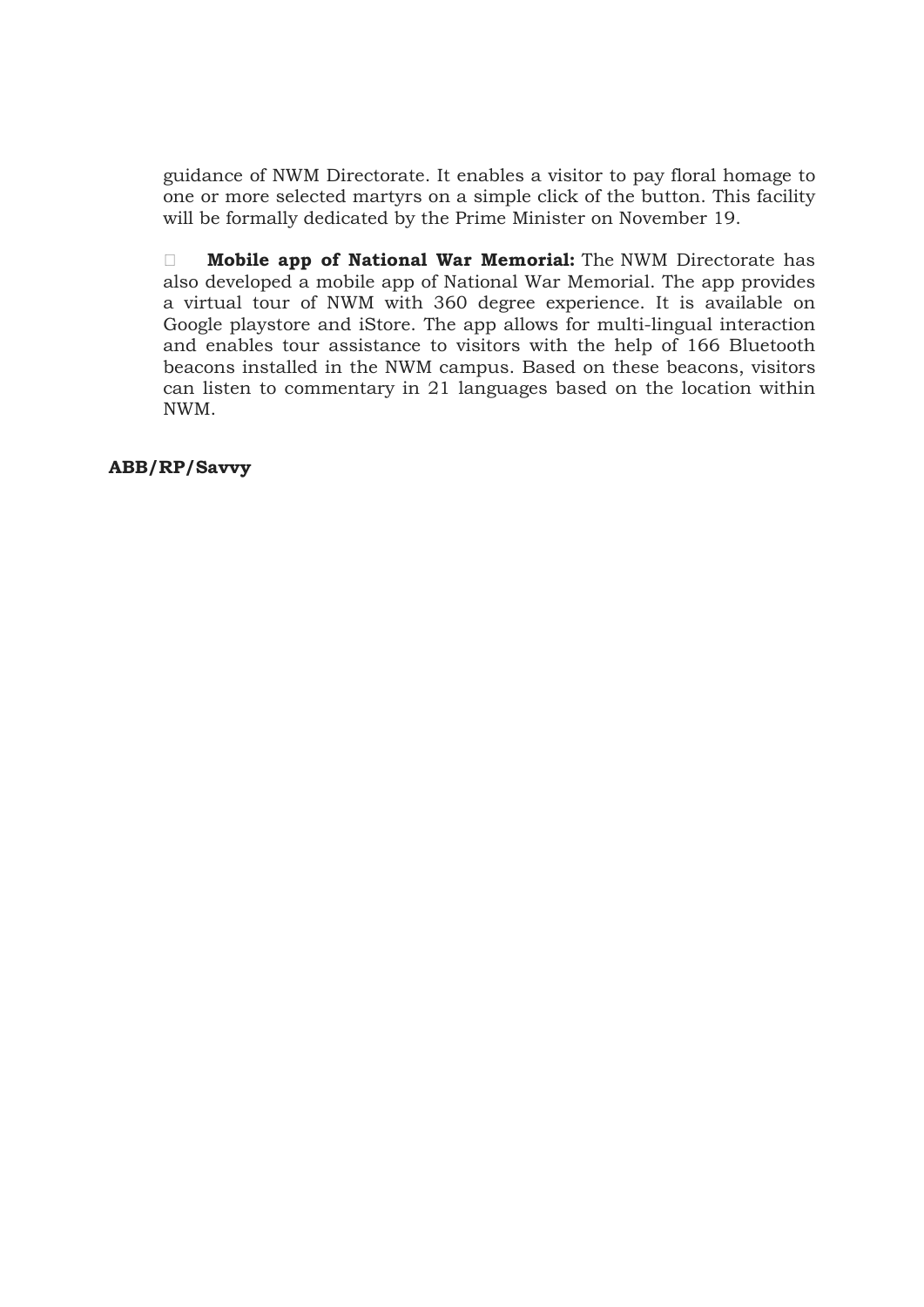guidance of NWM Directorate. It enables a visitor to pay floral homage to one or more selected martyrs on a simple click of the button. This facility will be formally dedicated by the Prime Minister on November 19.

- **Mobile app of National War Memorial:** The NWM Directorate has also developed a mobile app of National War Memorial. The app provides a virtual tour of NWM with 360 degree experience. It is available on Google playstore and iStore. The app allows for multi-lingual interaction and enables tour assistance to visitors with the help of 166 Bluetooth beacons installed in the NWM campus. Based on these beacons, visitors can listen to commentary in 21 languages based on the location within NWM.

**ABB/RP/Savvy**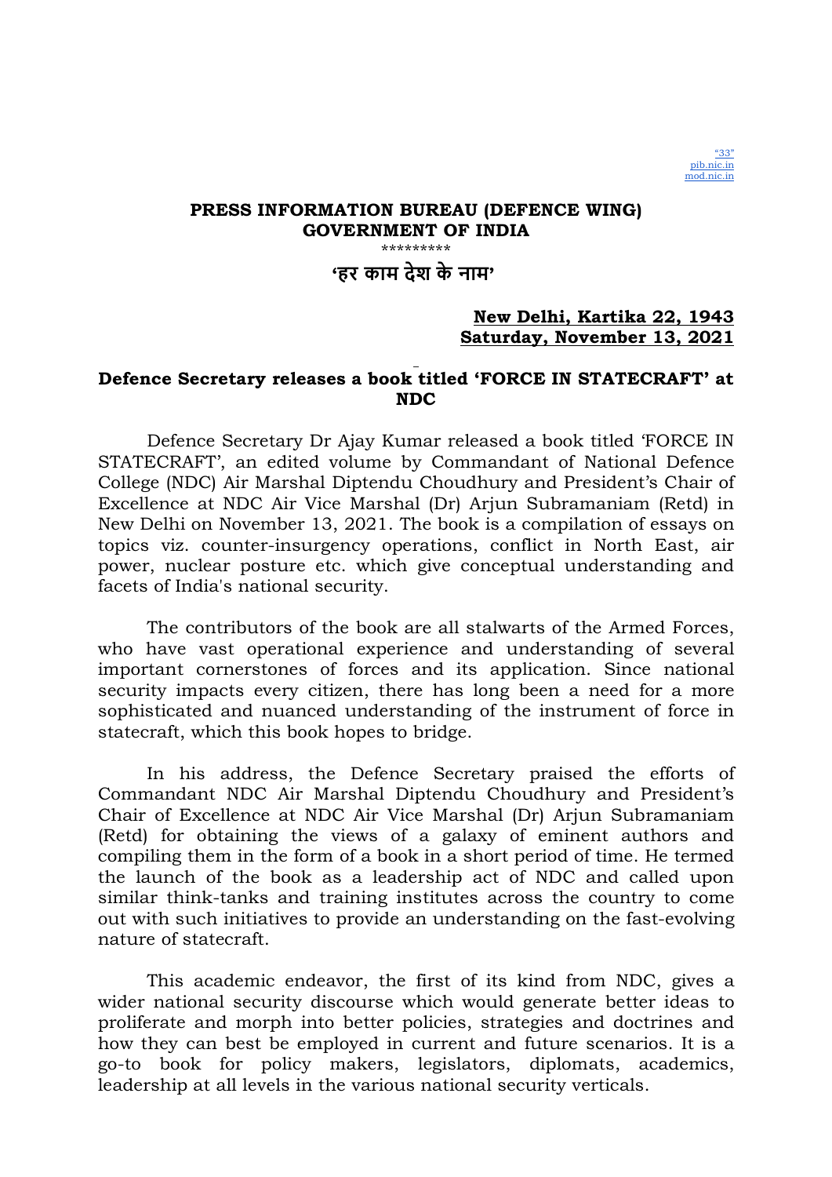"33"
pib.nic.in
mod.nic.in

**PRESS INFORMATION BUREAU (DEFENCE WING)**
**GOVERNMENT OF INDIA**

\*\*\*\*\*\*\*\*\*

**'हर काम देश के नाम'**

**New Delhi, Kartika 22, 1943**
**Saturday, November 13, 2021**

## Defence Secretary releases a book titled 'FORCE IN STATECRAFT' at NDC

Defence Secretary Dr Ajay Kumar released a book titled 'FORCE IN STATECRAFT', an edited volume by Commandant of National Defence College (NDC) Air Marshal Diptendu Choudhury and President's Chair of Excellence at NDC Air Vice Marshal (Dr) Arjun Subramaniam (Retd) in New Delhi on November 13, 2021. The book is a compilation of essays on topics viz. counter-insurgency operations, conflict in North East, air power, nuclear posture etc. which give conceptual understanding and facets of India's national security.

The contributors of the book are all stalwarts of the Armed Forces, who have vast operational experience and understanding of several important cornerstones of forces and its application. Since national security impacts every citizen, there has long been a need for a more sophisticated and nuanced understanding of the instrument of force in statecraft, which this book hopes to bridge.

In his address, the Defence Secretary praised the efforts of Commandant NDC Air Marshal Diptendu Choudhury and President's Chair of Excellence at NDC Air Vice Marshal (Dr) Arjun Subramaniam (Retd) for obtaining the views of a galaxy of eminent authors and compiling them in the form of a book in a short period of time. He termed the launch of the book as a leadership act of NDC and called upon similar think-tanks and training institutes across the country to come out with such initiatives to provide an understanding on the fast-evolving nature of statecraft.

This academic endeavor, the first of its kind from NDC, gives a wider national security discourse which would generate better ideas to proliferate and morph into better policies, strategies and doctrines and how they can best be employed in current and future scenarios. It is a go-to book for policy makers, legislators, diplomats, academics, leadership at all levels in the various national security verticals.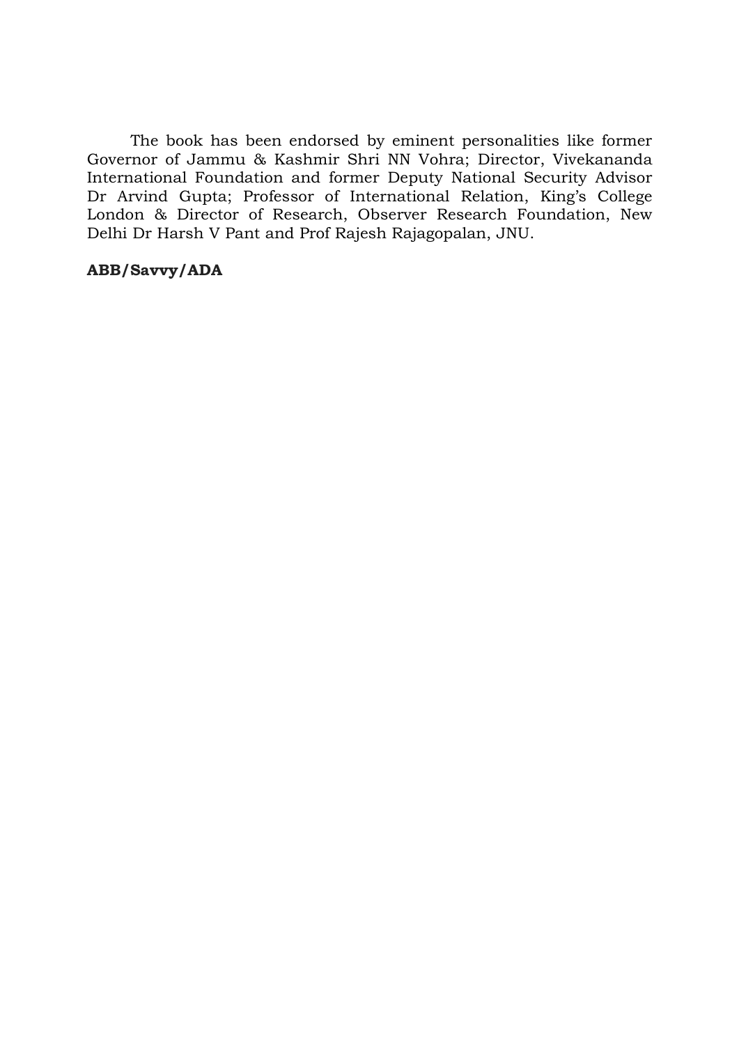The book has been endorsed by eminent personalities like former Governor of Jammu & Kashmir Shri NN Vohra; Director, Vivekananda International Foundation and former Deputy National Security Advisor Dr Arvind Gupta; Professor of International Relation, King's College London & Director of Research, Observer Research Foundation, New Delhi Dr Harsh V Pant and Prof Rajesh Rajagopalan, JNU.

**ABB/Savvy/ADA**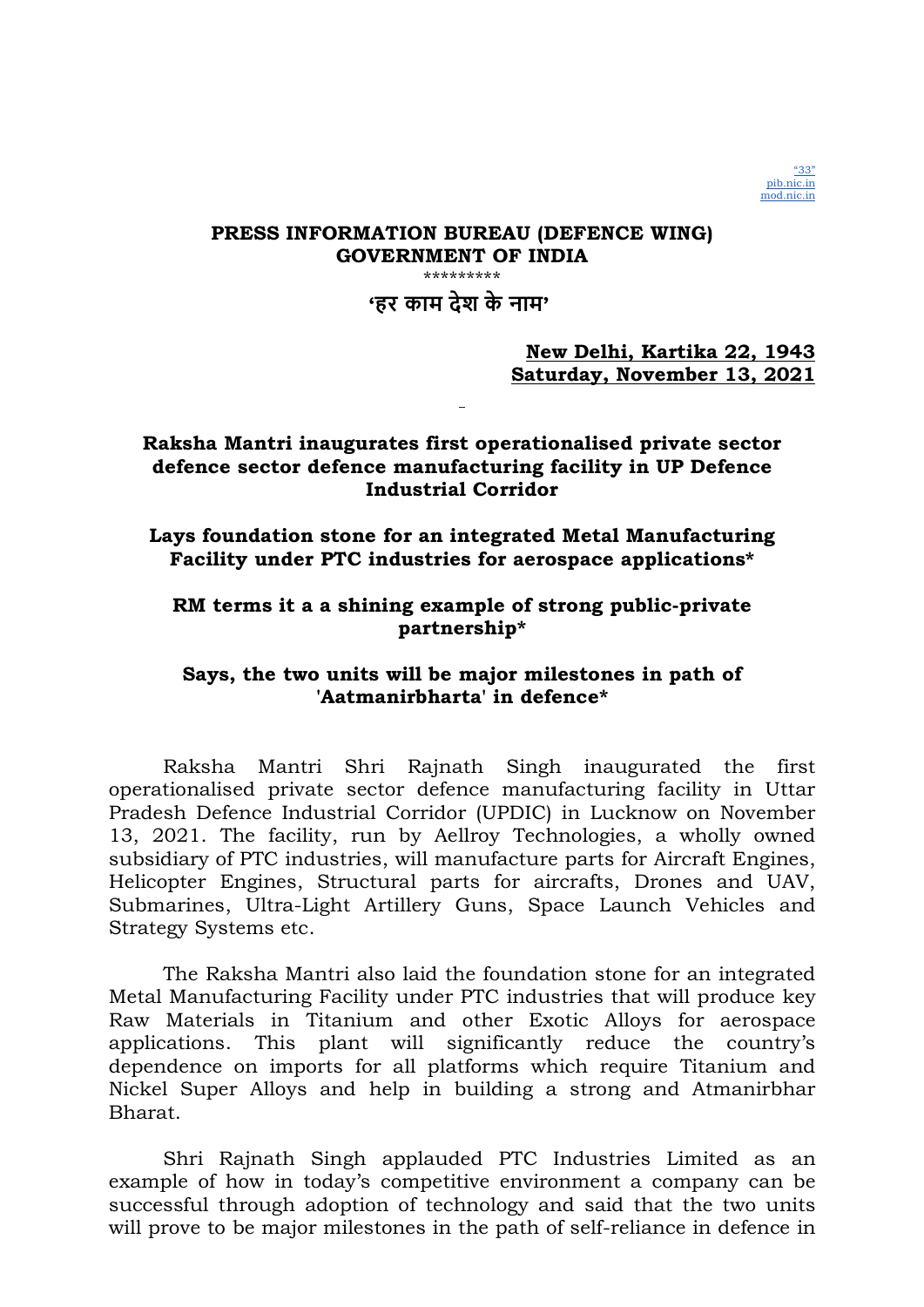“33”
pib.nic.in
mod.nic.in

**PRESS INFORMATION BUREAU (DEFENCE WING)**
**GOVERNMENT OF INDIA**

\*\*\*\*\*\*\*\*\*

**‘हर काम देश के नाम’**

**New Delhi, Kartika 22, 1943**
**Saturday, November 13, 2021**

## Raksha Mantri inaugurates first operationalised private sector defence sector defence manufacturing facility in UP Defence Industrial Corridor

### Lays foundation stone for an integrated Metal Manufacturing Facility under PTC industries for aerospace applications*

### RM terms it a a shining example of strong public-private partnership*

### Says, the two units will be major milestones in path of 'Aatmanirbharta' in defence*

Raksha Mantri Shri Rajnath Singh inaugurated the first operationalised private sector defence manufacturing facility in Uttar Pradesh Defence Industrial Corridor (UPDIC) in Lucknow on November 13, 2021. The facility, run by Aellroy Technologies, a wholly owned subsidiary of PTC industries, will manufacture parts for Aircraft Engines, Helicopter Engines, Structural parts for aircrafts, Drones and UAV, Submarines, Ultra-Light Artillery Guns, Space Launch Vehicles and Strategy Systems etc.

The Raksha Mantri also laid the foundation stone for an integrated Metal Manufacturing Facility under PTC industries that will produce key Raw Materials in Titanium and other Exotic Alloys for aerospace applications. This plant will significantly reduce the country’s dependence on imports for all platforms which require Titanium and Nickel Super Alloys and help in building a strong and Atmanirbhar Bharat.

Shri Rajnath Singh applauded PTC Industries Limited as an example of how in today’s competitive environment a company can be successful through adoption of technology and said that the two units will prove to be major milestones in the path of self-reliance in defence in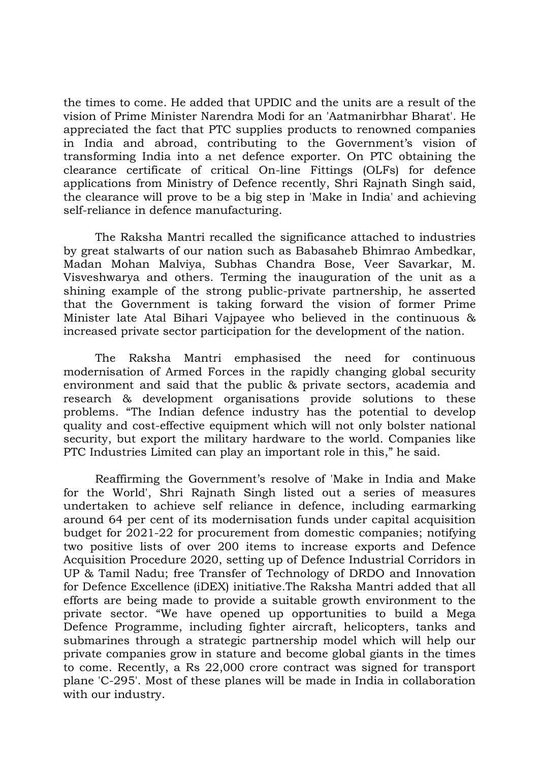the times to come. He added that UPDIC and the units are a result of the vision of Prime Minister Narendra Modi for an 'Aatmanirbhar Bharat'. He appreciated the fact that PTC supplies products to renowned companies in India and abroad, contributing to the Government's vision of transforming India into a net defence exporter. On PTC obtaining the clearance certificate of critical On-line Fittings (OLFs) for defence applications from Ministry of Defence recently, Shri Rajnath Singh said, the clearance will prove to be a big step in 'Make in India' and achieving self-reliance in defence manufacturing.

The Raksha Mantri recalled the significance attached to industries by great stalwarts of our nation such as Babasaheb Bhimrao Ambedkar, Madan Mohan Malviya, Subhas Chandra Bose, Veer Savarkar, M. Visveshwarya and others. Terming the inauguration of the unit as a shining example of the strong public-private partnership, he asserted that the Government is taking forward the vision of former Prime Minister late Atal Bihari Vajpayee who believed in the continuous & increased private sector participation for the development of the nation.

The Raksha Mantri emphasised the need for continuous modernisation of Armed Forces in the rapidly changing global security environment and said that the public & private sectors, academia and research & development organisations provide solutions to these problems. "The Indian defence industry has the potential to develop quality and cost-effective equipment which will not only bolster national security, but export the military hardware to the world. Companies like PTC Industries Limited can play an important role in this," he said.

Reaffirming the Government's resolve of 'Make in India and Make for the World', Shri Rajnath Singh listed out a series of measures undertaken to achieve self reliance in defence, including earmarking around 64 per cent of its modernisation funds under capital acquisition budget for 2021-22 for procurement from domestic companies; notifying two positive lists of over 200 items to increase exports and Defence Acquisition Procedure 2020, setting up of Defence Industrial Corridors in UP & Tamil Nadu; free Transfer of Technology of DRDO and Innovation for Defence Excellence (iDEX) initiative.The Raksha Mantri added that all efforts are being made to provide a suitable growth environment to the private sector. "We have opened up opportunities to build a Mega Defence Programme, including fighter aircraft, helicopters, tanks and submarines through a strategic partnership model which will help our private companies grow in stature and become global giants in the times to come. Recently, a Rs 22,000 crore contract was signed for transport plane 'C-295'. Most of these planes will be made in India in collaboration with our industry.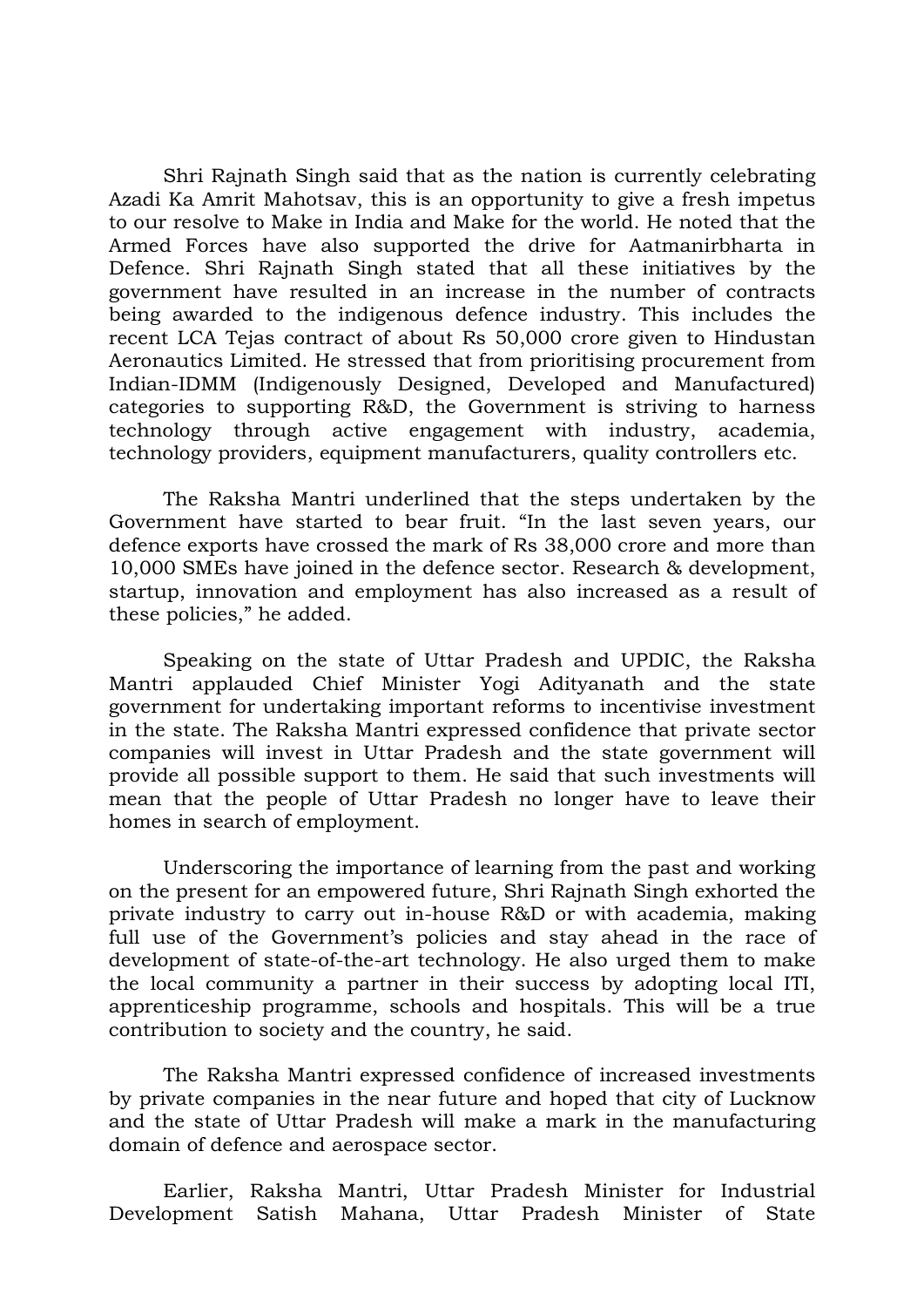Shri Rajnath Singh said that as the nation is currently celebrating Azadi Ka Amrit Mahotsav, this is an opportunity to give a fresh impetus to our resolve to Make in India and Make for the world. He noted that the Armed Forces have also supported the drive for Aatmanirbharta in Defence. Shri Rajnath Singh stated that all these initiatives by the government have resulted in an increase in the number of contracts being awarded to the indigenous defence industry. This includes the recent LCA Tejas contract of about Rs 50,000 crore given to Hindustan Aeronautics Limited. He stressed that from prioritising procurement from Indian-IDMM (Indigenously Designed, Developed and Manufactured) categories to supporting R&D, the Government is striving to harness technology through active engagement with industry, academia, technology providers, equipment manufacturers, quality controllers etc.

The Raksha Mantri underlined that the steps undertaken by the Government have started to bear fruit. "In the last seven years, our defence exports have crossed the mark of Rs 38,000 crore and more than 10,000 SMEs have joined in the defence sector. Research & development, startup, innovation and employment has also increased as a result of these policies," he added.

Speaking on the state of Uttar Pradesh and UPDIC, the Raksha Mantri applauded Chief Minister Yogi Adityanath and the state government for undertaking important reforms to incentivise investment in the state. The Raksha Mantri expressed confidence that private sector companies will invest in Uttar Pradesh and the state government will provide all possible support to them. He said that such investments will mean that the people of Uttar Pradesh no longer have to leave their homes in search of employment.

Underscoring the importance of learning from the past and working on the present for an empowered future, Shri Rajnath Singh exhorted the private industry to carry out in-house R&D or with academia, making full use of the Government's policies and stay ahead in the race of development of state-of-the-art technology. He also urged them to make the local community a partner in their success by adopting local ITI, apprenticeship programme, schools and hospitals. This will be a true contribution to society and the country, he said.

The Raksha Mantri expressed confidence of increased investments by private companies in the near future and hoped that city of Lucknow and the state of Uttar Pradesh will make a mark in the manufacturing domain of defence and aerospace sector.

Earlier, Raksha Mantri, Uttar Pradesh Minister for Industrial Development Satish Mahana, Uttar Pradesh Minister of State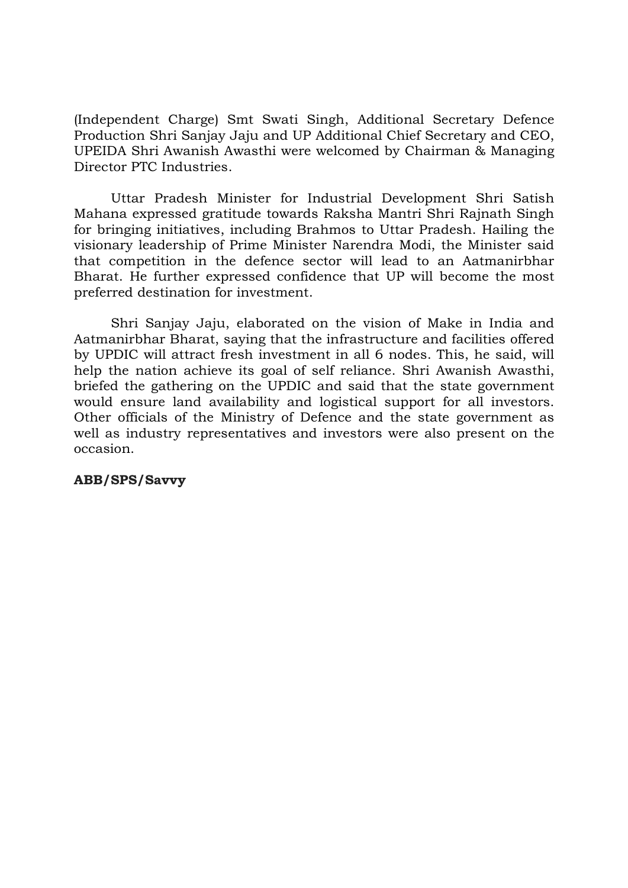(Independent Charge) Smt Swati Singh, Additional Secretary Defence Production Shri Sanjay Jaju and UP Additional Chief Secretary and CEO, UPEIDA Shri Awanish Awasthi were welcomed by Chairman & Managing Director PTC Industries.

Uttar Pradesh Minister for Industrial Development Shri Satish Mahana expressed gratitude towards Raksha Mantri Shri Rajnath Singh for bringing initiatives, including Brahmos to Uttar Pradesh. Hailing the visionary leadership of Prime Minister Narendra Modi, the Minister said that competition in the defence sector will lead to an Aatmanirbhar Bharat. He further expressed confidence that UP will become the most preferred destination for investment.

Shri Sanjay Jaju, elaborated on the vision of Make in India and Aatmanirbhar Bharat, saying that the infrastructure and facilities offered by UPDIC will attract fresh investment in all 6 nodes. This, he said, will help the nation achieve its goal of self reliance. Shri Awanish Awasthi, briefed the gathering on the UPDIC and said that the state government would ensure land availability and logistical support for all investors. Other officials of the Ministry of Defence and the state government as well as industry representatives and investors were also present on the occasion.

**ABB/SPS/Savvy**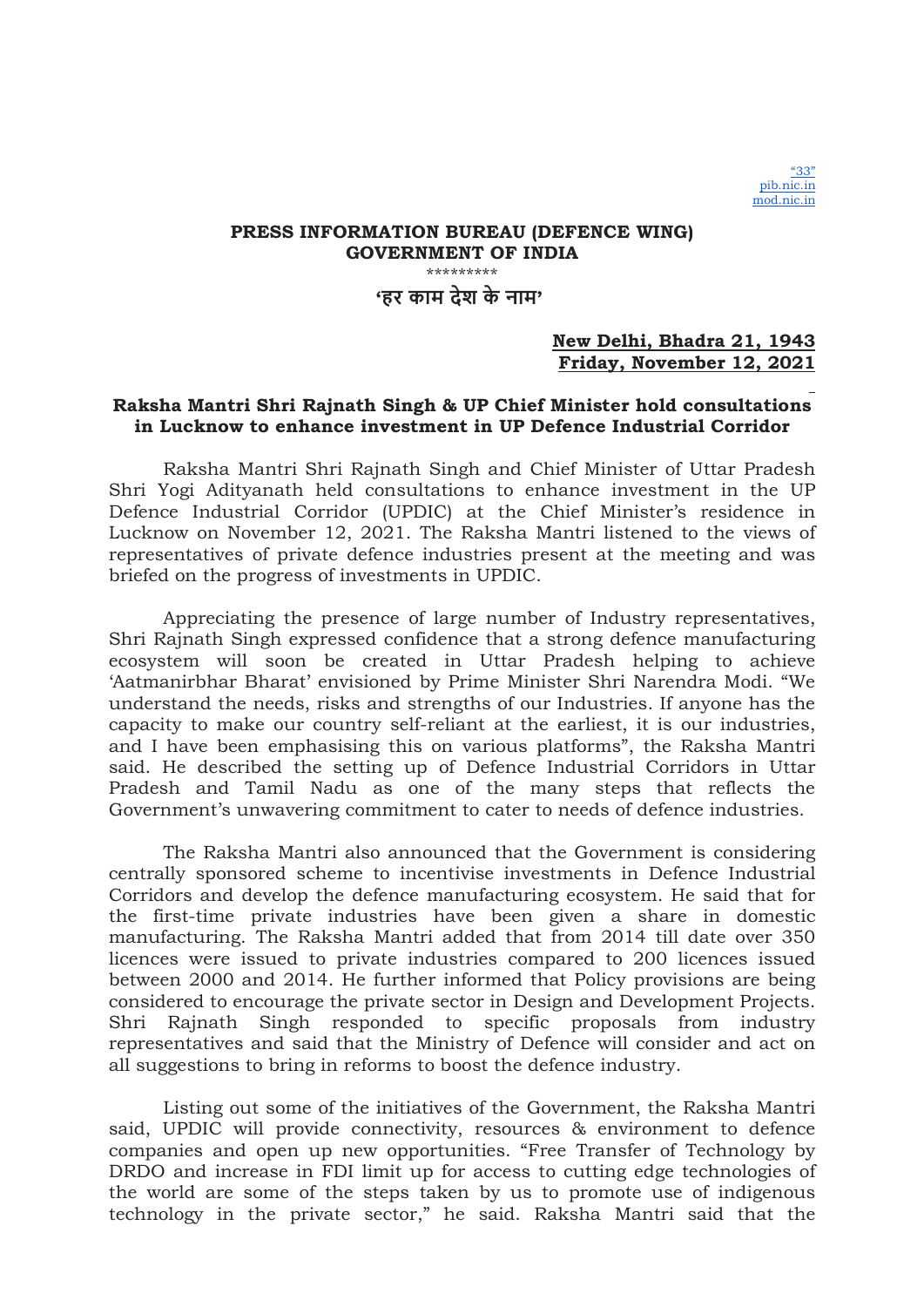"33"
pib.nic.in
mod.nic.in

**PRESS INFORMATION BUREAU (DEFENCE WING)**
**GOVERNMENT OF INDIA**

\*\*\*\*\*\*\*\*\*

**'हर काम देश के नाम'**

**New Delhi, Bhadra 21, 1943**
**Friday, November 12, 2021**

**Raksha Mantri Shri Rajnath Singh & UP Chief Minister hold consultations in Lucknow to enhance investment in UP Defence Industrial Corridor**

Raksha Mantri Shri Rajnath Singh and Chief Minister of Uttar Pradesh Shri Yogi Adityanath held consultations to enhance investment in the UP Defence Industrial Corridor (UPDIC) at the Chief Minister's residence in Lucknow on November 12, 2021. The Raksha Mantri listened to the views of representatives of private defence industries present at the meeting and was briefed on the progress of investments in UPDIC.

Appreciating the presence of large number of Industry representatives, Shri Rajnath Singh expressed confidence that a strong defence manufacturing ecosystem will soon be created in Uttar Pradesh helping to achieve 'Aatmanirbhar Bharat' envisioned by Prime Minister Shri Narendra Modi. "We understand the needs, risks and strengths of our Industries. If anyone has the capacity to make our country self-reliant at the earliest, it is our industries, and I have been emphasising this on various platforms", the Raksha Mantri said. He described the setting up of Defence Industrial Corridors in Uttar Pradesh and Tamil Nadu as one of the many steps that reflects the Government's unwavering commitment to cater to needs of defence industries.

The Raksha Mantri also announced that the Government is considering centrally sponsored scheme to incentivise investments in Defence Industrial Corridors and develop the defence manufacturing ecosystem. He said that for the first-time private industries have been given a share in domestic manufacturing. The Raksha Mantri added that from 2014 till date over 350 licences were issued to private industries compared to 200 licences issued between 2000 and 2014. He further informed that Policy provisions are being considered to encourage the private sector in Design and Development Projects. Shri Rajnath Singh responded to specific proposals from industry representatives and said that the Ministry of Defence will consider and act on all suggestions to bring in reforms to boost the defence industry.

Listing out some of the initiatives of the Government, the Raksha Mantri said, UPDIC will provide connectivity, resources & environment to defence companies and open up new opportunities. "Free Transfer of Technology by DRDO and increase in FDI limit up for access to cutting edge technologies of the world are some of the steps taken by us to promote use of indigenous technology in the private sector," he said. Raksha Mantri said that the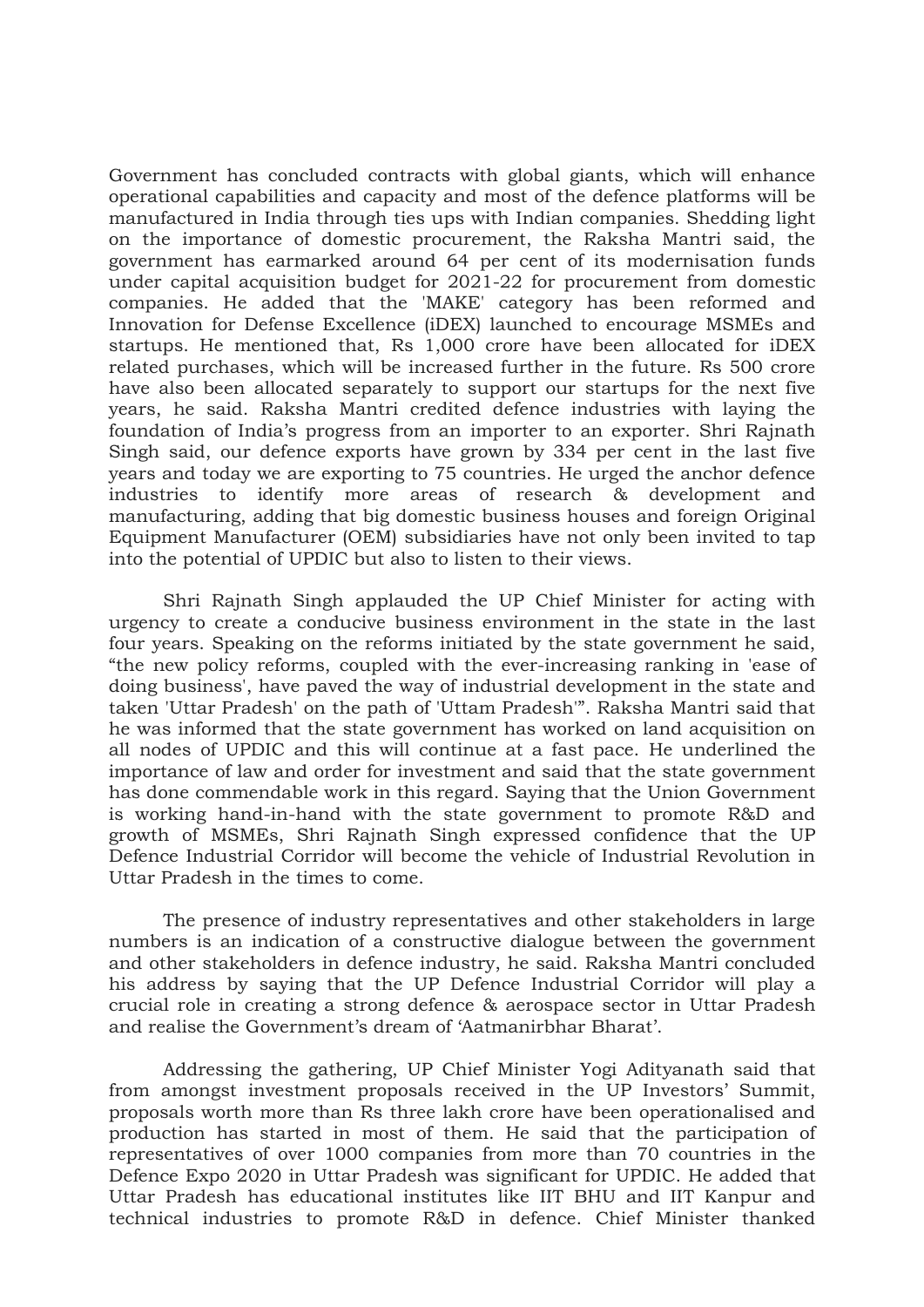Government has concluded contracts with global giants, which will enhance operational capabilities and capacity and most of the defence platforms will be manufactured in India through ties ups with Indian companies. Shedding light on the importance of domestic procurement, the Raksha Mantri said, the government has earmarked around 64 per cent of its modernisation funds under capital acquisition budget for 2021-22 for procurement from domestic companies. He added that the 'MAKE' category has been reformed and Innovation for Defense Excellence (iDEX) launched to encourage MSMEs and startups. He mentioned that, Rs 1,000 crore have been allocated for iDEX related purchases, which will be increased further in the future. Rs 500 crore have also been allocated separately to support our startups for the next five years, he said. Raksha Mantri credited defence industries with laying the foundation of India's progress from an importer to an exporter. Shri Rajnath Singh said, our defence exports have grown by 334 per cent in the last five years and today we are exporting to 75 countries. He urged the anchor defence industries to identify more areas of research & development and manufacturing, adding that big domestic business houses and foreign Original Equipment Manufacturer (OEM) subsidiaries have not only been invited to tap into the potential of UPDIC but also to listen to their views.

Shri Rajnath Singh applauded the UP Chief Minister for acting with urgency to create a conducive business environment in the state in the last four years. Speaking on the reforms initiated by the state government he said, "the new policy reforms, coupled with the ever-increasing ranking in 'ease of doing business', have paved the way of industrial development in the state and taken 'Uttar Pradesh' on the path of 'Uttam Pradesh'". Raksha Mantri said that he was informed that the state government has worked on land acquisition on all nodes of UPDIC and this will continue at a fast pace. He underlined the importance of law and order for investment and said that the state government has done commendable work in this regard. Saying that the Union Government is working hand-in-hand with the state government to promote R&D and growth of MSMEs, Shri Rajnath Singh expressed confidence that the UP Defence Industrial Corridor will become the vehicle of Industrial Revolution in Uttar Pradesh in the times to come.

The presence of industry representatives and other stakeholders in large numbers is an indication of a constructive dialogue between the government and other stakeholders in defence industry, he said. Raksha Mantri concluded his address by saying that the UP Defence Industrial Corridor will play a crucial role in creating a strong defence & aerospace sector in Uttar Pradesh and realise the Government's dream of 'Aatmanirbhar Bharat'.

Addressing the gathering, UP Chief Minister Yogi Adityanath said that from amongst investment proposals received in the UP Investors' Summit, proposals worth more than Rs three lakh crore have been operationalised and production has started in most of them. He said that the participation of representatives of over 1000 companies from more than 70 countries in the Defence Expo 2020 in Uttar Pradesh was significant for UPDIC. He added that Uttar Pradesh has educational institutes like IIT BHU and IIT Kanpur and technical industries to promote R&D in defence. Chief Minister thanked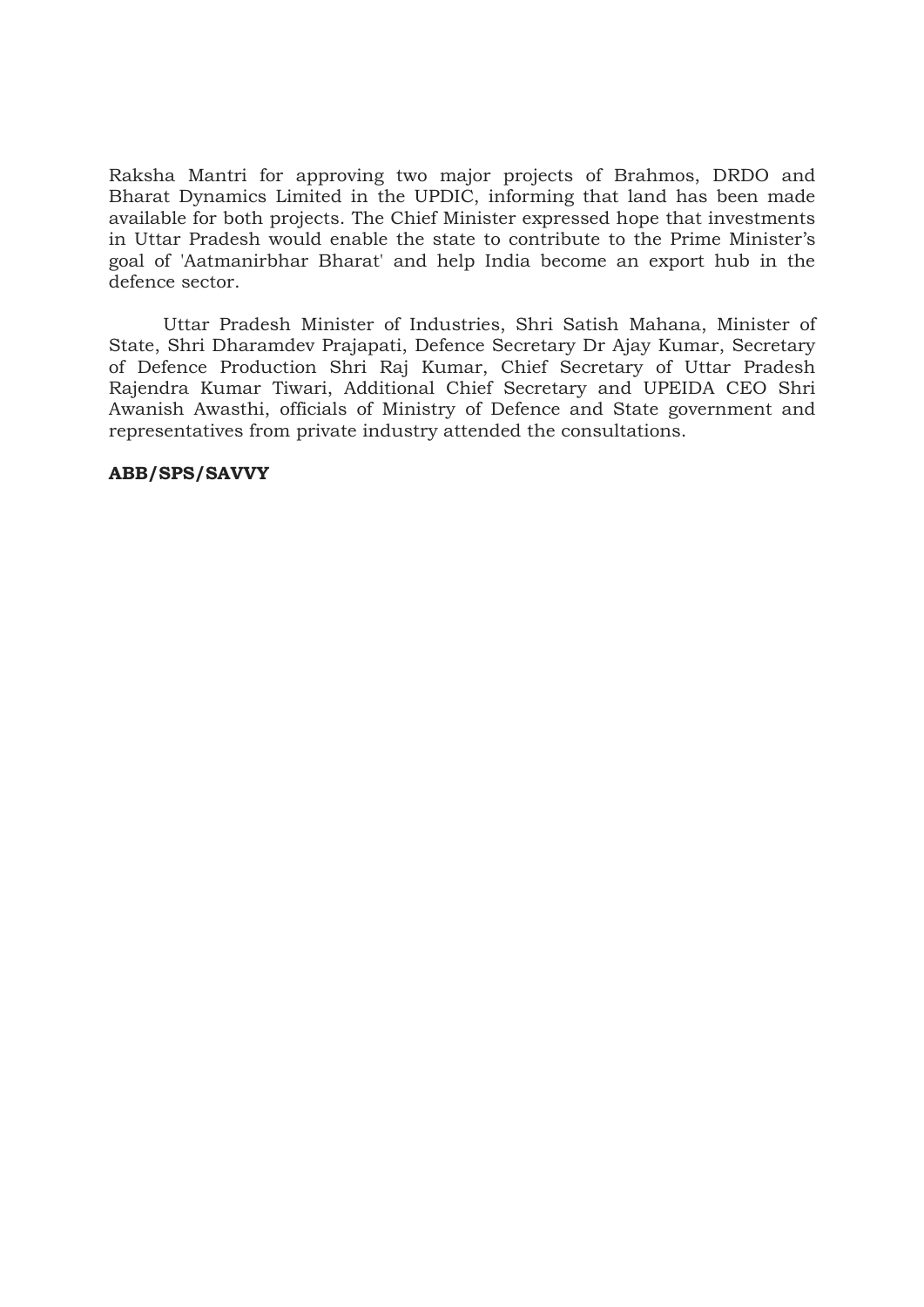Raksha Mantri for approving two major projects of Brahmos, DRDO and Bharat Dynamics Limited in the UPDIC, informing that land has been made available for both projects. The Chief Minister expressed hope that investments in Uttar Pradesh would enable the state to contribute to the Prime Minister's goal of 'Aatmanirbhar Bharat' and help India become an export hub in the defence sector.

Uttar Pradesh Minister of Industries, Shri Satish Mahana, Minister of State, Shri Dharamdev Prajapati, Defence Secretary Dr Ajay Kumar, Secretary of Defence Production Shri Raj Kumar, Chief Secretary of Uttar Pradesh Rajendra Kumar Tiwari, Additional Chief Secretary and UPEIDA CEO Shri Awanish Awasthi, officials of Ministry of Defence and State government and representatives from private industry attended the consultations.

**ABB/SPS/SAVVY**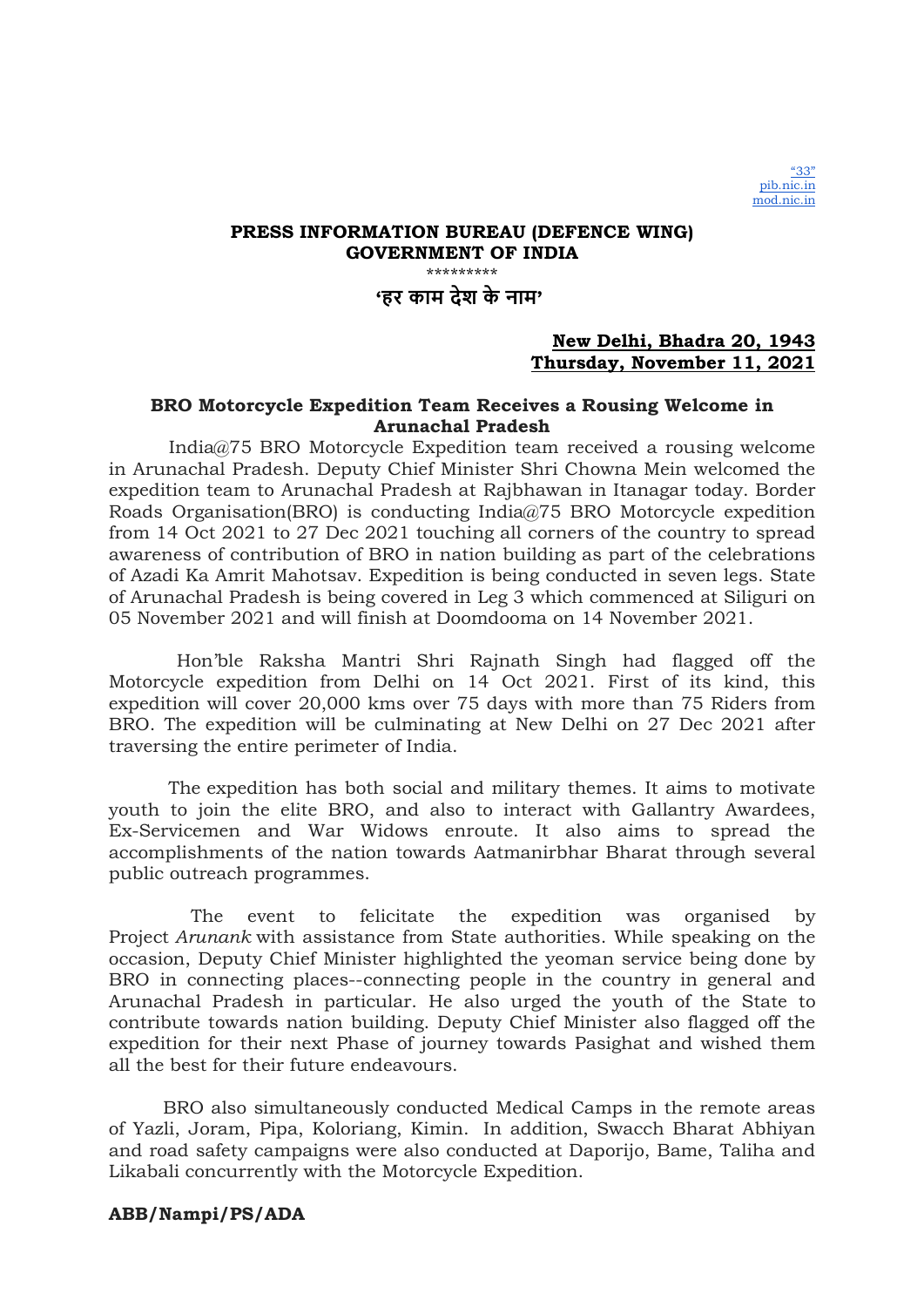"33"
pib.nic.in
mod.nic.in

**PRESS INFORMATION BUREAU (DEFENCE WING)**
**GOVERNMENT OF INDIA**

\*\*\*\*\*\*\*\*\*

**'हर काम देश के नाम'**

**New Delhi, Bhadra 20, 1943**
**Thursday, November 11, 2021**

## BRO Motorcycle Expedition Team Receives a Rousing Welcome in Arunachal Pradesh

India@75 BRO Motorcycle Expedition team received a rousing welcome in Arunachal Pradesh. Deputy Chief Minister Shri Chowna Mein welcomed the expedition team to Arunachal Pradesh at Rajbhawan in Itanagar today. Border Roads Organisation(BRO) is conducting India@75 BRO Motorcycle expedition from 14 Oct 2021 to 27 Dec 2021 touching all corners of the country to spread awareness of contribution of BRO in nation building as part of the celebrations of Azadi Ka Amrit Mahotsav. Expedition is being conducted in seven legs. State of Arunachal Pradesh is being covered in Leg 3 which commenced at Siliguri on 05 November 2021 and will finish at Doomdooma on 14 November 2021.

Hon'ble Raksha Mantri Shri Rajnath Singh had flagged off the Motorcycle expedition from Delhi on 14 Oct 2021. First of its kind, this expedition will cover 20,000 kms over 75 days with more than 75 Riders from BRO. The expedition will be culminating at New Delhi on 27 Dec 2021 after traversing the entire perimeter of India.

The expedition has both social and military themes. It aims to motivate youth to join the elite BRO, and also to interact with Gallantry Awardees, Ex-Servicemen and War Widows enroute. It also aims to spread the accomplishments of the nation towards Aatmanirbhar Bharat through several public outreach programmes.

The event to felicitate the expedition was organised by Project *Arunank* with assistance from State authorities. While speaking on the occasion, Deputy Chief Minister highlighted the yeoman service being done by BRO in connecting places--connecting people in the country in general and Arunachal Pradesh in particular. He also urged the youth of the State to contribute towards nation building. Deputy Chief Minister also flagged off the expedition for their next Phase of journey towards Pasighat and wished them all the best for their future endeavours.

BRO also simultaneously conducted Medical Camps in the remote areas of Yazli, Joram, Pipa, Koloriang, Kimin. In addition, Swacch Bharat Abhiyan and road safety campaigns were also conducted at Daporijo, Bame, Taliha and Likabali concurrently with the Motorcycle Expedition.

**ABB/Nampi/PS/ADA**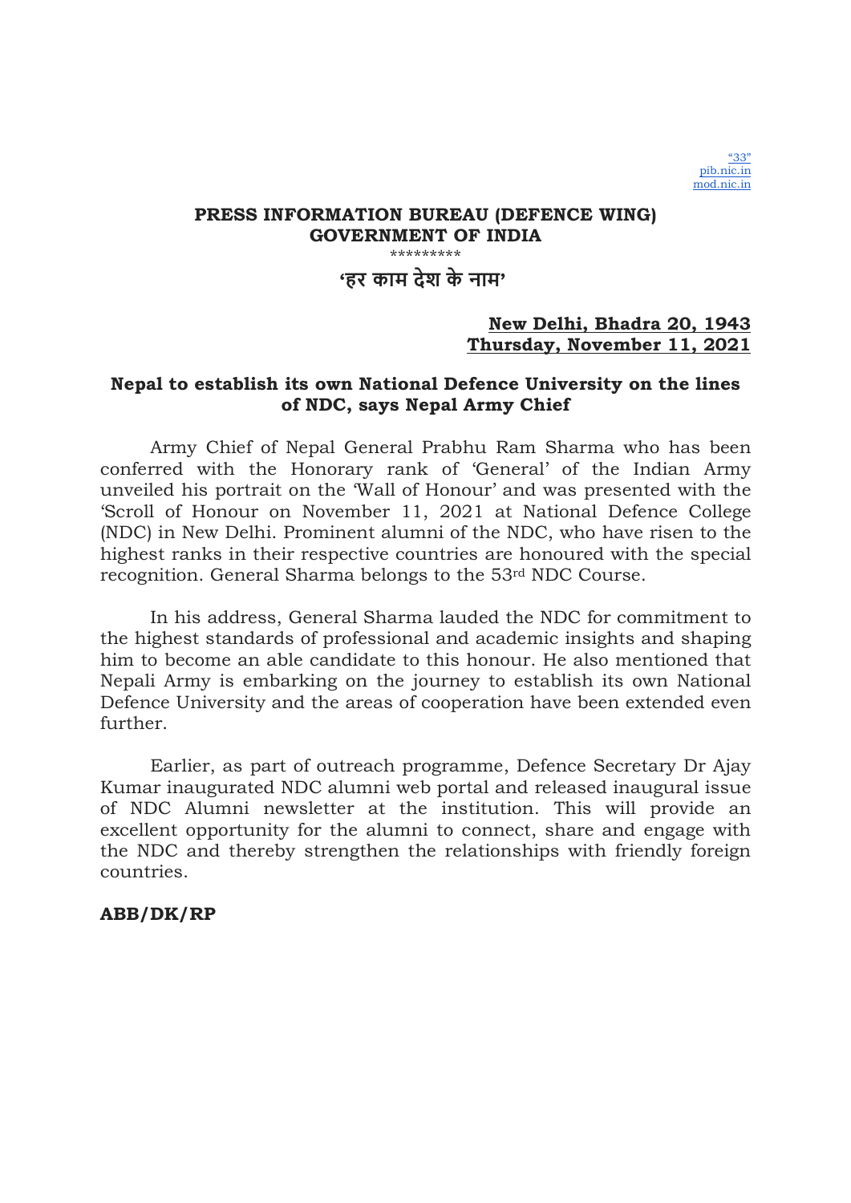"33"
pib.nic.in
mod.nic.in

**PRESS INFORMATION BUREAU (DEFENCE WING)**
**GOVERNMENT OF INDIA**

\*\*\*\*\*\*\*\*\*

**'हर काम देश के नाम'**

**New Delhi, Bhadra 20, 1943**
**Thursday, November 11, 2021**

## Nepal to establish its own National Defence University on the lines of NDC, says Nepal Army Chief

Army Chief of Nepal General Prabhu Ram Sharma who has been conferred with the Honorary rank of 'General' of the Indian Army unveiled his portrait on the 'Wall of Honour' and was presented with the 'Scroll of Honour on November 11, 2021 at National Defence College (NDC) in New Delhi. Prominent alumni of the NDC, who have risen to the highest ranks in their respective countries are honoured with the special recognition. General Sharma belongs to the 53rd NDC Course.

In his address, General Sharma lauded the NDC for commitment to the highest standards of professional and academic insights and shaping him to become an able candidate to this honour. He also mentioned that Nepali Army is embarking on the journey to establish its own National Defence University and the areas of cooperation have been extended even further.

Earlier, as part of outreach programme, Defence Secretary Dr Ajay Kumar inaugurated NDC alumni web portal and released inaugural issue of NDC Alumni newsletter at the institution. This will provide an excellent opportunity for the alumni to connect, share and engage with the NDC and thereby strengthen the relationships with friendly foreign countries.

**ABB/DK/RP**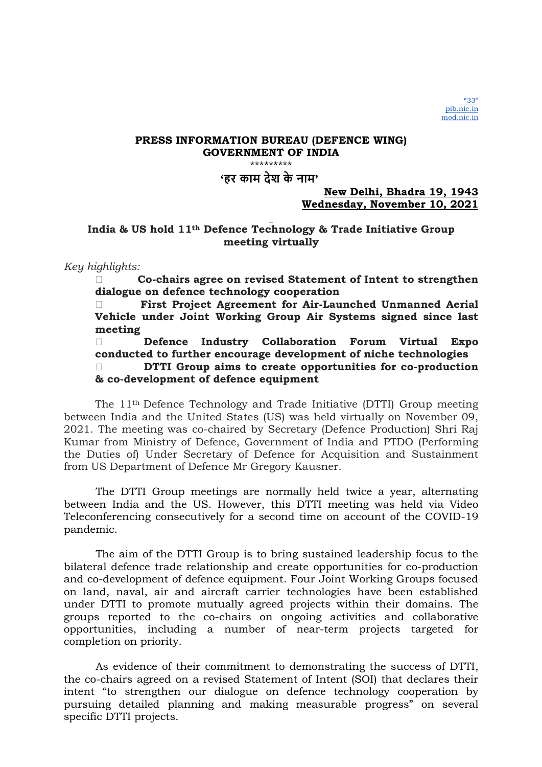"33"
pib.nic.in
mod.nic.in

**PRESS INFORMATION BUREAU (DEFENCE WING)**
**GOVERNMENT OF INDIA**

\*\*\*\*\*\*\*\*\*

**'हर काम देश के नाम'**

**New Delhi, Bhadra 19, 1943**
**Wednesday, November 10, 2021**

## India & US hold 11th Defence Technology & Trade Initiative Group meeting virtually

*Key highlights:*

- **Co-chairs agree on revised Statement of Intent to strengthen dialogue on defence technology cooperation**
- **First Project Agreement for Air-Launched Unmanned Aerial Vehicle under Joint Working Group Air Systems signed since last meeting**
- **Defence Industry Collaboration Forum Virtual Expo conducted to further encourage development of niche technologies**
- **DTTI Group aims to create opportunities for co-production & co-development of defence equipment**

The 11th Defence Technology and Trade Initiative (DTTI) Group meeting between India and the United States (US) was held virtually on November 09, 2021. The meeting was co-chaired by Secretary (Defence Production) Shri Raj Kumar from Ministry of Defence, Government of India and PTDO (Performing the Duties of) Under Secretary of Defence for Acquisition and Sustainment from US Department of Defence Mr Gregory Kausner.

The DTTI Group meetings are normally held twice a year, alternating between India and the US. However, this DTTI meeting was held via Video Teleconferencing consecutively for a second time on account of the COVID-19 pandemic.

The aim of the DTTI Group is to bring sustained leadership focus to the bilateral defence trade relationship and create opportunities for co-production and co-development of defence equipment. Four Joint Working Groups focused on land, naval, air and aircraft carrier technologies have been established under DTTI to promote mutually agreed projects within their domains. The groups reported to the co-chairs on ongoing activities and collaborative opportunities, including a number of near-term projects targeted for completion on priority.

As evidence of their commitment to demonstrating the success of DTTI, the co-chairs agreed on a revised Statement of Intent (SOI) that declares their intent "to strengthen our dialogue on defence technology cooperation by pursuing detailed planning and making measurable progress" on several specific DTTI projects.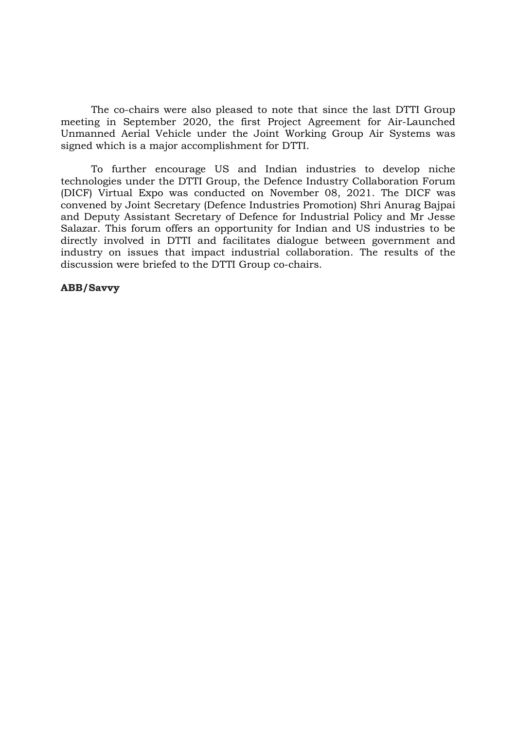The co-chairs were also pleased to note that since the last DTTI Group meeting in September 2020, the first Project Agreement for Air-Launched Unmanned Aerial Vehicle under the Joint Working Group Air Systems was signed which is a major accomplishment for DTTI.

To further encourage US and Indian industries to develop niche technologies under the DTTI Group, the Defence Industry Collaboration Forum (DICF) Virtual Expo was conducted on November 08, 2021. The DICF was convened by Joint Secretary (Defence Industries Promotion) Shri Anurag Bajpai and Deputy Assistant Secretary of Defence for Industrial Policy and Mr Jesse Salazar. This forum offers an opportunity for Indian and US industries to be directly involved in DTTI and facilitates dialogue between government and industry on issues that impact industrial collaboration. The results of the discussion were briefed to the DTTI Group co-chairs.

**ABB/Savvy**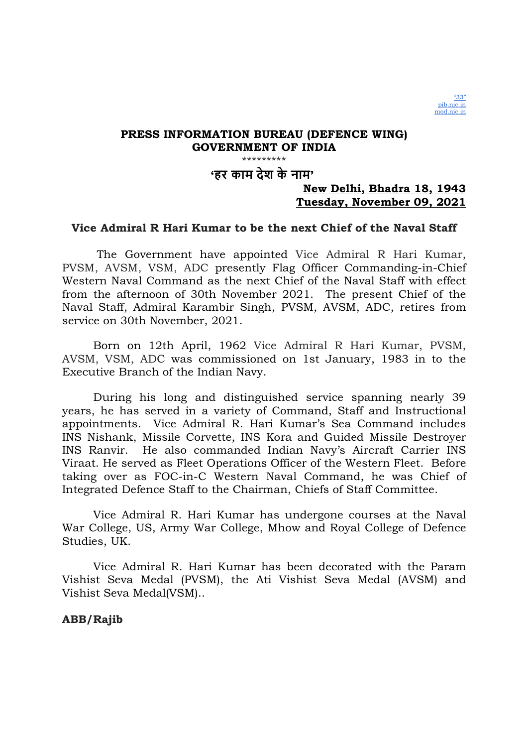"33"
pib.nic.in
mod.nic.in

**PRESS INFORMATION BUREAU (DEFENCE WING)**
**GOVERNMENT OF INDIA**

\*\*\*\*\*\*\*\*\*

**'हर काम देश के नाम'**

**New Delhi, Bhadra 18, 1943**
**Tuesday, November 09, 2021**

**Vice Admiral R Hari Kumar to be the next Chief of the Naval Staff**

The Government have appointed Vice Admiral R Hari Kumar, PVSM, AVSM, VSM, ADC presently Flag Officer Commanding-in-Chief Western Naval Command as the next Chief of the Naval Staff with effect from the afternoon of 30th November 2021. The present Chief of the Naval Staff, Admiral Karambir Singh, PVSM, AVSM, ADC, retires from service on 30th November, 2021.

Born on 12th April, 1962 Vice Admiral R Hari Kumar, PVSM, AVSM, VSM, ADC was commissioned on 1st January, 1983 in to the Executive Branch of the Indian Navy.

During his long and distinguished service spanning nearly 39 years, he has served in a variety of Command, Staff and Instructional appointments. Vice Admiral R. Hari Kumar's Sea Command includes INS Nishank, Missile Corvette, INS Kora and Guided Missile Destroyer INS Ranvir. He also commanded Indian Navy's Aircraft Carrier INS Viraat. He served as Fleet Operations Officer of the Western Fleet. Before taking over as FOC-in-C Western Naval Command, he was Chief of Integrated Defence Staff to the Chairman, Chiefs of Staff Committee.

Vice Admiral R. Hari Kumar has undergone courses at the Naval War College, US, Army War College, Mhow and Royal College of Defence Studies, UK.

Vice Admiral R. Hari Kumar has been decorated with the Param Vishist Seva Medal (PVSM), the Ati Vishist Seva Medal (AVSM) and Vishist Seva Medal(VSM)..

**ABB/Rajib**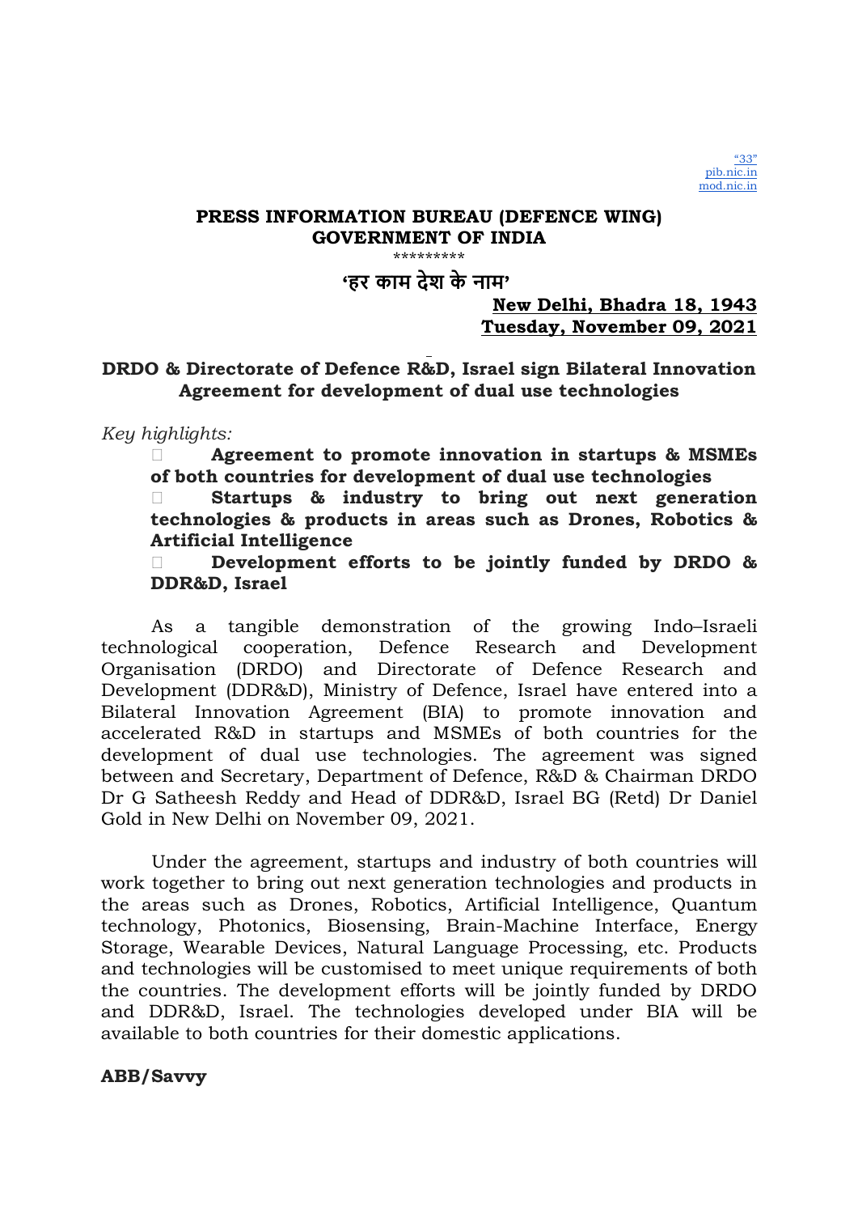"33"
pib.nic.in
mod.nic.in

**PRESS INFORMATION BUREAU (DEFENCE WING)**
**GOVERNMENT OF INDIA**

\*\*\*\*\*\*\*\*\*

**'हर काम देश के नाम'**

**New Delhi, Bhadra 18, 1943**
**Tuesday, November 09, 2021**

## DRDO & Directorate of Defence R&D, Israel sign Bilateral Innovation Agreement for development of dual use technologies

*Key highlights:*

- **Agreement to promote innovation in startups & MSMEs of both countries for development of dual use technologies**
- **Startups & industry to bring out next generation technologies & products in areas such as Drones, Robotics & Artificial Intelligence**
- **Development efforts to be jointly funded by DRDO & DDR&D, Israel**

As a tangible demonstration of the growing Indo–Israeli technological cooperation, Defence Research and Development Organisation (DRDO) and Directorate of Defence Research and Development (DDR&D), Ministry of Defence, Israel have entered into a Bilateral Innovation Agreement (BIA) to promote innovation and accelerated R&D in startups and MSMEs of both countries for the development of dual use technologies. The agreement was signed between and Secretary, Department of Defence, R&D & Chairman DRDO Dr G Satheesh Reddy and Head of DDR&D, Israel BG (Retd) Dr Daniel Gold in New Delhi on November 09, 2021.

Under the agreement, startups and industry of both countries will work together to bring out next generation technologies and products in the areas such as Drones, Robotics, Artificial Intelligence, Quantum technology, Photonics, Biosensing, Brain-Machine Interface, Energy Storage, Wearable Devices, Natural Language Processing, etc. Products and technologies will be customised to meet unique requirements of both the countries. The development efforts will be jointly funded by DRDO and DDR&D, Israel. The technologies developed under BIA will be available to both countries for their domestic applications.

**ABB/Savvy**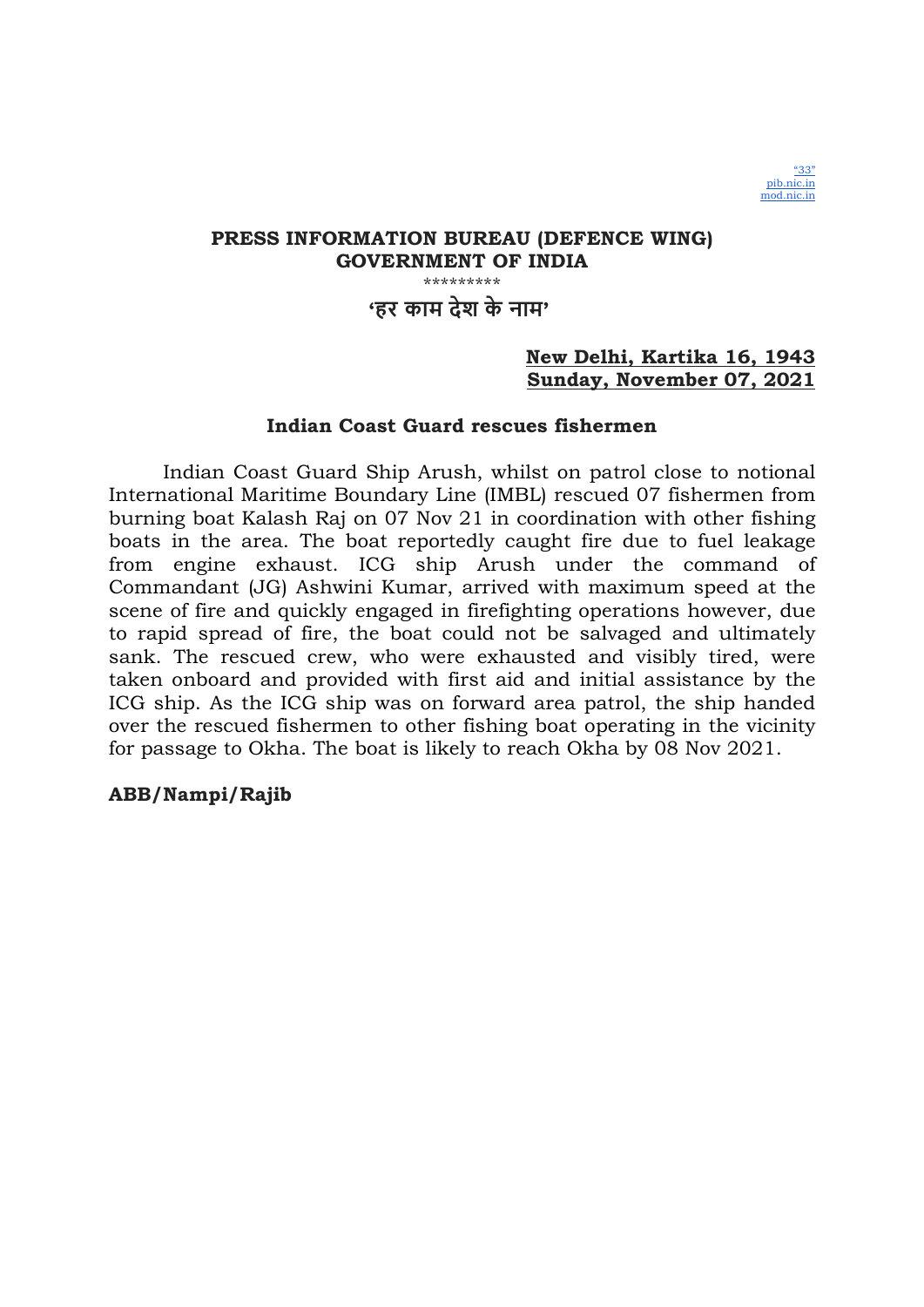"33"
pib.nic.in
mod.nic.in

**PRESS INFORMATION BUREAU (DEFENCE WING)**
**GOVERNMENT OF INDIA**

*********

**'हर काम देश के नाम'**

**New Delhi, Kartika 16, 1943**
**Sunday, November 07, 2021**

## Indian Coast Guard rescues fishermen

Indian Coast Guard Ship Arush, whilst on patrol close to notional International Maritime Boundary Line (IMBL) rescued 07 fishermen from burning boat Kalash Raj on 07 Nov 21 in coordination with other fishing boats in the area. The boat reportedly caught fire due to fuel leakage from engine exhaust. ICG ship Arush under the command of Commandant (JG) Ashwini Kumar, arrived with maximum speed at the scene of fire and quickly engaged in firefighting operations however, due to rapid spread of fire, the boat could not be salvaged and ultimately sank. The rescued crew, who were exhausted and visibly tired, were taken onboard and provided with first aid and initial assistance by the ICG ship. As the ICG ship was on forward area patrol, the ship handed over the rescued fishermen to other fishing boat operating in the vicinity for passage to Okha. The boat is likely to reach Okha by 08 Nov 2021.

**ABB/Nampi/Rajib**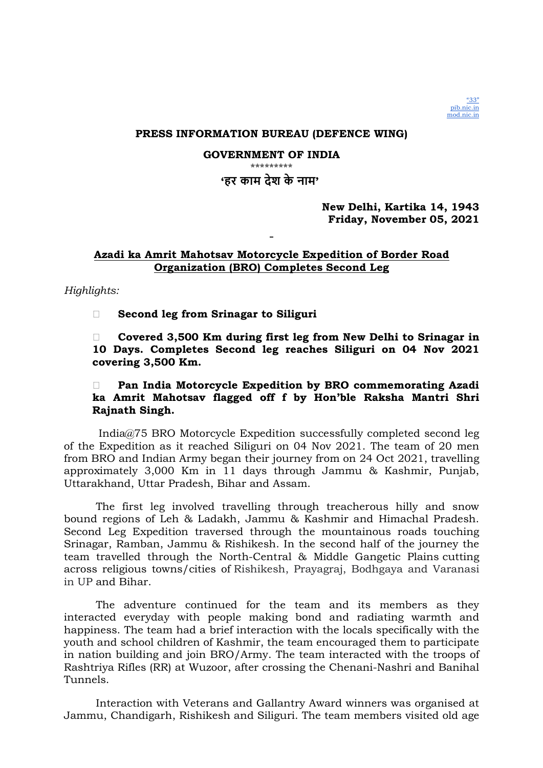"33"
pib.nic.in
mod.nic.in

**PRESS INFORMATION BUREAU (DEFENCE WING)**

**GOVERNMENT OF INDIA**

\*\*\*\*\*\*\*\*\*

**'हर काम देश के नाम'**

**New Delhi, Kartika 14, 1943**
**Friday, November 05, 2021**

-

## Azadi ka Amrit Mahotsav Motorcycle Expedition of Border Road Organization (BRO) Completes Second Leg

*Highlights:*

- **Second leg from Srinagar to Siliguri**
- **Covered 3,500 Km during first leg from New Delhi to Srinagar in 10 Days. Completes Second leg reaches Siliguri on 04 Nov 2021 covering 3,500 Km.**
- **Pan India Motorcycle Expedition by BRO commemorating Azadi ka Amrit Mahotsav flagged off f by Hon'ble Raksha Mantri Shri Rajnath Singh.**

India@75 BRO Motorcycle Expedition successfully completed second leg of the Expedition as it reached Siliguri on 04 Nov 2021. The team of 20 men from BRO and Indian Army began their journey from on 24 Oct 2021, travelling approximately 3,000 Km in 11 days through Jammu & Kashmir, Punjab, Uttarakhand, Uttar Pradesh, Bihar and Assam.

The first leg involved travelling through treacherous hilly and snow bound regions of Leh & Ladakh, Jammu & Kashmir and Himachal Pradesh. Second Leg Expedition traversed through the mountainous roads touching Srinagar, Ramban, Jammu & Rishikesh. In the second half of the journey the team travelled through the North-Central & Middle Gangetic Plains cutting across religious towns/cities of Rishikesh, Prayagraj, Bodhgaya and Varanasi in UP and Bihar.

The adventure continued for the team and its members as they interacted everyday with people making bond and radiating warmth and happiness. The team had a brief interaction with the locals specifically with the youth and school children of Kashmir, the team encouraged them to participate in nation building and join BRO/Army. The team interacted with the troops of Rashtriya Rifles (RR) at Wuzoor, after crossing the Chenani-Nashri and Banihal Tunnels.

Interaction with Veterans and Gallantry Award winners was organised at Jammu, Chandigarh, Rishikesh and Siliguri. The team members visited old age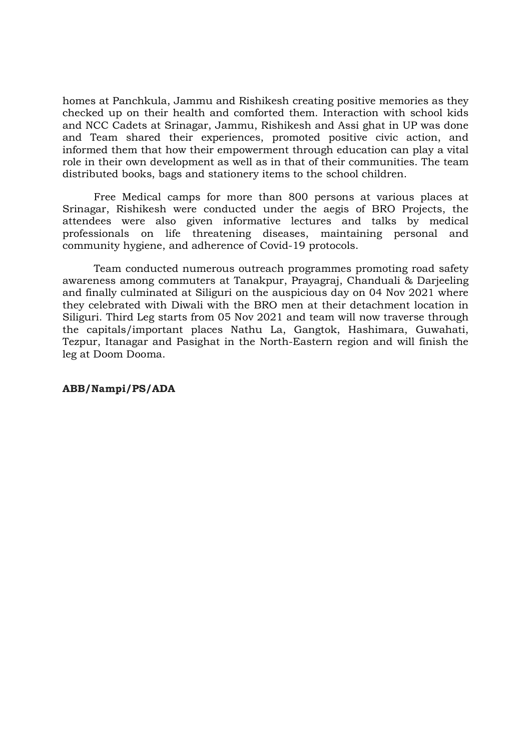homes at Panchkula, Jammu and Rishikesh creating positive memories as they checked up on their health and comforted them. Interaction with school kids and NCC Cadets at Srinagar, Jammu, Rishikesh and Assi ghat in UP was done and Team shared their experiences, promoted positive civic action, and informed them that how their empowerment through education can play a vital role in their own development as well as in that of their communities. The team distributed books, bags and stationery items to the school children.

Free Medical camps for more than 800 persons at various places at Srinagar, Rishikesh were conducted under the aegis of BRO Projects, the attendees were also given informative lectures and talks by medical professionals on life threatening diseases, maintaining personal and community hygiene, and adherence of Covid-19 protocols.

Team conducted numerous outreach programmes promoting road safety awareness among commuters at Tanakpur, Prayagraj, Chanduali & Darjeeling and finally culminated at Siliguri on the auspicious day on 04 Nov 2021 where they celebrated with Diwali with the BRO men at their detachment location in Siliguri. Third Leg starts from 05 Nov 2021 and team will now traverse through the capitals/important places Nathu La, Gangtok, Hashimara, Guwahati, Tezpur, Itanagar and Pasighat in the North-Eastern region and will finish the leg at Doom Dooma.

**ABB/Nampi/PS/ADA**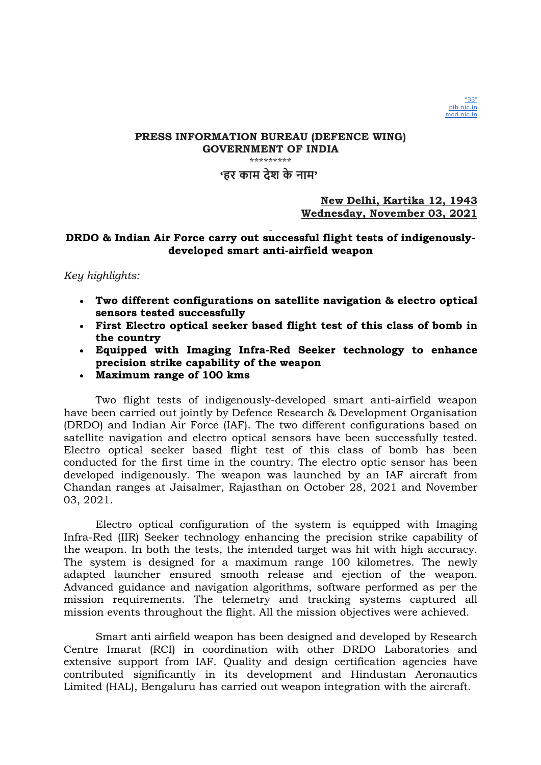"33"
pib.nic.in
mod.nic.in

**PRESS INFORMATION BUREAU (DEFENCE WING)**
**GOVERNMENT OF INDIA**

\*\*\*\*\*\*\*\*\*

**'हर काम देश के नाम'**

**New Delhi, Kartika 12, 1943**
**Wednesday, November 03, 2021**

## DRDO & Indian Air Force carry out successful flight tests of indigenously-developed smart anti-airfield weapon

*Key highlights:*

- **Two different configurations on satellite navigation & electro optical sensors tested successfully**
- **First Electro optical seeker based flight test of this class of bomb in the country**
- **Equipped with Imaging Infra-Red Seeker technology to enhance precision strike capability of the weapon**
- **Maximum range of 100 kms**

Two flight tests of indigenously-developed smart anti-airfield weapon have been carried out jointly by Defence Research & Development Organisation (DRDO) and Indian Air Force (IAF). The two different configurations based on satellite navigation and electro optical sensors have been successfully tested. Electro optical seeker based flight test of this class of bomb has been conducted for the first time in the country. The electro optic sensor has been developed indigenously. The weapon was launched by an IAF aircraft from Chandan ranges at Jaisalmer, Rajasthan on October 28, 2021 and November 03, 2021.

Electro optical configuration of the system is equipped with Imaging Infra-Red (IIR) Seeker technology enhancing the precision strike capability of the weapon. In both the tests, the intended target was hit with high accuracy. The system is designed for a maximum range 100 kilometres. The newly adapted launcher ensured smooth release and ejection of the weapon. Advanced guidance and navigation algorithms, software performed as per the mission requirements. The telemetry and tracking systems captured all mission events throughout the flight. All the mission objectives were achieved.

Smart anti airfield weapon has been designed and developed by Research Centre Imarat (RCI) in coordination with other DRDO Laboratories and extensive support from IAF. Quality and design certification agencies have contributed significantly in its development and Hindustan Aeronautics Limited (HAL), Bengaluru has carried out weapon integration with the aircraft.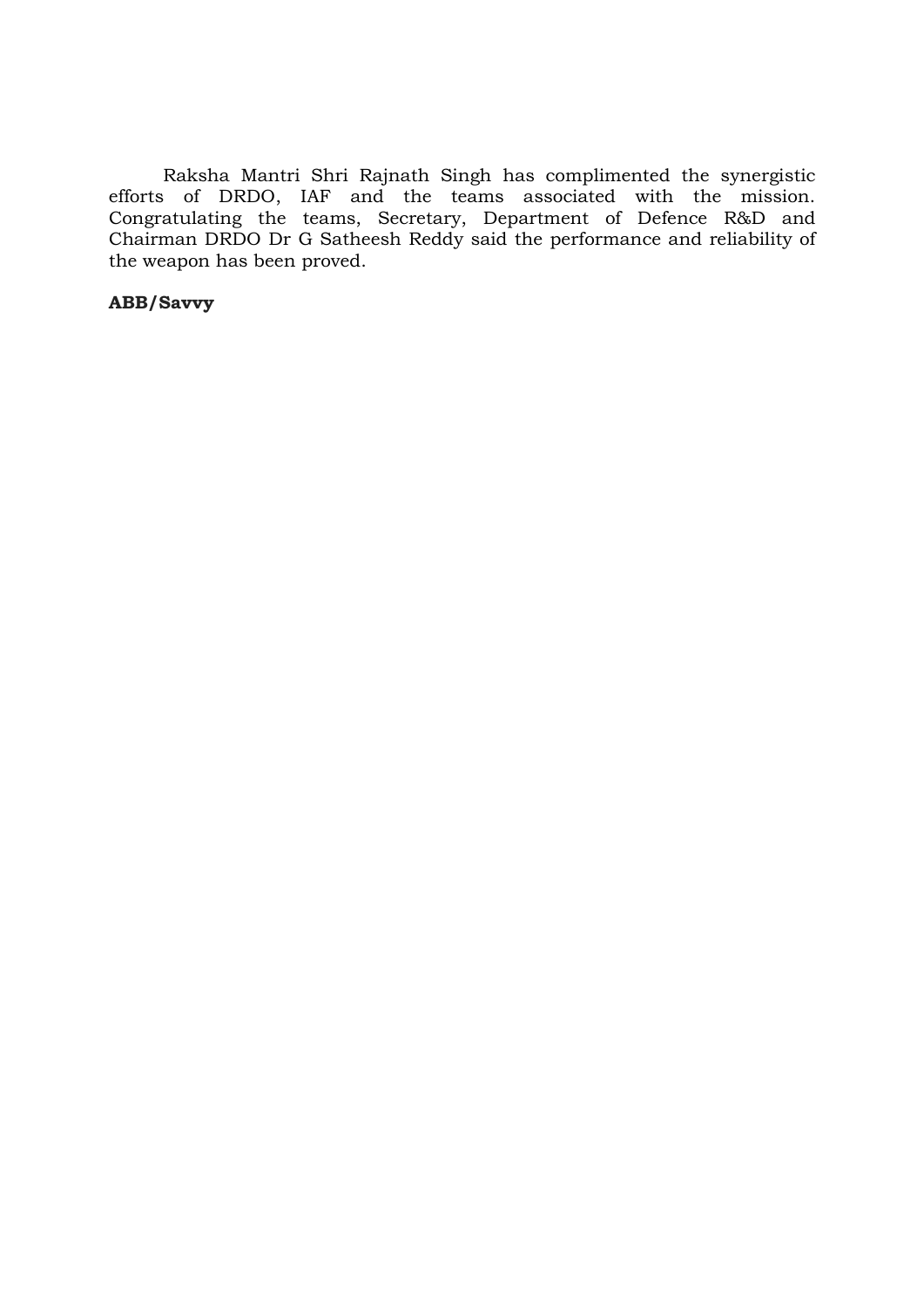Raksha Mantri Shri Rajnath Singh has complimented the synergistic efforts of DRDO, IAF and the teams associated with the mission. Congratulating the teams, Secretary, Department of Defence R&D and Chairman DRDO Dr G Satheesh Reddy said the performance and reliability of the weapon has been proved.

**ABB/Savvy**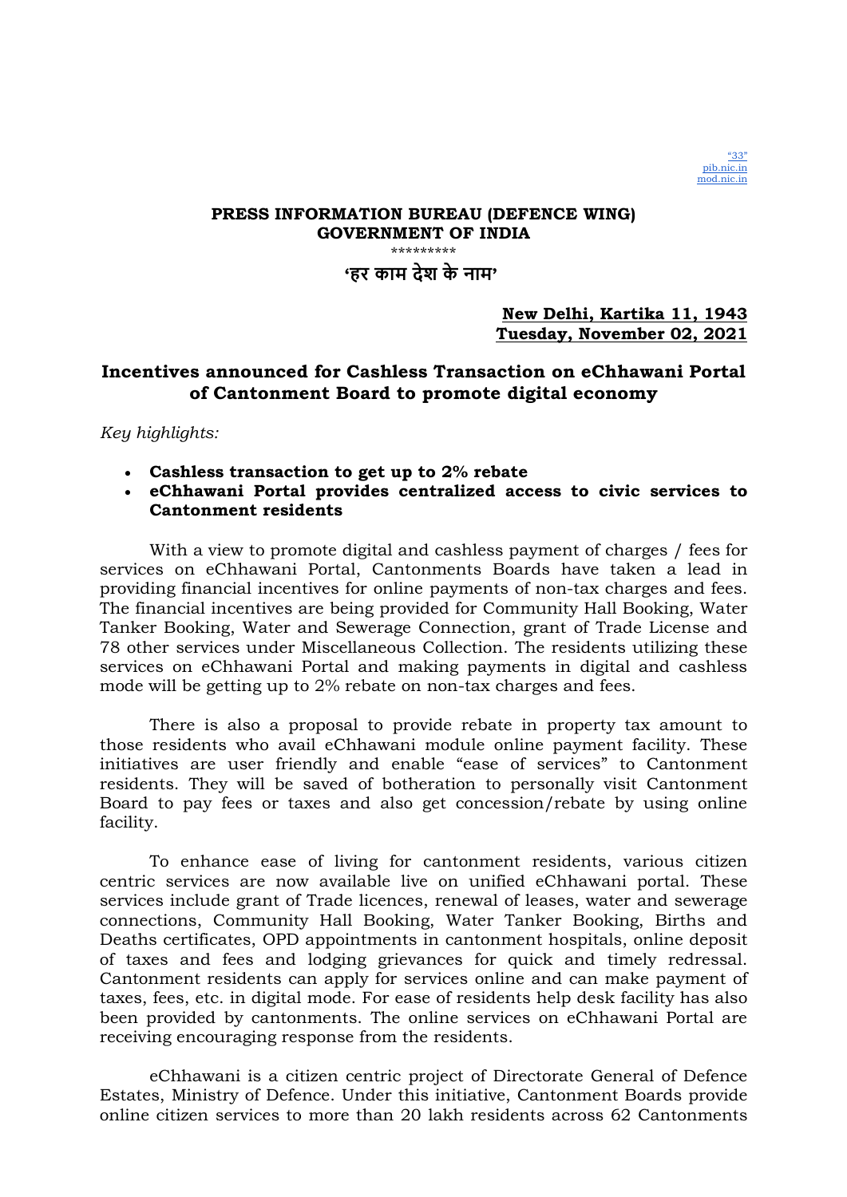"33"
pib.nic.in
mod.nic.in

**PRESS INFORMATION BUREAU (DEFENCE WING)**
**GOVERNMENT OF INDIA**

\*\*\*\*\*\*\*\*\*

**'हर काम देश के नाम'**

**New Delhi, Kartika 11, 1943**
**Tuesday, November 02, 2021**

## Incentives announced for Cashless Transaction on eChhawani Portal of Cantonment Board to promote digital economy

*Key highlights:*

- **Cashless transaction to get up to 2% rebate**
- **eChhawani Portal provides centralized access to civic services to Cantonment residents**

With a view to promote digital and cashless payment of charges / fees for services on eChhawani Portal, Cantonments Boards have taken a lead in providing financial incentives for online payments of non-tax charges and fees. The financial incentives are being provided for Community Hall Booking, Water Tanker Booking, Water and Sewerage Connection, grant of Trade License and 78 other services under Miscellaneous Collection. The residents utilizing these services on eChhawani Portal and making payments in digital and cashless mode will be getting up to 2% rebate on non-tax charges and fees.

There is also a proposal to provide rebate in property tax amount to those residents who avail eChhawani module online payment facility. These initiatives are user friendly and enable "ease of services" to Cantonment residents. They will be saved of botheration to personally visit Cantonment Board to pay fees or taxes and also get concession/rebate by using online facility.

To enhance ease of living for cantonment residents, various citizen centric services are now available live on unified eChhawani portal. These services include grant of Trade licences, renewal of leases, water and sewerage connections, Community Hall Booking, Water Tanker Booking, Births and Deaths certificates, OPD appointments in cantonment hospitals, online deposit of taxes and fees and lodging grievances for quick and timely redressal. Cantonment residents can apply for services online and can make payment of taxes, fees, etc. in digital mode. For ease of residents help desk facility has also been provided by cantonments. The online services on eChhawani Portal are receiving encouraging response from the residents.

eChhawani is a citizen centric project of Directorate General of Defence Estates, Ministry of Defence. Under this initiative, Cantonment Boards provide online citizen services to more than 20 lakh residents across 62 Cantonments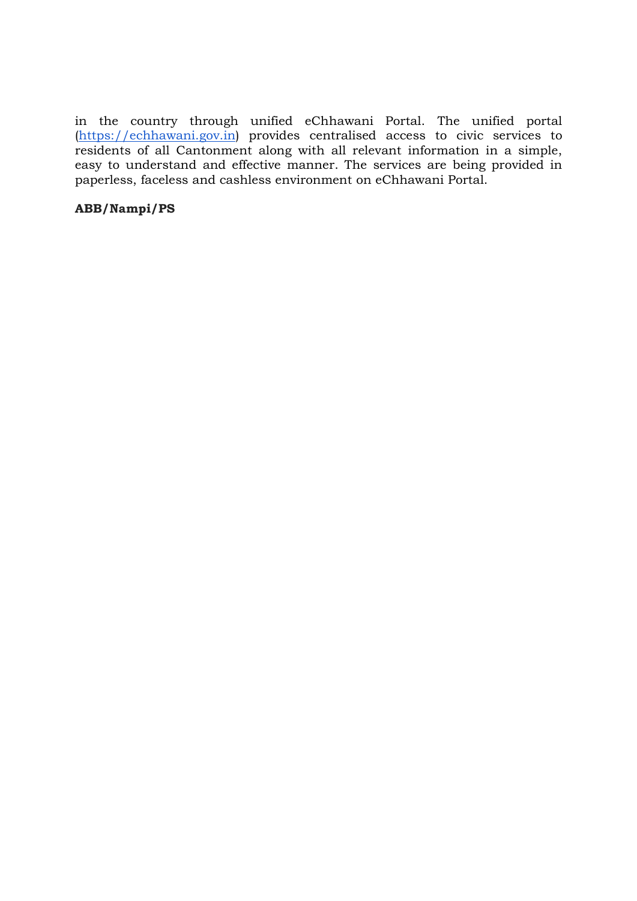in the country through unified eChhawani Portal. The unified portal (https://echhawani.gov.in) provides centralised access to civic services to residents of all Cantonment along with all relevant information in a simple, easy to understand and effective manner. The services are being provided in paperless, faceless and cashless environment on eChhawani Portal.

**ABB/Nampi/PS**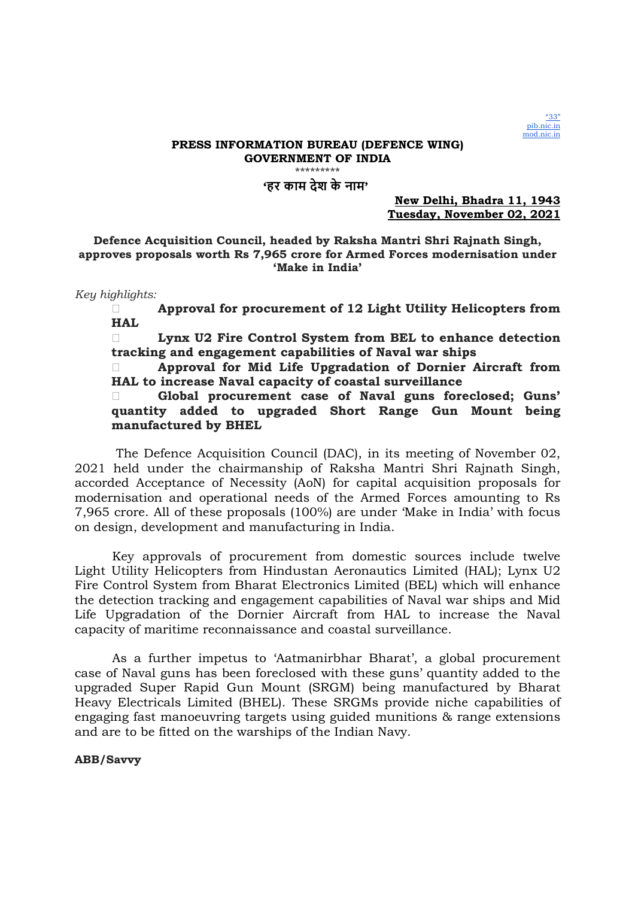"33"
pib.nic.in
mod.nic.in

**PRESS INFORMATION BUREAU (DEFENCE WING)**
**GOVERNMENT OF INDIA**

\*\*\*\*\*\*\*\*\*

**'हर काम देश के नाम'**

**New Delhi, Bhadra 11, 1943**
**Tuesday, November 02, 2021**

**Defence Acquisition Council, headed by Raksha Mantri Shri Rajnath Singh, approves proposals worth Rs 7,965 crore for Armed Forces modernisation under 'Make in India'**

*Key highlights:*

- **Approval for procurement of 12 Light Utility Helicopters from HAL**
- **Lynx U2 Fire Control System from BEL to enhance detection tracking and engagement capabilities of Naval war ships**
- **Approval for Mid Life Upgradation of Dornier Aircraft from HAL to increase Naval capacity of coastal surveillance**
- **Global procurement case of Naval guns foreclosed; Guns' quantity added to upgraded Short Range Gun Mount being manufactured by BHEL**

The Defence Acquisition Council (DAC), in its meeting of November 02, 2021 held under the chairmanship of Raksha Mantri Shri Rajnath Singh, accorded Acceptance of Necessity (AoN) for capital acquisition proposals for modernisation and operational needs of the Armed Forces amounting to Rs 7,965 crore. All of these proposals (100%) are under 'Make in India' with focus on design, development and manufacturing in India.

Key approvals of procurement from domestic sources include twelve Light Utility Helicopters from Hindustan Aeronautics Limited (HAL); Lynx U2 Fire Control System from Bharat Electronics Limited (BEL) which will enhance the detection tracking and engagement capabilities of Naval war ships and Mid Life Upgradation of the Dornier Aircraft from HAL to increase the Naval capacity of maritime reconnaissance and coastal surveillance.

As a further impetus to 'Aatmanirbhar Bharat', a global procurement case of Naval guns has been foreclosed with these guns' quantity added to the upgraded Super Rapid Gun Mount (SRGM) being manufactured by Bharat Heavy Electricals Limited (BHEL). These SRGMs provide niche capabilities of engaging fast manoeuvring targets using guided munitions & range extensions and are to be fitted on the warships of the Indian Navy.

**ABB/Savvy**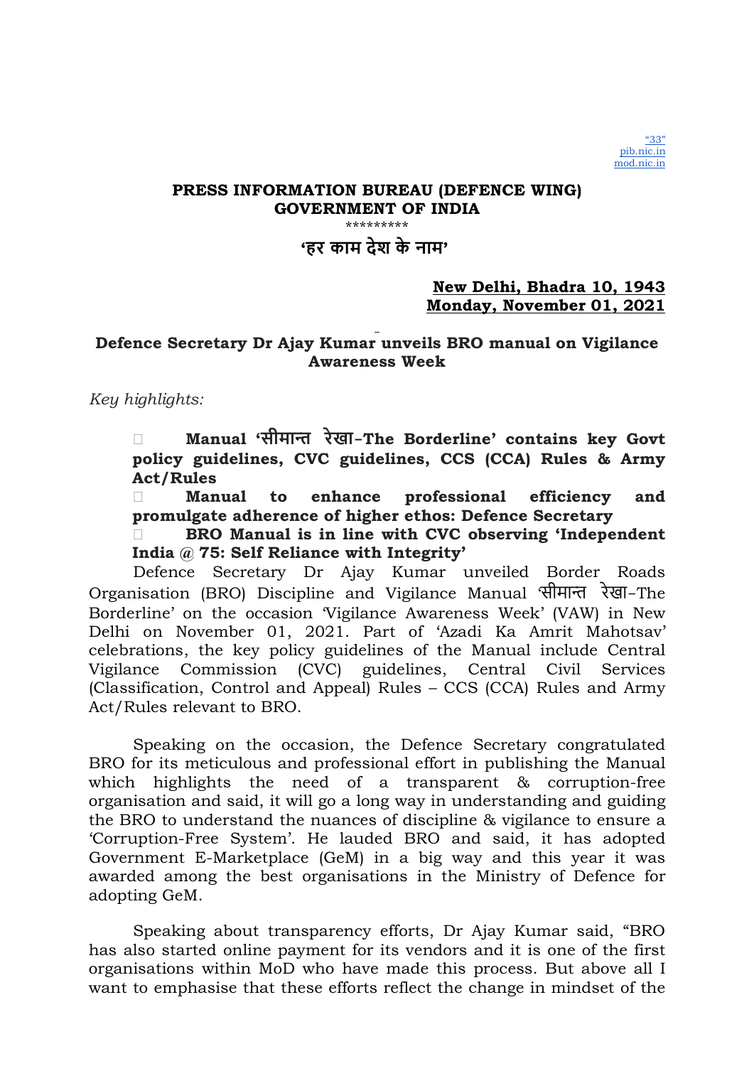"33"
pib.nic.in
mod.nic.in

**PRESS INFORMATION BUREAU (DEFENCE WING)**
**GOVERNMENT OF INDIA**

\*\*\*\*\*\*\*\*\*

**'हर काम देश के नाम'**

**New Delhi, Bhadra 10, 1943**
**Monday, November 01, 2021**

**Defence Secretary Dr Ajay Kumar unveils BRO manual on Vigilance Awareness Week**

*Key highlights:*

- **Manual 'सीमान्त रेखा-The Borderline' contains key Govt policy guidelines, CVC guidelines, CCS (CCA) Rules & Army Act/Rules**
- **Manual to enhance professional efficiency and promulgate adherence of higher ethos: Defence Secretary**
- **BRO Manual is in line with CVC observing 'Independent India @ 75: Self Reliance with Integrity'**

Defence Secretary Dr Ajay Kumar unveiled Border Roads Organisation (BRO) Discipline and Vigilance Manual 'सीमान्त रेखा-The Borderline' on the occasion 'Vigilance Awareness Week' (VAW) in New Delhi on November 01, 2021. Part of 'Azadi Ka Amrit Mahotsav' celebrations, the key policy guidelines of the Manual include Central Vigilance Commission (CVC) guidelines, Central Civil Services (Classification, Control and Appeal) Rules – CCS (CCA) Rules and Army Act/Rules relevant to BRO.

Speaking on the occasion, the Defence Secretary congratulated BRO for its meticulous and professional effort in publishing the Manual which highlights the need of a transparent & corruption-free organisation and said, it will go a long way in understanding and guiding the BRO to understand the nuances of discipline & vigilance to ensure a 'Corruption-Free System'. He lauded BRO and said, it has adopted Government E-Marketplace (GeM) in a big way and this year it was awarded among the best organisations in the Ministry of Defence for adopting GeM.

Speaking about transparency efforts, Dr Ajay Kumar said, "BRO has also started online payment for its vendors and it is one of the first organisations within MoD who have made this process. But above all I want to emphasise that these efforts reflect the change in mindset of the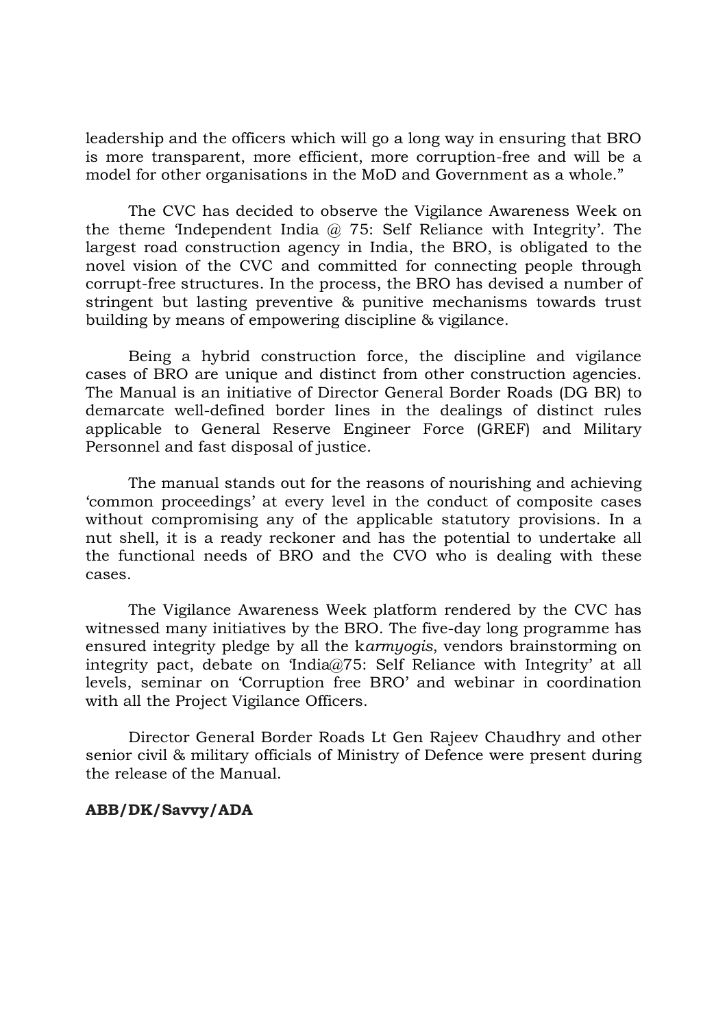leadership and the officers which will go a long way in ensuring that BRO is more transparent, more efficient, more corruption-free and will be a model for other organisations in the MoD and Government as a whole."

The CVC has decided to observe the Vigilance Awareness Week on the theme 'Independent India @ 75: Self Reliance with Integrity'. The largest road construction agency in India, the BRO, is obligated to the novel vision of the CVC and committed for connecting people through corrupt-free structures. In the process, the BRO has devised a number of stringent but lasting preventive & punitive mechanisms towards trust building by means of empowering discipline & vigilance.

Being a hybrid construction force, the discipline and vigilance cases of BRO are unique and distinct from other construction agencies. The Manual is an initiative of Director General Border Roads (DG BR) to demarcate well-defined border lines in the dealings of distinct rules applicable to General Reserve Engineer Force (GREF) and Military Personnel and fast disposal of justice.

The manual stands out for the reasons of nourishing and achieving 'common proceedings' at every level in the conduct of composite cases without compromising any of the applicable statutory provisions. In a nut shell, it is a ready reckoner and has the potential to undertake all the functional needs of BRO and the CVO who is dealing with these cases.

The Vigilance Awareness Week platform rendered by the CVC has witnessed many initiatives by the BRO. The five-day long programme has ensured integrity pledge by all the k*armyogis*, vendors brainstorming on integrity pact, debate on 'India@75: Self Reliance with Integrity' at all levels, seminar on 'Corruption free BRO' and webinar in coordination with all the Project Vigilance Officers.

Director General Border Roads Lt Gen Rajeev Chaudhry and other senior civil & military officials of Ministry of Defence were present during the release of the Manual.

**ABB/DK/Savvy/ADA**